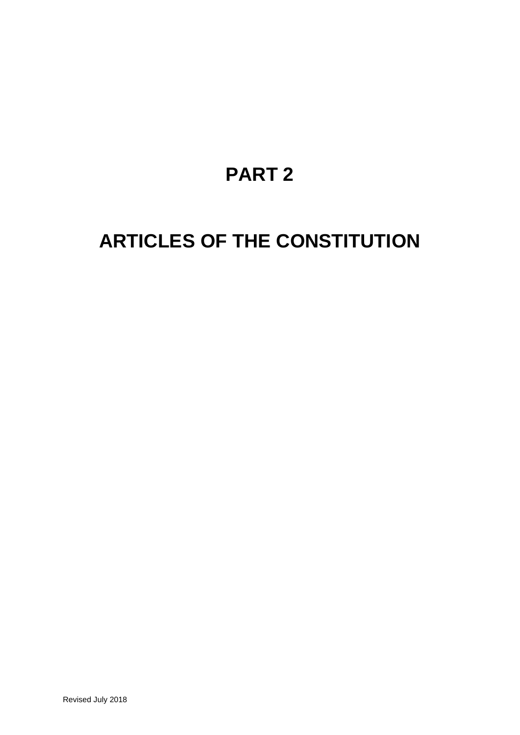# PART 2

# ARTICLES OF THE CONSTITUTION

Revised July 2018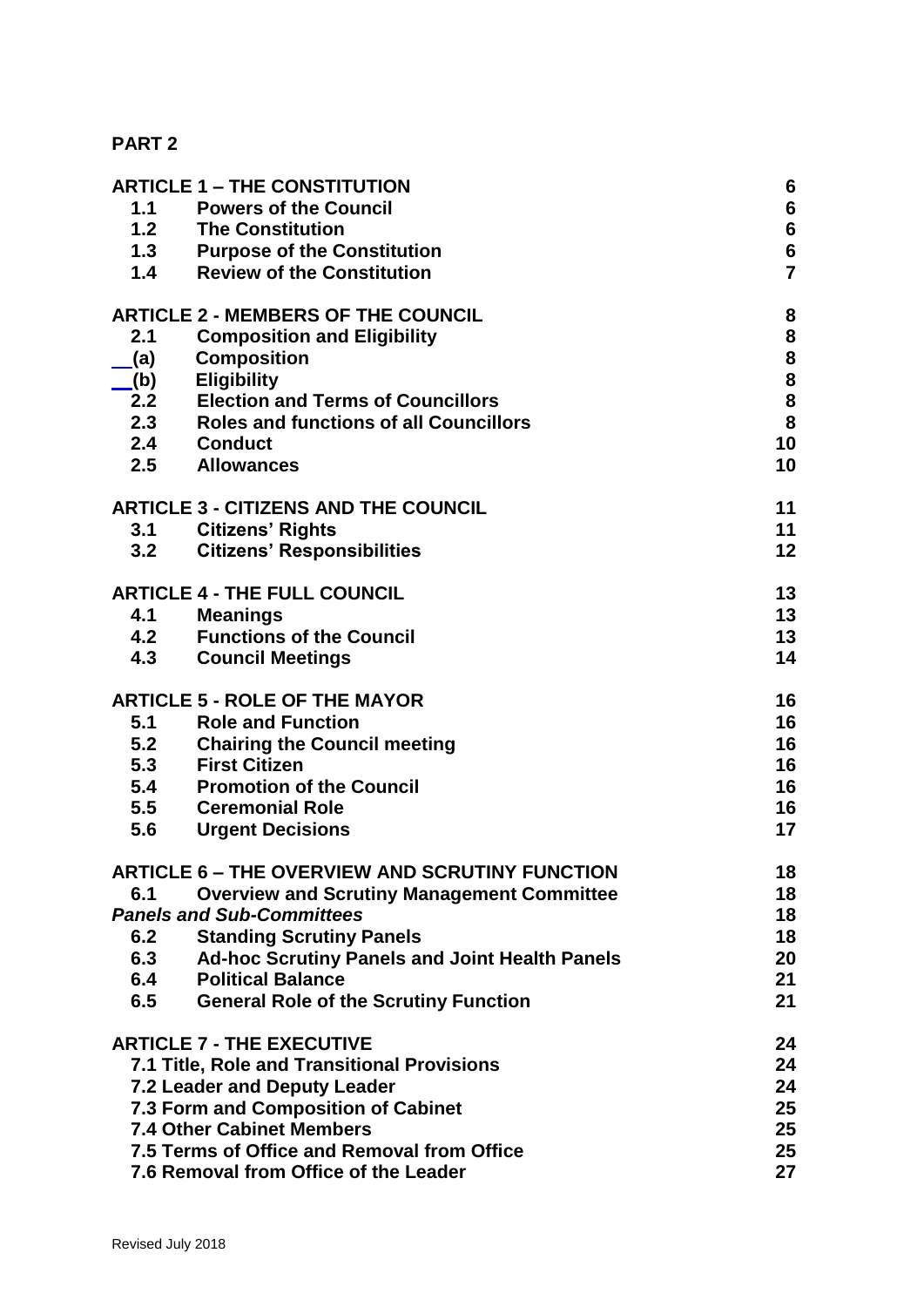**PART 2**

| | | |
|---|---|---|
| **ARTICLE 1 – THE CONSTITUTION** | | **6** |
| **1.1** | **Powers of the Council** | **6** |
| **1.2** | **The Constitution** | **6** |
| **1.3** | **Purpose of the Constitution** | **6** |
| **1.4** | **Review of the Constitution** | **7** |
| **ARTICLE 2 - MEMBERS OF THE COUNCIL** | | **8** |
| **2.1** | **Composition and Eligibility** | **8** |
| **(a)** | **Composition** | **8** |
| **(b)** | **Eligibility** | **8** |
| **2.2** | **Election and Terms of Councillors** | **8** |
| **2.3** | **Roles and functions of all Councillors** | **8** |
| **2.4** | **Conduct** | **10** |
| **2.5** | **Allowances** | **10** |
| **ARTICLE 3 - CITIZENS AND THE COUNCIL** | | **11** |
| **3.1** | **Citizens' Rights** | **11** |
| **3.2** | **Citizens' Responsibilities** | **12** |
| **ARTICLE 4 - THE FULL COUNCIL** | | **13** |
| **4.1** | **Meanings** | **13** |
| **4.2** | **Functions of the Council** | **13** |
| **4.3** | **Council Meetings** | **14** |
| **ARTICLE 5 - ROLE OF THE MAYOR** | | **16** |
| **5.1** | **Role and Function** | **16** |
| **5.2** | **Chairing the Council meeting** | **16** |
| **5.3** | **First Citizen** | **16** |
| **5.4** | **Promotion of the Council** | **16** |
| **5.5** | **Ceremonial Role** | **16** |
| **5.6** | **Urgent Decisions** | **17** |
| **ARTICLE 6 – THE OVERVIEW AND SCRUTINY FUNCTION** | | **18** |
| **6.1** | **Overview and Scrutiny Management Committee** | **18** |
| ***Panels and Sub-Committees*** | | **18** |
| **6.2** | **Standing Scrutiny Panels** | **18** |
| **6.3** | **Ad-hoc Scrutiny Panels and Joint Health Panels** | **20** |
| **6.4** | **Political Balance** | **21** |
| **6.5** | **General Role of the Scrutiny Function** | **21** |
| **ARTICLE 7 - THE EXECUTIVE** | | **24** |
| **7.1 Title, Role and Transitional Provisions** | | **24** |
| **7.2 Leader and Deputy Leader** | | **24** |
| **7.3 Form and Composition of Cabinet** | | **25** |
| **7.4 Other Cabinet Members** | | **25** |
| **7.5 Terms of Office and Removal from Office** | | **25** |
| **7.6 Removal from Office of the Leader** | | **27** |

Revised July 2018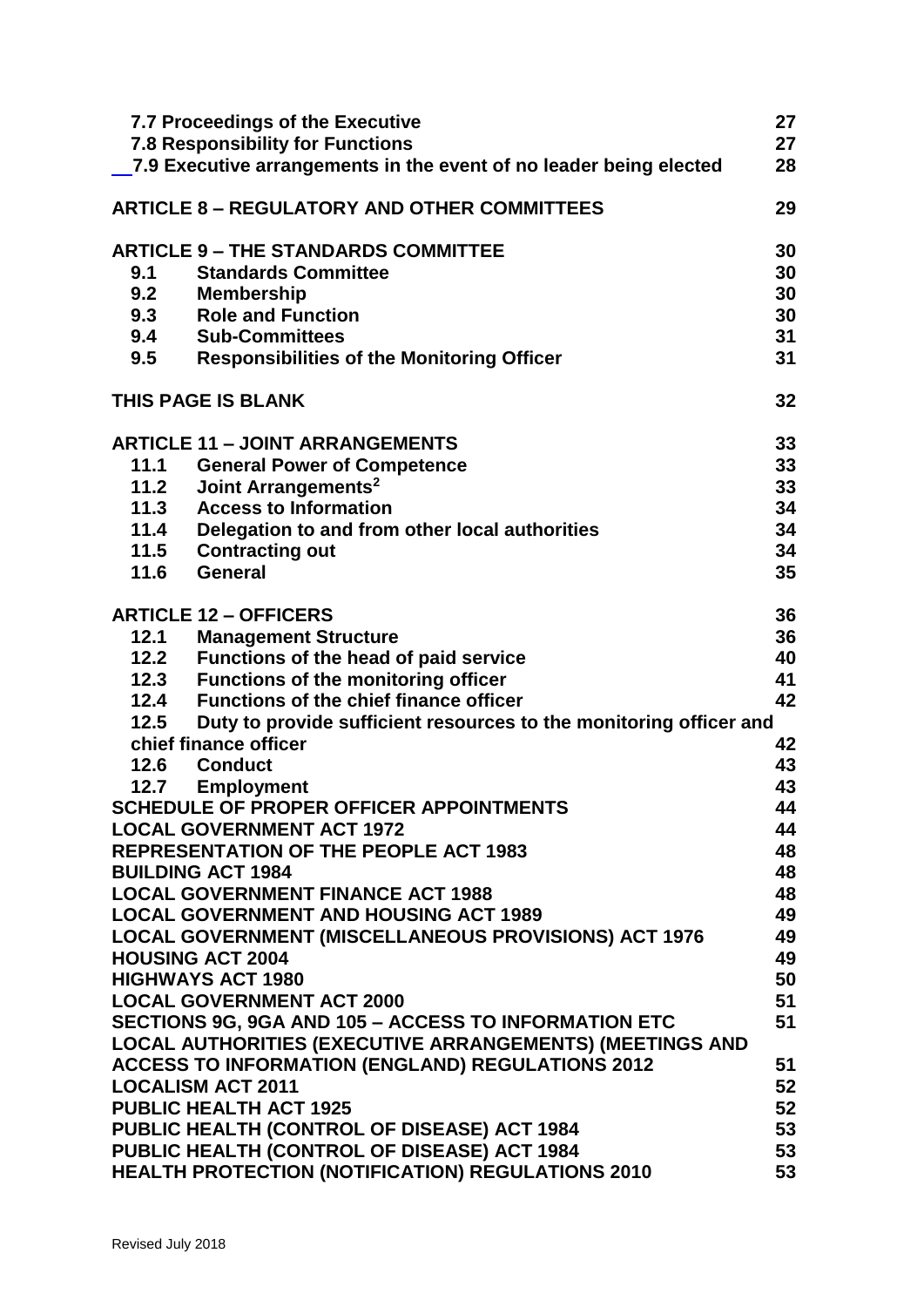| | | |
|---|---|---|
| 7.7 | **Proceedings of the Executive** | **27** |
| 7.8 | **Responsibility for Functions** | **27** |
| 7.9 | **Executive arrangements in the event of no leader being elected** | **28** |
| **ARTICLE 8 – REGULATORY AND OTHER COMMITTEES** | | **29** |
| **ARTICLE 9 – THE STANDARDS COMMITTEE** | | **30** |
| **9.1** | **Standards Committee** | **30** |
| **9.2** | **Membership** | **30** |
| **9.3** | **Role and Function** | **30** |
| **9.4** | **Sub-Committees** | **31** |
| **9.5** | **Responsibilities of the Monitoring Officer** | **31** |
| **THIS PAGE IS BLANK** | | **32** |
| **ARTICLE 11 – JOINT ARRANGEMENTS** | | **33** |
| **11.1** | **General Power of Competence** | **33** |
| **11.2** | **Joint Arrangements[2]** | **33** |
| **11.3** | **Access to Information** | **34** |
| **11.4** | **Delegation to and from other local authorities** | **34** |
| **11.5** | **Contracting out** | **34** |
| **11.6** | **General** | **35** |
| **ARTICLE 12 – OFFICERS** | | **36** |
| **12.1** | **Management Structure** | **36** |
| **12.2** | **Functions of the head of paid service** | **40** |
| **12.3** | **Functions of the monitoring officer** | **41** |
| **12.4** | **Functions of the chief finance officer** | **42** |
| **12.5** | **Duty to provide sufficient resources to the monitoring officer and chief finance officer** | **42** |
| **12.6** | **Conduct** | **43** |
| **12.7** | **Employment** | **43** |
| **SCHEDULE OF PROPER OFFICER APPOINTMENTS** | | **44** |
| **LOCAL GOVERNMENT ACT 1972** | | **44** |
| **REPRESENTATION OF THE PEOPLE ACT 1983** | | **48** |
| **BUILDING ACT 1984** | | **48** |
| **LOCAL GOVERNMENT FINANCE ACT 1988** | | **48** |
| **LOCAL GOVERNMENT AND HOUSING ACT 1989** | | **49** |
| **LOCAL GOVERNMENT (MISCELLANEOUS PROVISIONS) ACT 1976** | | **49** |
| **HOUSING ACT 2004** | | **49** |
| **HIGHWAYS ACT 1980** | | **50** |
| **LOCAL GOVERNMENT ACT 2000** | | **51** |
| **SECTIONS 9G, 9GA AND 105 – ACCESS TO INFORMATION ETC** | | **51** |
| **LOCAL AUTHORITIES (EXECUTIVE ARRANGEMENTS) (MEETINGS AND ACCESS TO INFORMATION (ENGLAND) REGULATIONS 2012** | | **51** |
| **LOCALISM ACT 2011** | | **52** |
| **PUBLIC HEALTH ACT 1925** | | **52** |
| **PUBLIC HEALTH (CONTROL OF DISEASE) ACT 1984** | | **53** |
| **PUBLIC HEALTH (CONTROL OF DISEASE) ACT 1984** | | **53** |
| **HEALTH PROTECTION (NOTIFICATION) REGULATIONS 2010** | | **53** |

Revised July 2018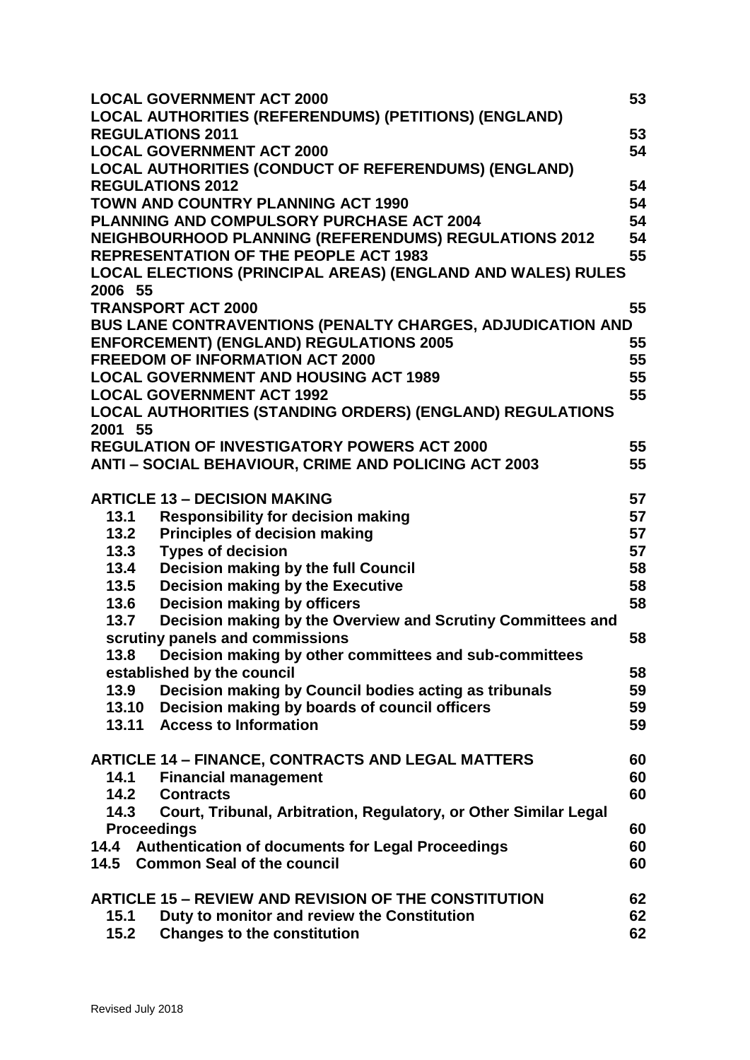**LOCAL GOVERNMENT ACT 2000** 53
**LOCAL AUTHORITIES (REFERENDUMS) (PETITIONS) (ENGLAND) REGULATIONS 2011** 53
**LOCAL GOVERNMENT ACT 2000** 54
**LOCAL AUTHORITIES (CONDUCT OF REFERENDUMS) (ENGLAND) REGULATIONS 2012** 54
**TOWN AND COUNTRY PLANNING ACT 1990** 54
**PLANNING AND COMPULSORY PURCHASE ACT 2004** 54
**NEIGHBOURHOOD PLANNING (REFERENDUMS) REGULATIONS 2012** 54
**REPRESENTATION OF THE PEOPLE ACT 1983** 55
**LOCAL ELECTIONS (PRINCIPAL AREAS) (ENGLAND AND WALES) RULES 2006** 55
**TRANSPORT ACT 2000** 55
**BUS LANE CONTRAVENTIONS (PENALTY CHARGES, ADJUDICATION AND ENFORCEMENT) (ENGLAND) REGULATIONS 2005** 55
**FREEDOM OF INFORMATION ACT 2000** 55
**LOCAL GOVERNMENT AND HOUSING ACT 1989** 55
**LOCAL GOVERNMENT ACT 1992** 55
**LOCAL AUTHORITIES (STANDING ORDERS) (ENGLAND) REGULATIONS 2001** 55
**REGULATION OF INVESTIGATORY POWERS ACT 2000** 55
**ANTI – SOCIAL BEHAVIOUR, CRIME AND POLICING ACT 2003** 55

**ARTICLE 13 – DECISION MAKING** 57
- **13.1 Responsibility for decision making** 57
- **13.2 Principles of decision making** 57
- **13.3 Types of decision** 57
- **13.4 Decision making by the full Council** 58
- **13.5 Decision making by the Executive** 58
- **13.6 Decision making by officers** 58
- **13.7 Decision making by the Overview and Scrutiny Committees and scrutiny panels and commissions** 58
- **13.8 Decision making by other committees and sub-committees established by the council** 58
- **13.9 Decision making by Council bodies acting as tribunals** 59
- **13.10 Decision making by boards of council officers** 59
- **13.11 Access to Information** 59

**ARTICLE 14 – FINANCE, CONTRACTS AND LEGAL MATTERS** 60
- **14.1 Financial management** 60
- **14.2 Contracts** 60
- **14.3 Court, Tribunal, Arbitration, Regulatory, or Other Similar Legal Proceedings** 60
- **14.4 Authentication of documents for Legal Proceedings** 60
- **14.5 Common Seal of the council** 60

**ARTICLE 15 – REVIEW AND REVISION OF THE CONSTITUTION** 62
- **15.1 Duty to monitor and review the Constitution** 62
- **15.2 Changes to the constitution** 62

Revised July 2018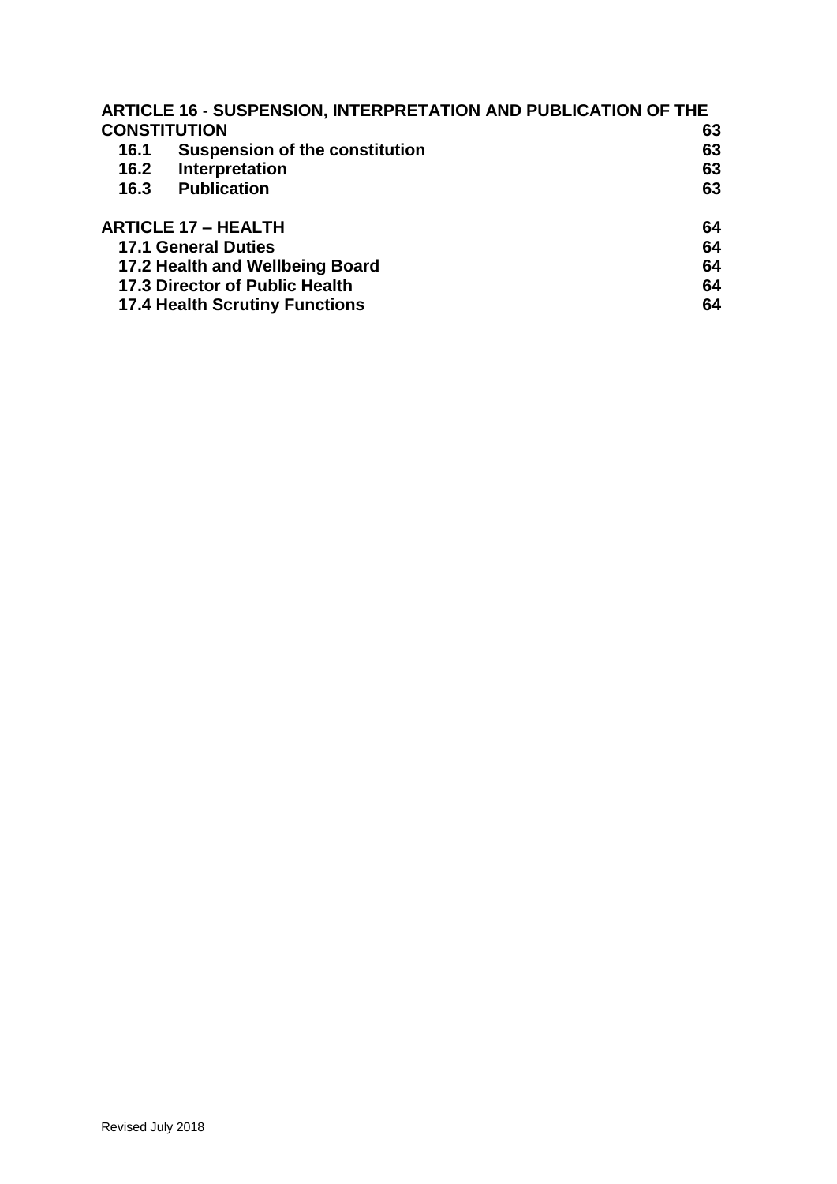**ARTICLE 16 - SUSPENSION, INTERPRETATION AND PUBLICATION OF THE CONSTITUTION** 63

- **16.1 Suspension of the constitution** 63
- **16.2 Interpretation** 63
- **16.3 Publication** 63

**ARTICLE 17 – HEALTH** 64

- **17.1 General Duties** 64
- **17.2 Health and Wellbeing Board** 64
- **17.3 Director of Public Health** 64
- **17.4 Health Scrutiny Functions** 64

Revised July 2018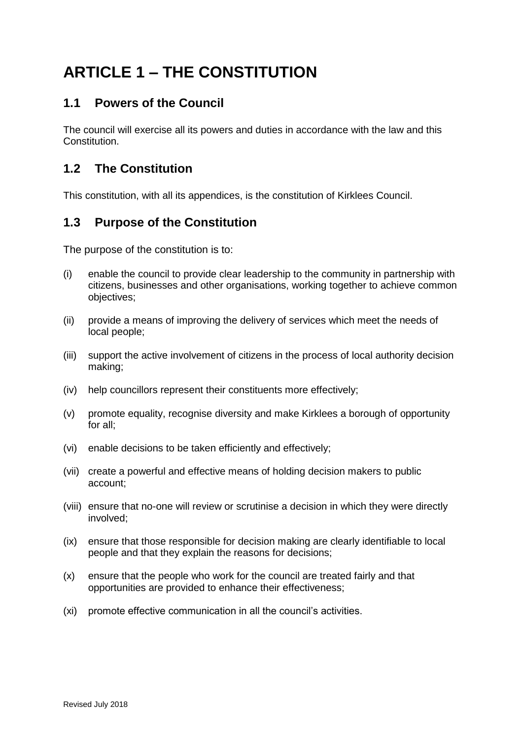# ARTICLE 1 – THE CONSTITUTION

## 1.1 Powers of the Council

The council will exercise all its powers and duties in accordance with the law and this Constitution.

## 1.2 The Constitution

This constitution, with all its appendices, is the constitution of Kirklees Council.

## 1.3 Purpose of the Constitution

The purpose of the constitution is to:

(i) enable the council to provide clear leadership to the community in partnership with citizens, businesses and other organisations, working together to achieve common objectives;

(ii) provide a means of improving the delivery of services which meet the needs of local people;

(iii) support the active involvement of citizens in the process of local authority decision making;

(iv) help councillors represent their constituents more effectively;

(v) promote equality, recognise diversity and make Kirklees a borough of opportunity for all;

(vi) enable decisions to be taken efficiently and effectively;

(vii) create a powerful and effective means of holding decision makers to public account;

(viii) ensure that no-one will review or scrutinise a decision in which they were directly involved;

(ix) ensure that those responsible for decision making are clearly identifiable to local people and that they explain the reasons for decisions;

(x) ensure that the people who work for the council are treated fairly and that opportunities are provided to enhance their effectiveness;

(xi) promote effective communication in all the council's activities.

Revised July 2018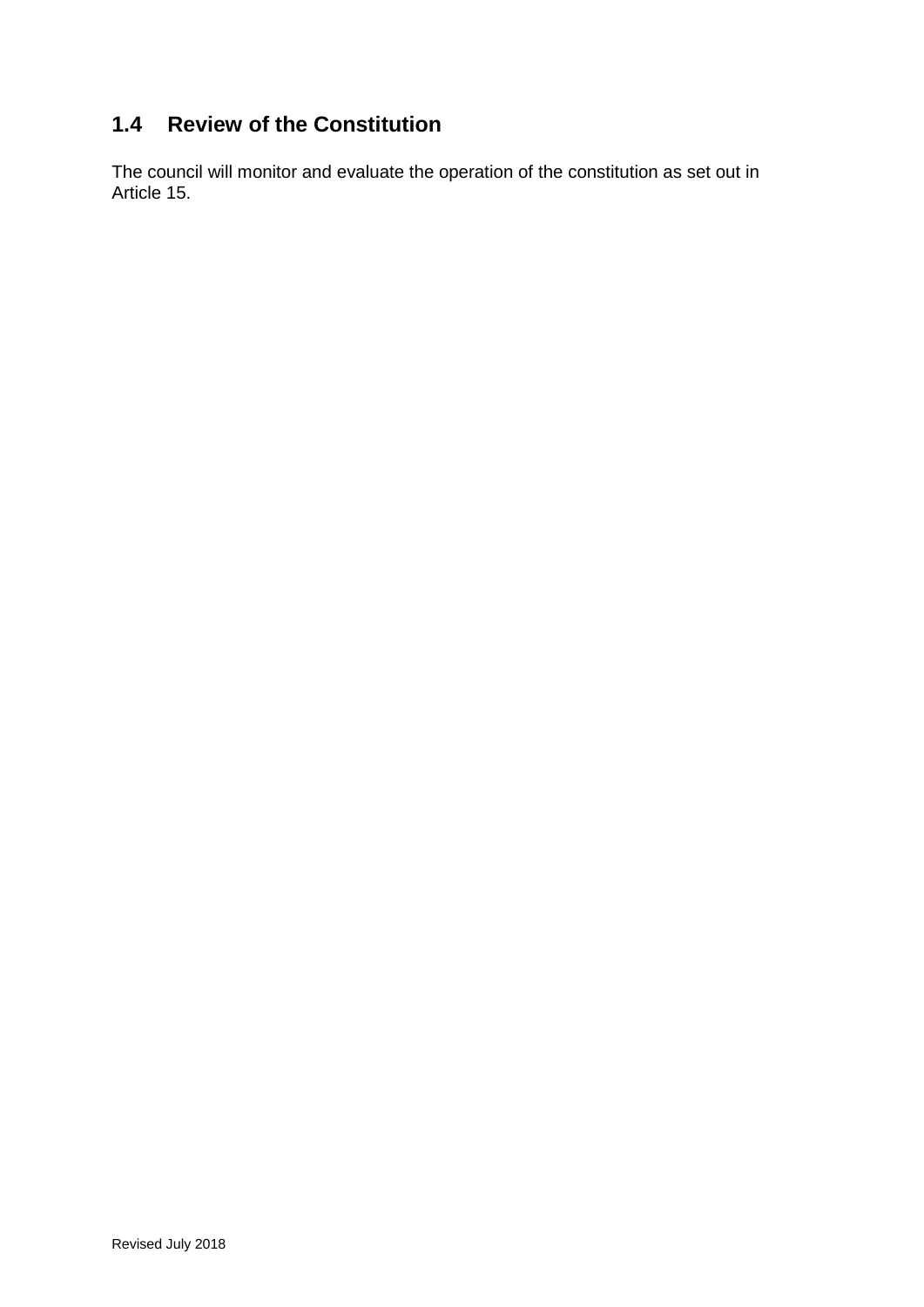## 1.4 Review of the Constitution

The council will monitor and evaluate the operation of the constitution as set out in Article 15.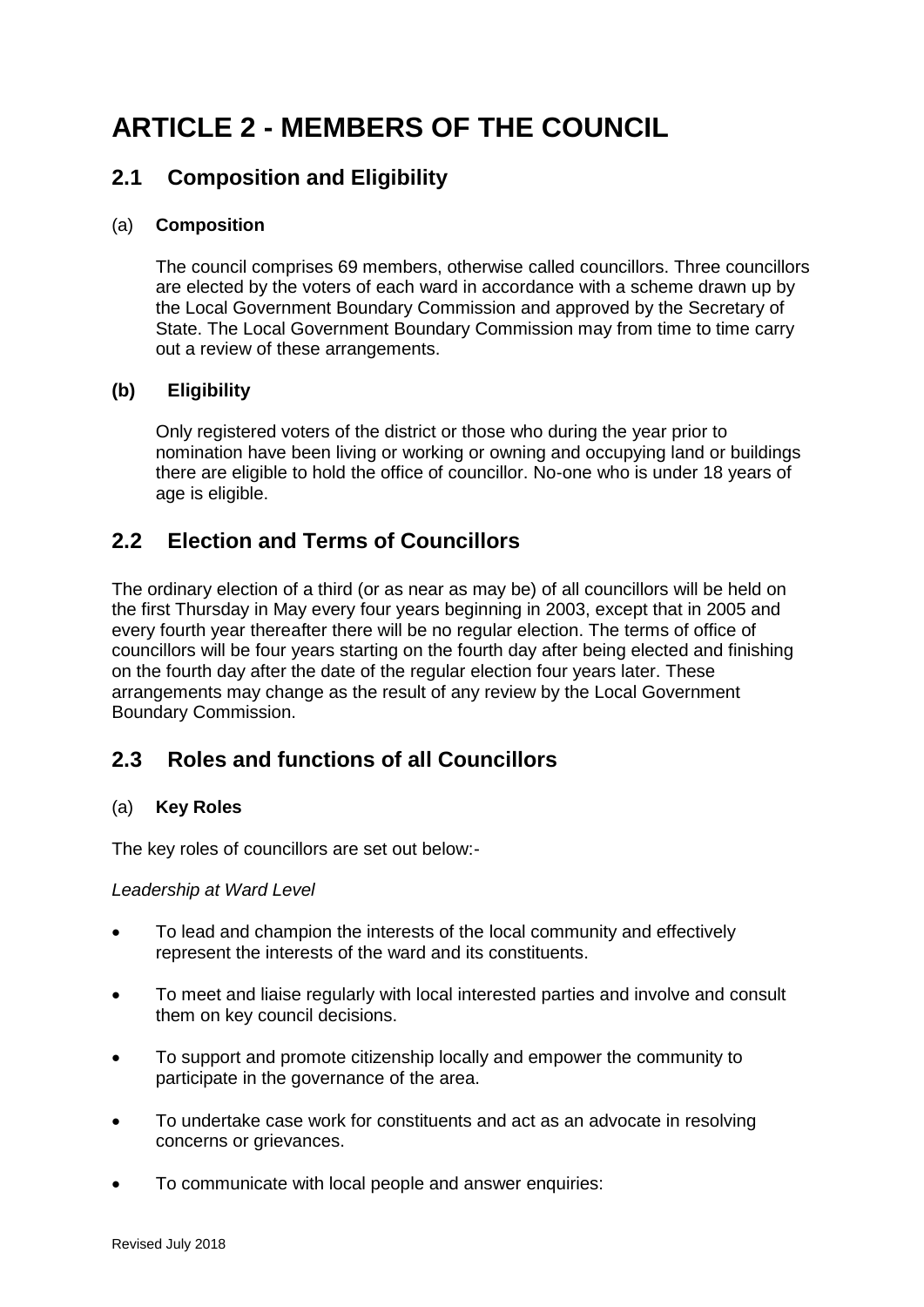# ARTICLE 2 - MEMBERS OF THE COUNCIL

## 2.1 Composition and Eligibility

(a) **Composition**

The council comprises 69 members, otherwise called councillors. Three councillors are elected by the voters of each ward in accordance with a scheme drawn up by the Local Government Boundary Commission and approved by the Secretary of State. The Local Government Boundary Commission may from time to time carry out a review of these arrangements.

**(b) Eligibility**

Only registered voters of the district or those who during the year prior to nomination have been living or working or owning and occupying land or buildings there are eligible to hold the office of councillor. No-one who is under 18 years of age is eligible.

## 2.2 Election and Terms of Councillors

The ordinary election of a third (or as near as may be) of all councillors will be held on the first Thursday in May every four years beginning in 2003, except that in 2005 and every fourth year thereafter there will be no regular election. The terms of office of councillors will be four years starting on the fourth day after being elected and finishing on the fourth day after the date of the regular election four years later. These arrangements may change as the result of any review by the Local Government Boundary Commission.

## 2.3 Roles and functions of all Councillors

(a) **Key Roles**

The key roles of councillors are set out below:-

*Leadership at Ward Level*

- To lead and champion the interests of the local community and effectively represent the interests of the ward and its constituents.
- To meet and liaise regularly with local interested parties and involve and consult them on key council decisions.
- To support and promote citizenship locally and empower the community to participate in the governance of the area.
- To undertake case work for constituents and act as an advocate in resolving concerns or grievances.
- To communicate with local people and answer enquiries: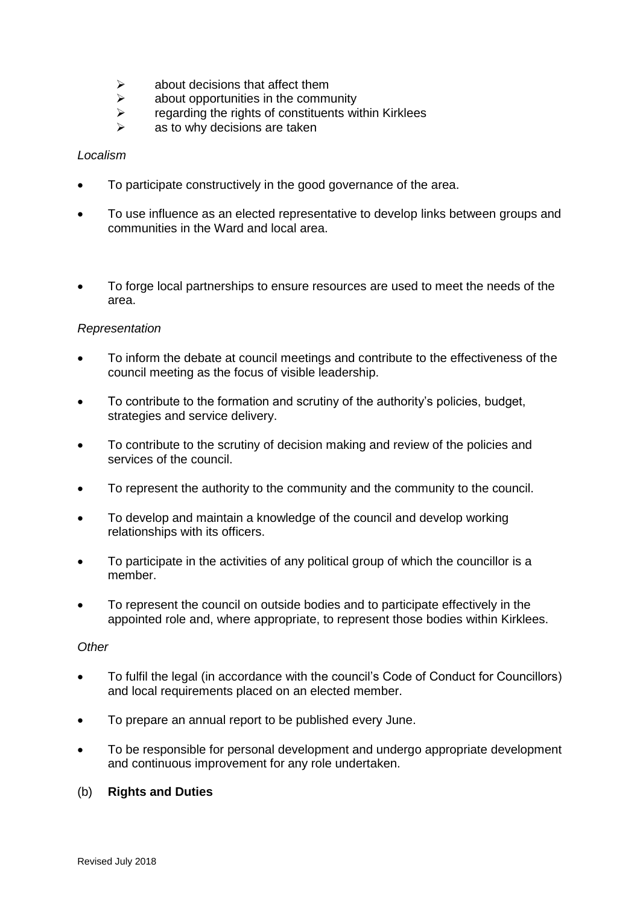- about decisions that affect them
- about opportunities in the community
- regarding the rights of constituents within Kirklees
- as to why decisions are taken

*Localism*

- To participate constructively in the good governance of the area.
- To use influence as an elected representative to develop links between groups and communities in the Ward and local area.
- To forge local partnerships to ensure resources are used to meet the needs of the area.

*Representation*

- To inform the debate at council meetings and contribute to the effectiveness of the council meeting as the focus of visible leadership.
- To contribute to the formation and scrutiny of the authority's policies, budget, strategies and service delivery.
- To contribute to the scrutiny of decision making and review of the policies and services of the council.
- To represent the authority to the community and the community to the council.
- To develop and maintain a knowledge of the council and develop working relationships with its officers.
- To participate in the activities of any political group of which the councillor is a member.
- To represent the council on outside bodies and to participate effectively in the appointed role and, where appropriate, to represent those bodies within Kirklees.

*Other*

- To fulfil the legal (in accordance with the council's Code of Conduct for Councillors) and local requirements placed on an elected member.
- To prepare an annual report to be published every June.
- To be responsible for personal development and undergo appropriate development and continuous improvement for any role undertaken.

(b) **Rights and Duties**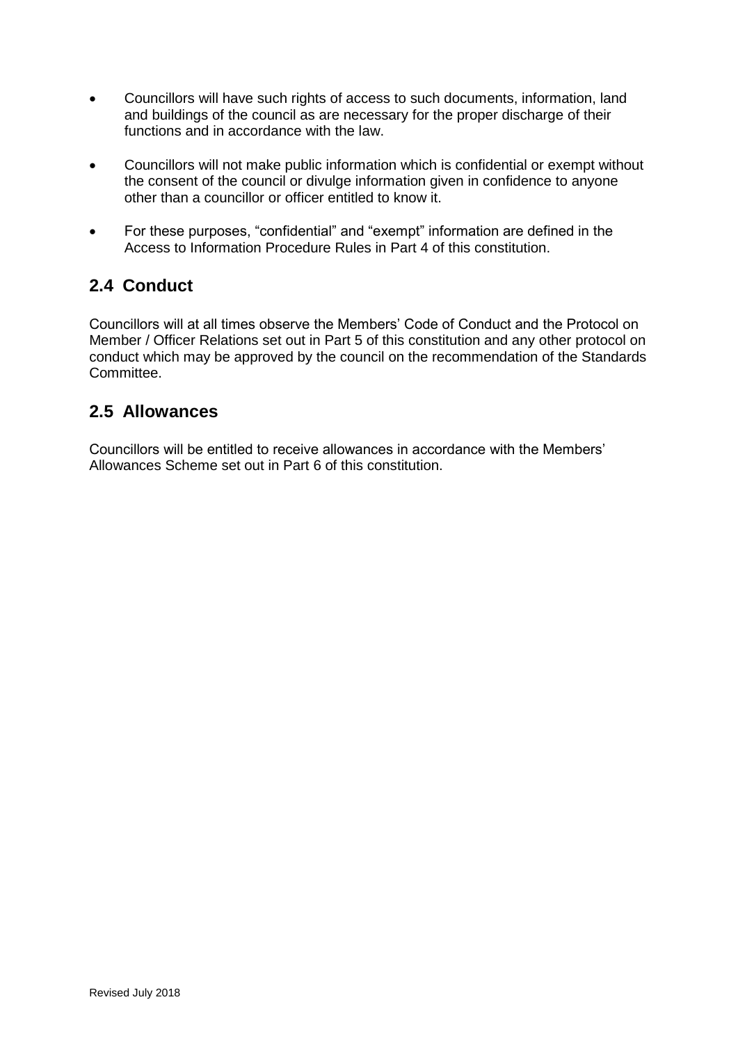- Councillors will have such rights of access to such documents, information, land and buildings of the council as are necessary for the proper discharge of their functions and in accordance with the law.

- Councillors will not make public information which is confidential or exempt without the consent of the council or divulge information given in confidence to anyone other than a councillor or officer entitled to know it.

- For these purposes, "confidential" and "exempt" information are defined in the Access to Information Procedure Rules in Part 4 of this constitution.

## 2.4 Conduct

Councillors will at all times observe the Members' Code of Conduct and the Protocol on Member / Officer Relations set out in Part 5 of this constitution and any other protocol on conduct which may be approved by the council on the recommendation of the Standards Committee.

## 2.5 Allowances

Councillors will be entitled to receive allowances in accordance with the Members' Allowances Scheme set out in Part 6 of this constitution.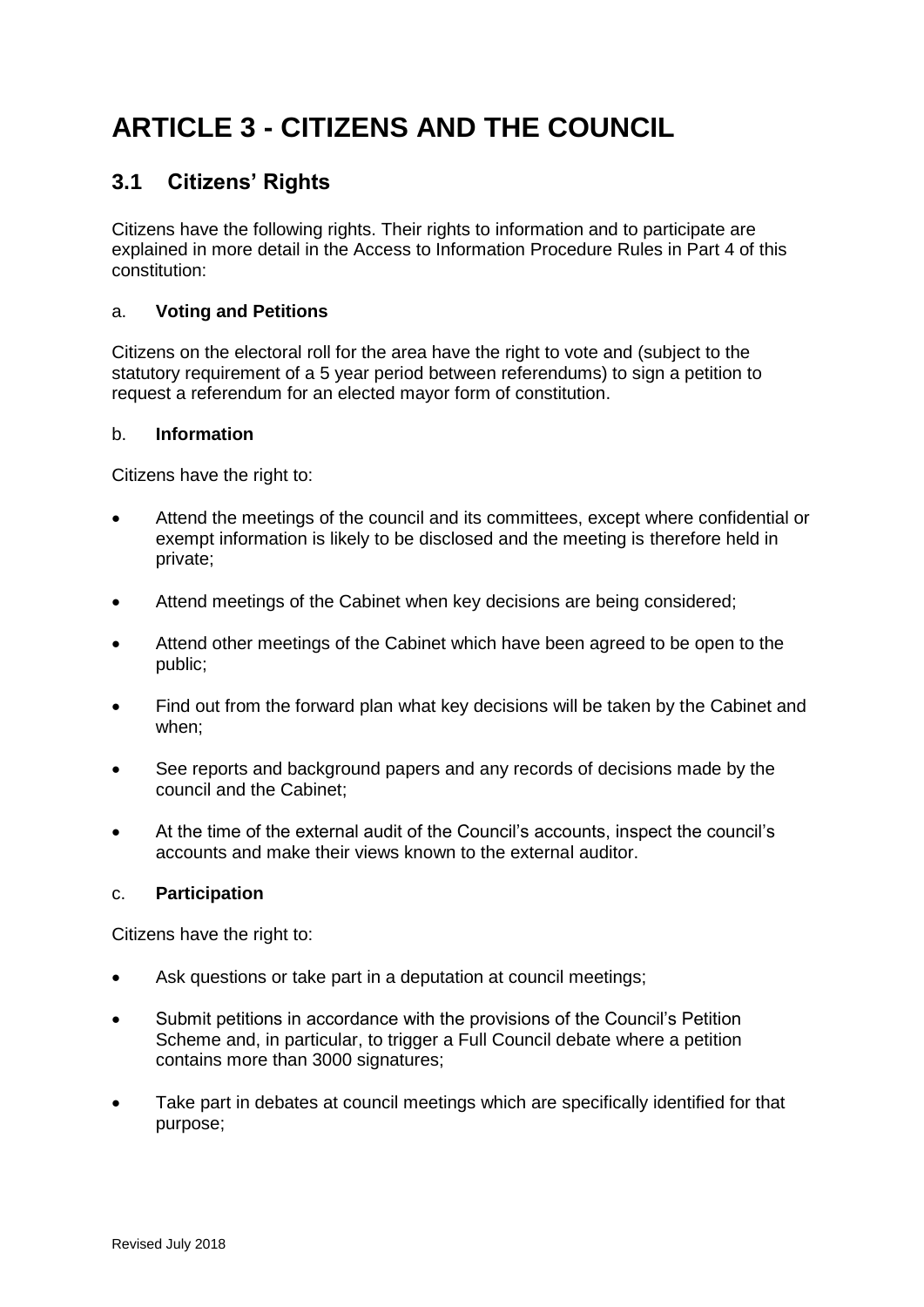# ARTICLE 3 - CITIZENS AND THE COUNCIL

## 3.1 Citizens' Rights

Citizens have the following rights. Their rights to information and to participate are explained in more detail in the Access to Information Procedure Rules in Part 4 of this constitution:

a. **Voting and Petitions**

Citizens on the electoral roll for the area have the right to vote and (subject to the statutory requirement of a 5 year period between referendums) to sign a petition to request a referendum for an elected mayor form of constitution.

b. **Information**

Citizens have the right to:

- Attend the meetings of the council and its committees, except where confidential or exempt information is likely to be disclosed and the meeting is therefore held in private;
- Attend meetings of the Cabinet when key decisions are being considered;
- Attend other meetings of the Cabinet which have been agreed to be open to the public;
- Find out from the forward plan what key decisions will be taken by the Cabinet and when;
- See reports and background papers and any records of decisions made by the council and the Cabinet;
- At the time of the external audit of the Council's accounts, inspect the council's accounts and make their views known to the external auditor.

c. **Participation**

Citizens have the right to:

- Ask questions or take part in a deputation at council meetings;
- Submit petitions in accordance with the provisions of the Council's Petition Scheme and, in particular, to trigger a Full Council debate where a petition contains more than 3000 signatures;
- Take part in debates at council meetings which are specifically identified for that purpose;

Revised July 2018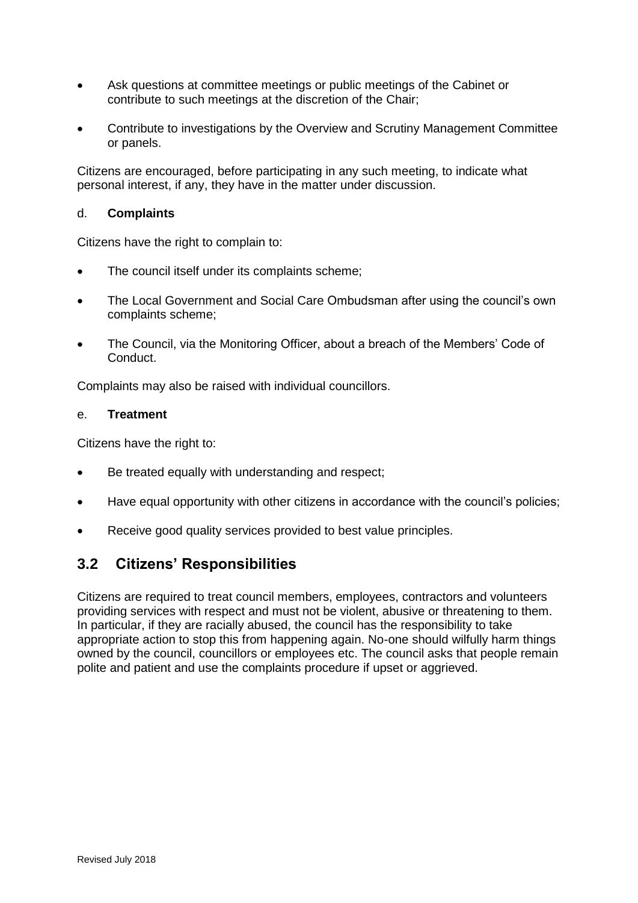- Ask questions at committee meetings or public meetings of the Cabinet or contribute to such meetings at the discretion of the Chair;
- Contribute to investigations by the Overview and Scrutiny Management Committee or panels.

Citizens are encouraged, before participating in any such meeting, to indicate what personal interest, if any, they have in the matter under discussion.

d. **Complaints**

Citizens have the right to complain to:

- The council itself under its complaints scheme;
- The Local Government and Social Care Ombudsman after using the council's own complaints scheme;
- The Council, via the Monitoring Officer, about a breach of the Members' Code of Conduct.

Complaints may also be raised with individual councillors.

e. **Treatment**

Citizens have the right to:

- Be treated equally with understanding and respect;
- Have equal opportunity with other citizens in accordance with the council's policies;
- Receive good quality services provided to best value principles.

## 3.2 Citizens' Responsibilities

Citizens are required to treat council members, employees, contractors and volunteers providing services with respect and must not be violent, abusive or threatening to them. In particular, if they are racially abused, the council has the responsibility to take appropriate action to stop this from happening again. No-one should wilfully harm things owned by the council, councillors or employees etc. The council asks that people remain polite and patient and use the complaints procedure if upset or aggrieved.

Revised July 2018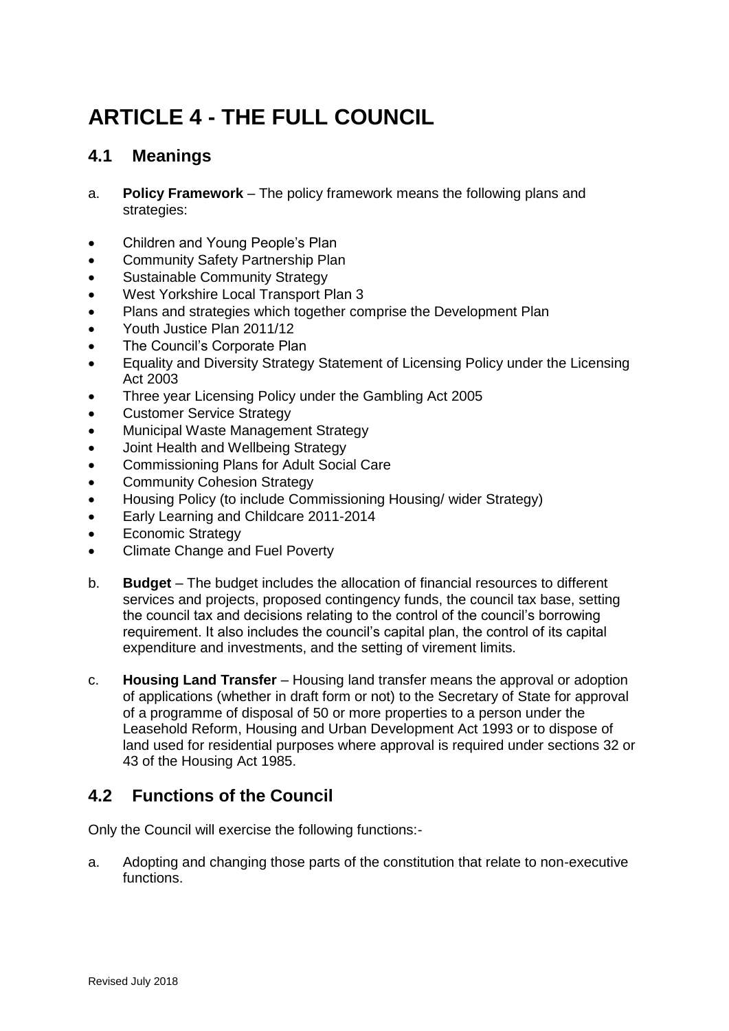# ARTICLE 4 - THE FULL COUNCIL

## 4.1 Meanings

a. **Policy Framework** – The policy framework means the following plans and strategies:

- Children and Young People's Plan
- Community Safety Partnership Plan
- Sustainable Community Strategy
- West Yorkshire Local Transport Plan 3
- Plans and strategies which together comprise the Development Plan
- Youth Justice Plan 2011/12
- The Council's Corporate Plan
- Equality and Diversity Strategy Statement of Licensing Policy under the Licensing Act 2003
- Three year Licensing Policy under the Gambling Act 2005
- Customer Service Strategy
- Municipal Waste Management Strategy
- Joint Health and Wellbeing Strategy
- Commissioning Plans for Adult Social Care
- Community Cohesion Strategy
- Housing Policy (to include Commissioning Housing/ wider Strategy)
- Early Learning and Childcare 2011-2014
- Economic Strategy
- Climate Change and Fuel Poverty

b. **Budget** – The budget includes the allocation of financial resources to different services and projects, proposed contingency funds, the council tax base, setting the council tax and decisions relating to the control of the council's borrowing requirement. It also includes the council's capital plan, the control of its capital expenditure and investments, and the setting of virement limits.

c. **Housing Land Transfer** – Housing land transfer means the approval or adoption of applications (whether in draft form or not) to the Secretary of State for approval of a programme of disposal of 50 or more properties to a person under the Leasehold Reform, Housing and Urban Development Act 1993 or to dispose of land used for residential purposes where approval is required under sections 32 or 43 of the Housing Act 1985.

## 4.2 Functions of the Council

Only the Council will exercise the following functions:-

a. Adopting and changing those parts of the constitution that relate to non-executive functions.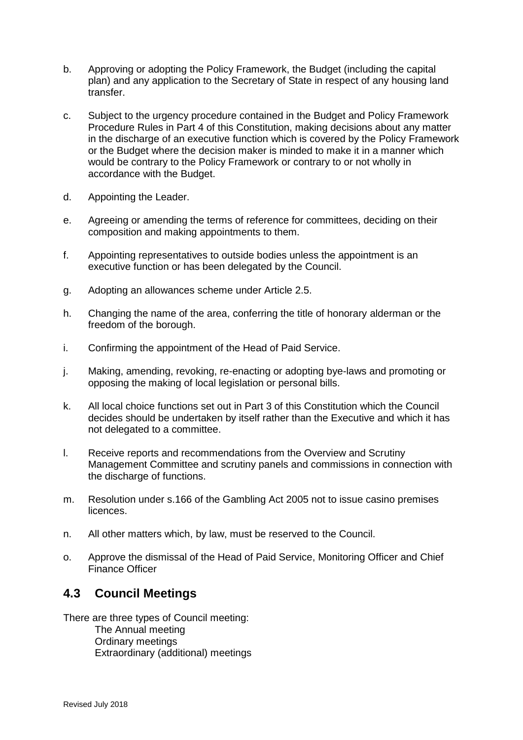b. Approving or adopting the Policy Framework, the Budget (including the capital plan) and any application to the Secretary of State in respect of any housing land transfer.

c. Subject to the urgency procedure contained in the Budget and Policy Framework Procedure Rules in Part 4 of this Constitution, making decisions about any matter in the discharge of an executive function which is covered by the Policy Framework or the Budget where the decision maker is minded to make it in a manner which would be contrary to the Policy Framework or contrary to or not wholly in accordance with the Budget.

d. Appointing the Leader.

e. Agreeing or amending the terms of reference for committees, deciding on their composition and making appointments to them.

f. Appointing representatives to outside bodies unless the appointment is an executive function or has been delegated by the Council.

g. Adopting an allowances scheme under Article 2.5.

h. Changing the name of the area, conferring the title of honorary alderman or the freedom of the borough.

i. Confirming the appointment of the Head of Paid Service.

j. Making, amending, revoking, re-enacting or adopting bye-laws and promoting or opposing the making of local legislation or personal bills.

k. All local choice functions set out in Part 3 of this Constitution which the Council decides should be undertaken by itself rather than the Executive and which it has not delegated to a committee.

l. Receive reports and recommendations from the Overview and Scrutiny Management Committee and scrutiny panels and commissions in connection with the discharge of functions.

m. Resolution under s.166 of the Gambling Act 2005 not to issue casino premises licences.

n. All other matters which, by law, must be reserved to the Council.

o. Approve the dismissal of the Head of Paid Service, Monitoring Officer and Chief Finance Officer

## 4.3 Council Meetings

There are three types of Council meeting:

- The Annual meeting
- Ordinary meetings
- Extraordinary (additional) meetings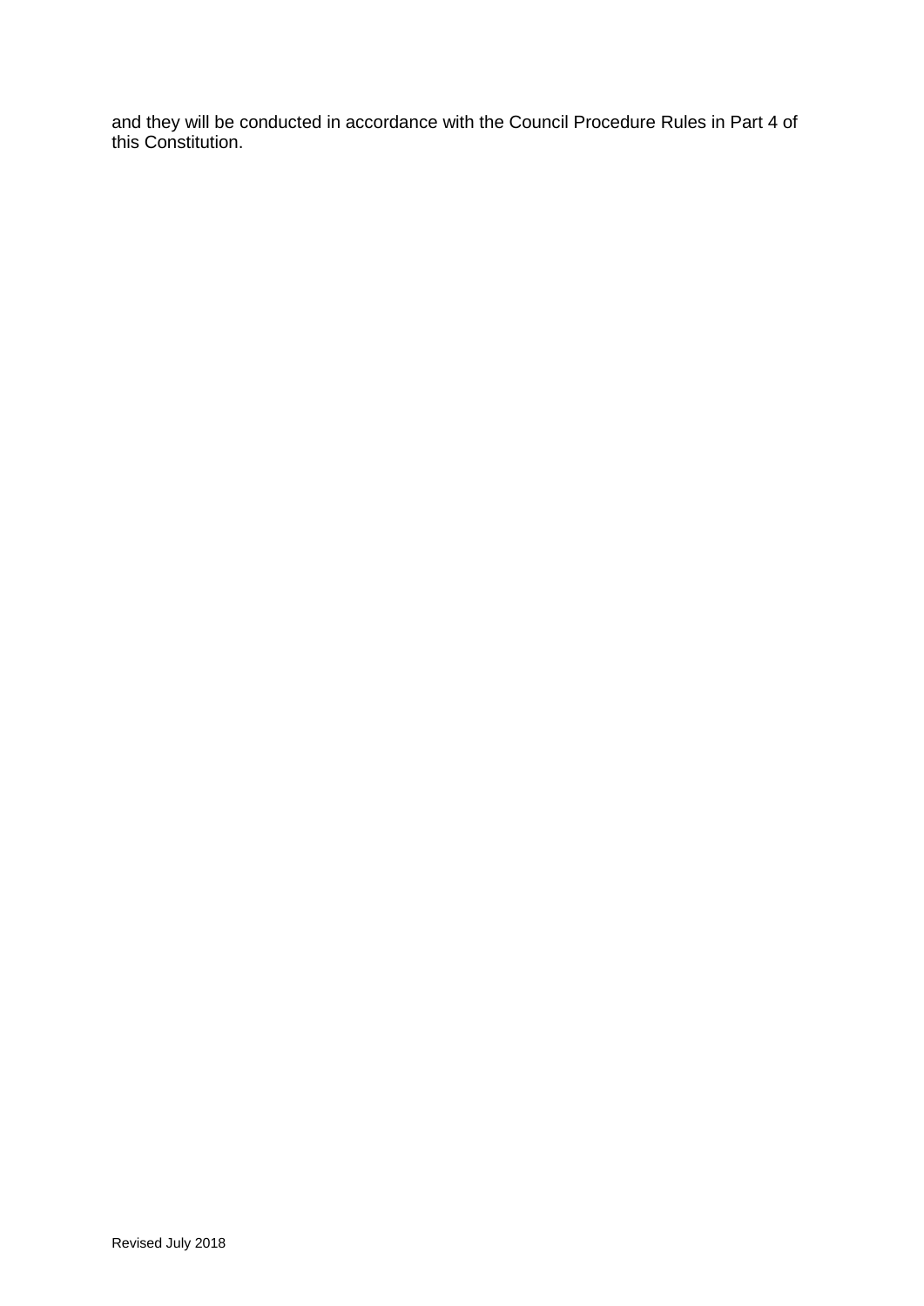and they will be conducted in accordance with the Council Procedure Rules in Part 4 of this Constitution.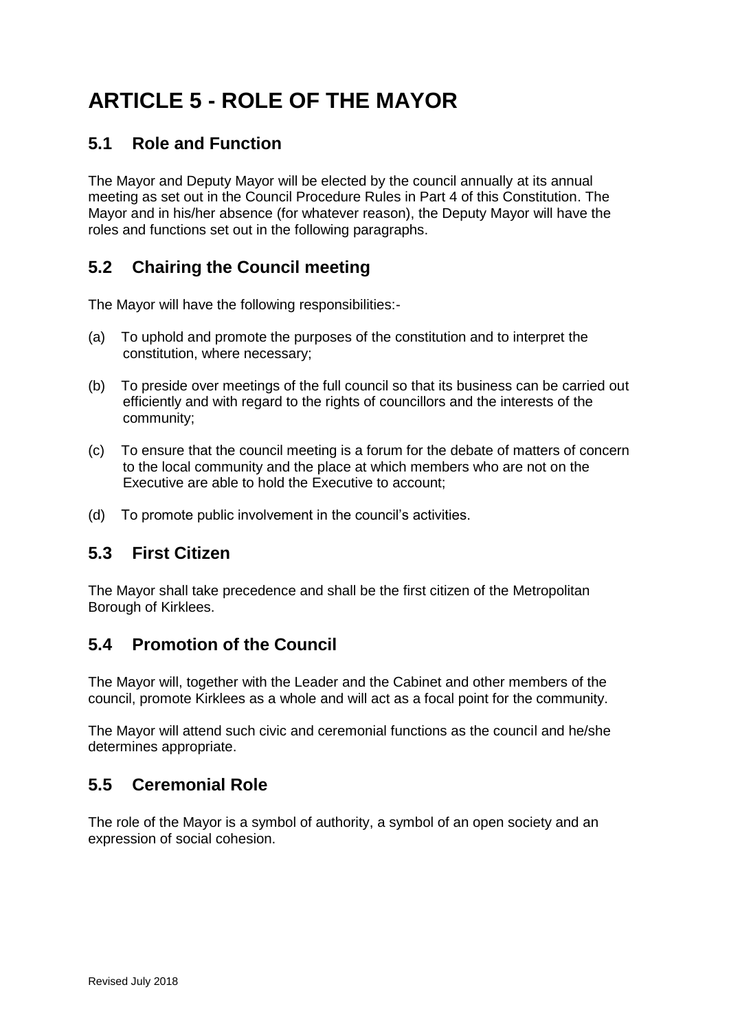# ARTICLE 5 - ROLE OF THE MAYOR

## 5.1 Role and Function

The Mayor and Deputy Mayor will be elected by the council annually at its annual meeting as set out in the Council Procedure Rules in Part 4 of this Constitution. The Mayor and in his/her absence (for whatever reason), the Deputy Mayor will have the roles and functions set out in the following paragraphs.

## 5.2 Chairing the Council meeting

The Mayor will have the following responsibilities:-

(a) To uphold and promote the purposes of the constitution and to interpret the constitution, where necessary;

(b) To preside over meetings of the full council so that its business can be carried out efficiently and with regard to the rights of councillors and the interests of the community;

(c) To ensure that the council meeting is a forum for the debate of matters of concern to the local community and the place at which members who are not on the Executive are able to hold the Executive to account;

(d) To promote public involvement in the council's activities.

## 5.3 First Citizen

The Mayor shall take precedence and shall be the first citizen of the Metropolitan Borough of Kirklees.

## 5.4 Promotion of the Council

The Mayor will, together with the Leader and the Cabinet and other members of the council, promote Kirklees as a whole and will act as a focal point for the community.

The Mayor will attend such civic and ceremonial functions as the council and he/she determines appropriate.

## 5.5 Ceremonial Role

The role of the Mayor is a symbol of authority, a symbol of an open society and an expression of social cohesion.

Revised July 2018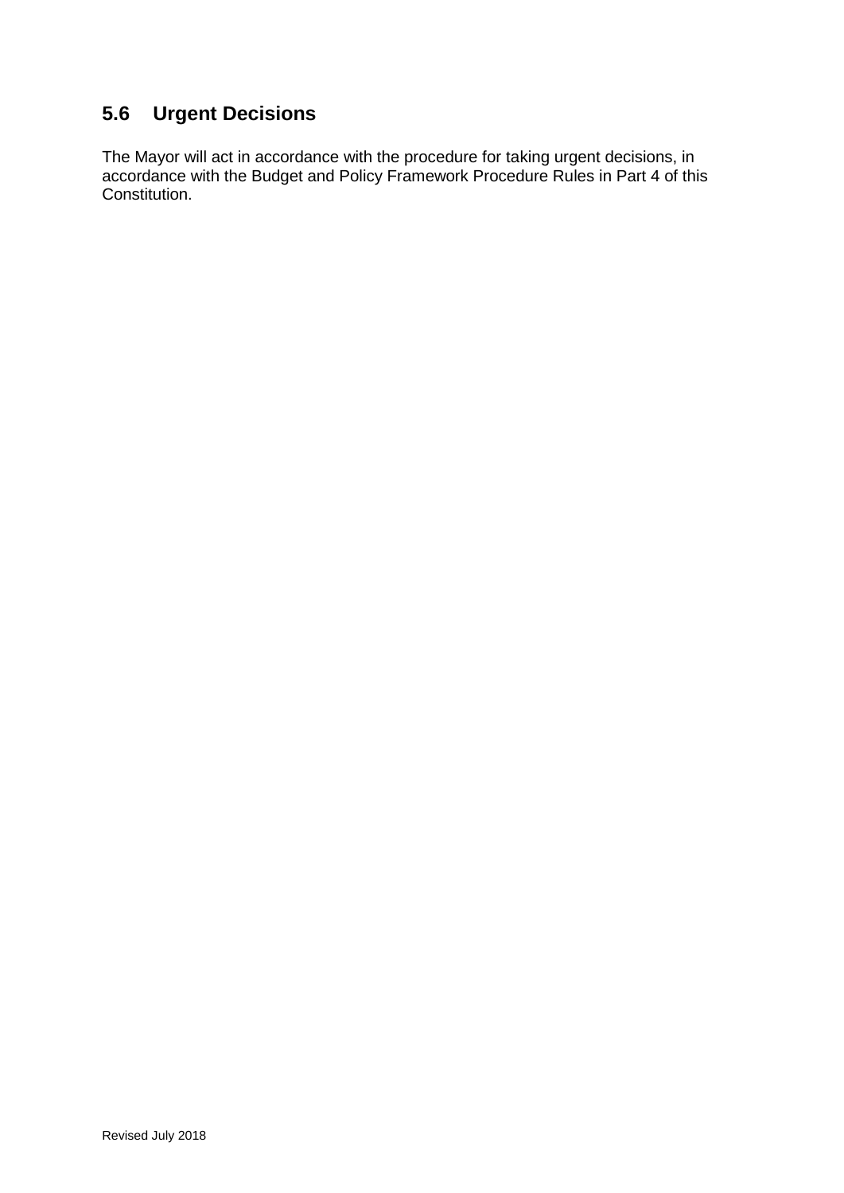## 5.6 Urgent Decisions

The Mayor will act in accordance with the procedure for taking urgent decisions, in accordance with the Budget and Policy Framework Procedure Rules in Part 4 of this Constitution.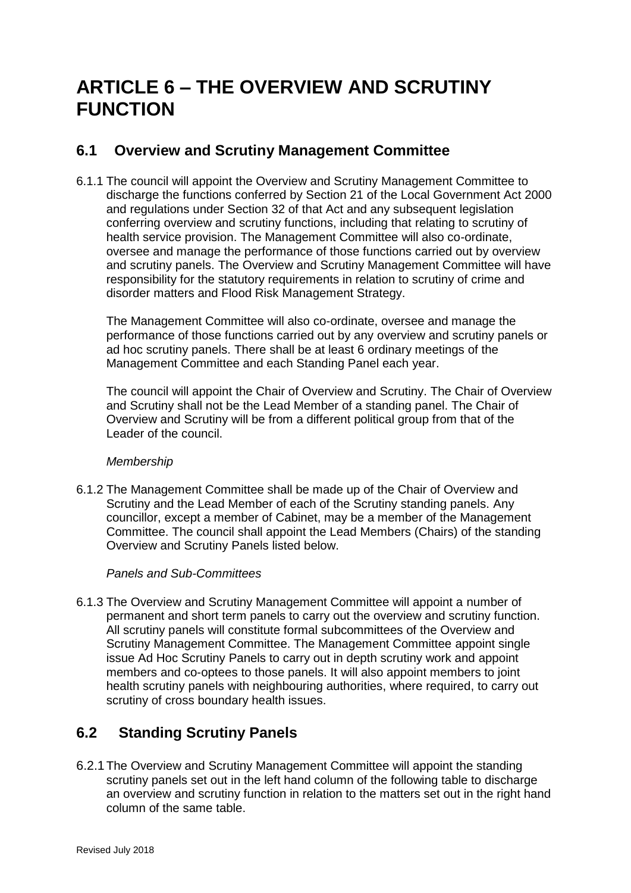# ARTICLE 6 – THE OVERVIEW AND SCRUTINY FUNCTION

## 6.1 Overview and Scrutiny Management Committee

6.1.1 The council will appoint the Overview and Scrutiny Management Committee to discharge the functions conferred by Section 21 of the Local Government Act 2000 and regulations under Section 32 of that Act and any subsequent legislation conferring overview and scrutiny functions, including that relating to scrutiny of health service provision. The Management Committee will also co-ordinate, oversee and manage the performance of those functions carried out by overview and scrutiny panels. The Overview and Scrutiny Management Committee will have responsibility for the statutory requirements in relation to scrutiny of crime and disorder matters and Flood Risk Management Strategy.

The Management Committee will also co-ordinate, oversee and manage the performance of those functions carried out by any overview and scrutiny panels or ad hoc scrutiny panels. There shall be at least 6 ordinary meetings of the Management Committee and each Standing Panel each year.

The council will appoint the Chair of Overview and Scrutiny. The Chair of Overview and Scrutiny shall not be the Lead Member of a standing panel. The Chair of Overview and Scrutiny will be from a different political group from that of the Leader of the council.

*Membership*

6.1.2 The Management Committee shall be made up of the Chair of Overview and Scrutiny and the Lead Member of each of the Scrutiny standing panels. Any councillor, except a member of Cabinet, may be a member of the Management Committee. The council shall appoint the Lead Members (Chairs) of the standing Overview and Scrutiny Panels listed below.

*Panels and Sub-Committees*

6.1.3 The Overview and Scrutiny Management Committee will appoint a number of permanent and short term panels to carry out the overview and scrutiny function. All scrutiny panels will constitute formal subcommittees of the Overview and Scrutiny Management Committee. The Management Committee appoint single issue Ad Hoc Scrutiny Panels to carry out in depth scrutiny work and appoint members and co-optees to those panels. It will also appoint members to joint health scrutiny panels with neighbouring authorities, where required, to carry out scrutiny of cross boundary health issues.

## 6.2 Standing Scrutiny Panels

6.2.1 The Overview and Scrutiny Management Committee will appoint the standing scrutiny panels set out in the left hand column of the following table to discharge an overview and scrutiny function in relation to the matters set out in the right hand column of the same table.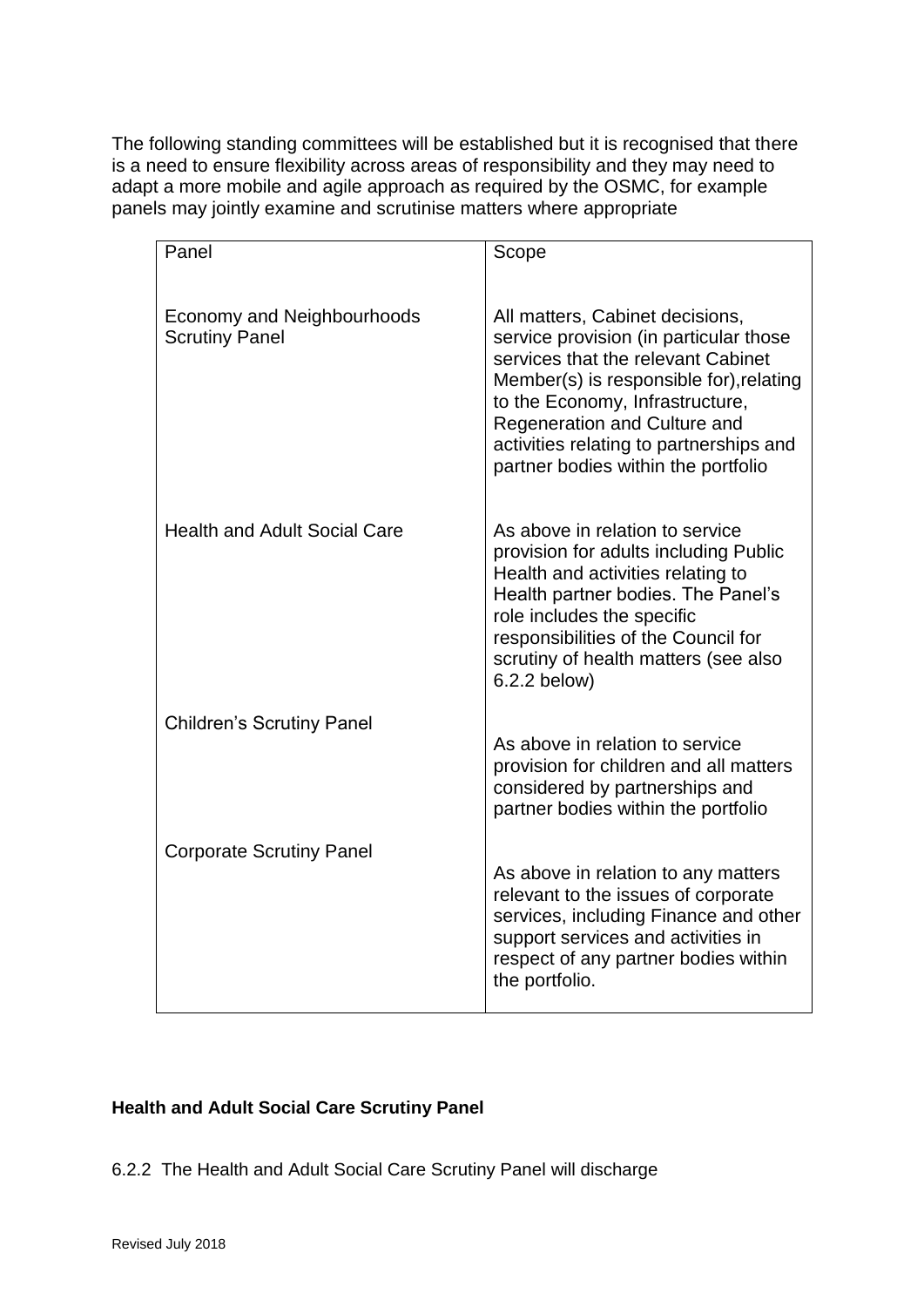The following standing committees will be established but it is recognised that there is a need to ensure flexibility across areas of responsibility and they may need to adapt a more mobile and agile approach as required by the OSMC, for example panels may jointly examine and scrutinise matters where appropriate

| Panel | Scope |
|---|---|
| Economy and Neighbourhoods Scrutiny Panel | All matters, Cabinet decisions, service provision (in particular those services that the relevant Cabinet Member(s) is responsible for),relating to the Economy, Infrastructure, Regeneration and Culture and activities relating to partnerships and partner bodies within the portfolio |
| Health and Adult Social Care | As above in relation to service provision for adults including Public Health and activities relating to Health partner bodies. The Panel's role includes the specific responsibilities of the Council for scrutiny of health matters (see also 6.2.2 below) |
| Children's Scrutiny Panel | As above in relation to service provision for children and all matters considered by partnerships and partner bodies within the portfolio |
| Corporate Scrutiny Panel | As above in relation to any matters relevant to the issues of corporate services, including Finance and other support services and activities in respect of any partner bodies within the portfolio. |

**Health and Adult Social Care Scrutiny Panel**

6.2.2 The Health and Adult Social Care Scrutiny Panel will discharge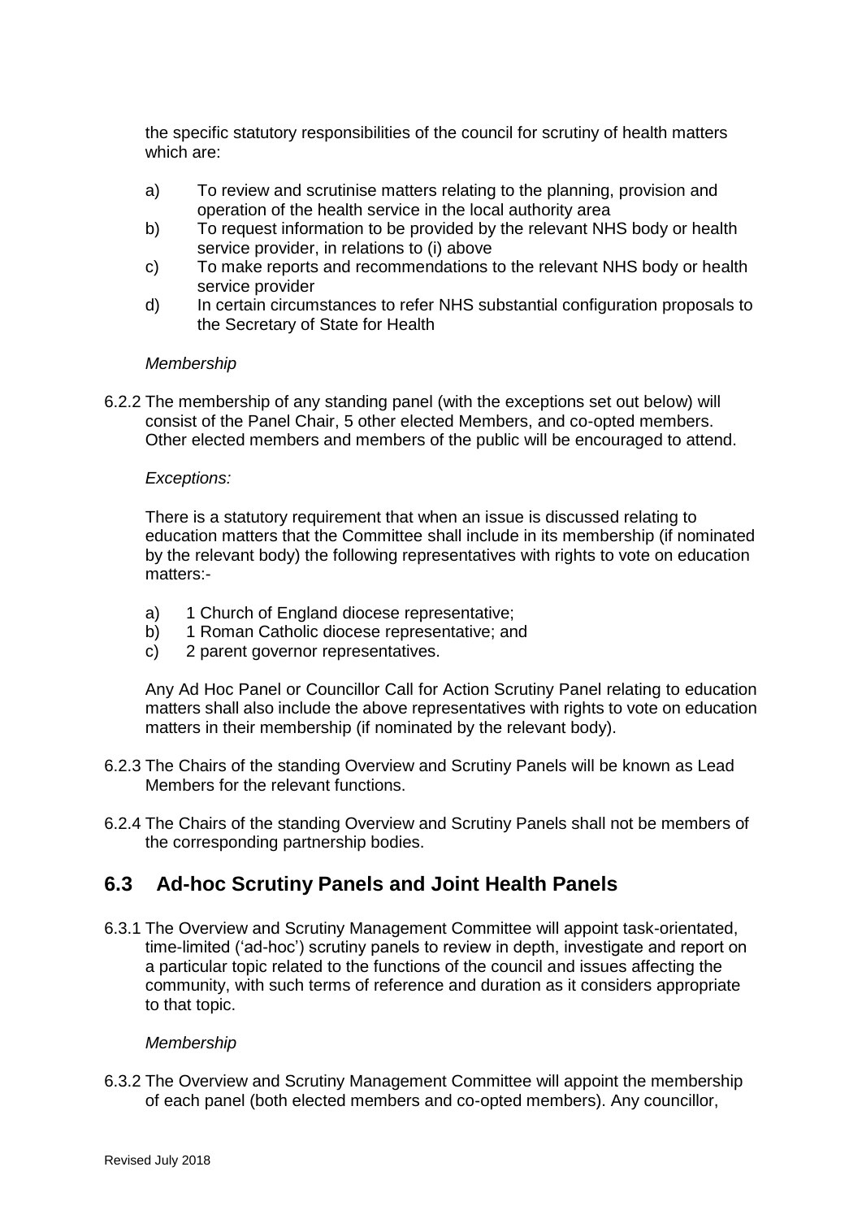the specific statutory responsibilities of the council for scrutiny of health matters which are:

a) To review and scrutinise matters relating to the planning, provision and operation of the health service in the local authority area
b) To request information to be provided by the relevant NHS body or health service provider, in relations to (i) above
c) To make reports and recommendations to the relevant NHS body or health service provider
d) In certain circumstances to refer NHS substantial configuration proposals to the Secretary of State for Health

*Membership*

6.2.2 The membership of any standing panel (with the exceptions set out below) will consist of the Panel Chair, 5 other elected Members, and co-opted members. Other elected members and members of the public will be encouraged to attend.

*Exceptions:*

There is a statutory requirement that when an issue is discussed relating to education matters that the Committee shall include in its membership (if nominated by the relevant body) the following representatives with rights to vote on education matters:-

a) 1 Church of England diocese representative;
b) 1 Roman Catholic diocese representative; and
c) 2 parent governor representatives.

Any Ad Hoc Panel or Councillor Call for Action Scrutiny Panel relating to education matters shall also include the above representatives with rights to vote on education matters in their membership (if nominated by the relevant body).

6.2.3 The Chairs of the standing Overview and Scrutiny Panels will be known as Lead Members for the relevant functions.

6.2.4 The Chairs of the standing Overview and Scrutiny Panels shall not be members of the corresponding partnership bodies.

## 6.3 Ad-hoc Scrutiny Panels and Joint Health Panels

6.3.1 The Overview and Scrutiny Management Committee will appoint task-orientated, time-limited ('ad-hoc') scrutiny panels to review in depth, investigate and report on a particular topic related to the functions of the council and issues affecting the community, with such terms of reference and duration as it considers appropriate to that topic.

*Membership*

6.3.2 The Overview and Scrutiny Management Committee will appoint the membership of each panel (both elected members and co-opted members). Any councillor,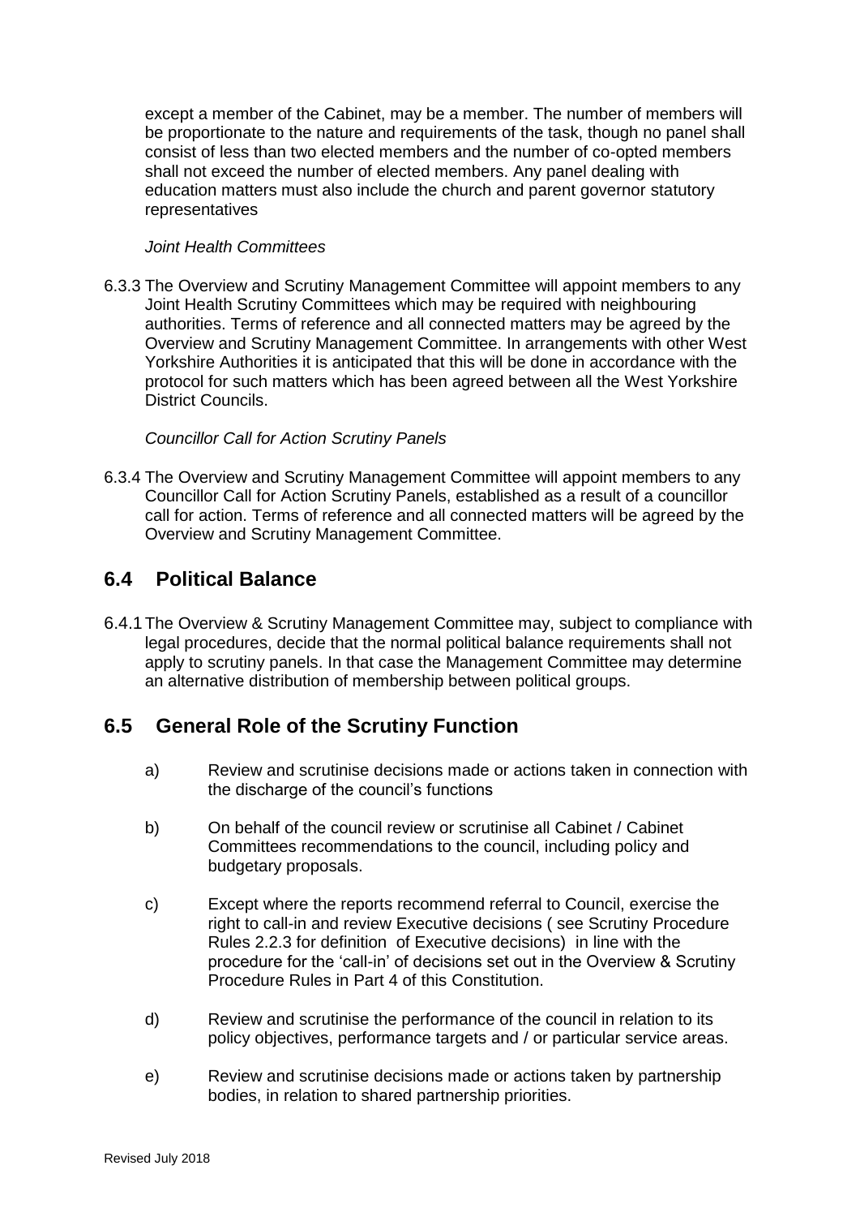except a member of the Cabinet, may be a member. The number of members will be proportionate to the nature and requirements of the task, though no panel shall consist of less than two elected members and the number of co-opted members shall not exceed the number of elected members. Any panel dealing with education matters must also include the church and parent governor statutory representatives

*Joint Health Committees*

6.3.3 The Overview and Scrutiny Management Committee will appoint members to any Joint Health Scrutiny Committees which may be required with neighbouring authorities. Terms of reference and all connected matters may be agreed by the Overview and Scrutiny Management Committee. In arrangements with other West Yorkshire Authorities it is anticipated that this will be done in accordance with the protocol for such matters which has been agreed between all the West Yorkshire District Councils.

*Councillor Call for Action Scrutiny Panels*

6.3.4 The Overview and Scrutiny Management Committee will appoint members to any Councillor Call for Action Scrutiny Panels, established as a result of a councillor call for action. Terms of reference and all connected matters will be agreed by the Overview and Scrutiny Management Committee.

## 6.4 Political Balance

6.4.1 The Overview & Scrutiny Management Committee may, subject to compliance with legal procedures, decide that the normal political balance requirements shall not apply to scrutiny panels. In that case the Management Committee may determine an alternative distribution of membership between political groups.

## 6.5 General Role of the Scrutiny Function

a) Review and scrutinise decisions made or actions taken in connection with the discharge of the council's functions

b) On behalf of the council review or scrutinise all Cabinet / Cabinet Committees recommendations to the council, including policy and budgetary proposals.

c) Except where the reports recommend referral to Council, exercise the right to call-in and review Executive decisions ( see Scrutiny Procedure Rules 2.2.3 for definition of Executive decisions) in line with the procedure for the 'call-in' of decisions set out in the Overview & Scrutiny Procedure Rules in Part 4 of this Constitution.

d) Review and scrutinise the performance of the council in relation to its policy objectives, performance targets and / or particular service areas.

e) Review and scrutinise decisions made or actions taken by partnership bodies, in relation to shared partnership priorities.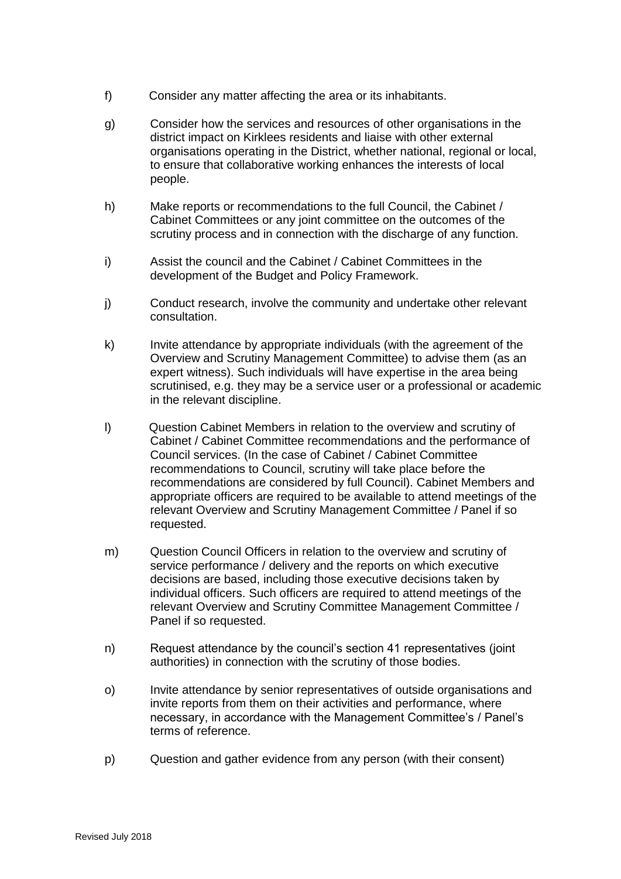f) Consider any matter affecting the area or its inhabitants.

g) Consider how the services and resources of other organisations in the district impact on Kirklees residents and liaise with other external organisations operating in the District, whether national, regional or local, to ensure that collaborative working enhances the interests of local people.

h) Make reports or recommendations to the full Council, the Cabinet / Cabinet Committees or any joint committee on the outcomes of the scrutiny process and in connection with the discharge of any function.

i) Assist the council and the Cabinet / Cabinet Committees in the development of the Budget and Policy Framework.

j) Conduct research, involve the community and undertake other relevant consultation.

k) Invite attendance by appropriate individuals (with the agreement of the Overview and Scrutiny Management Committee) to advise them (as an expert witness). Such individuals will have expertise in the area being scrutinised, e.g. they may be a service user or a professional or academic in the relevant discipline.

l) Question Cabinet Members in relation to the overview and scrutiny of Cabinet / Cabinet Committee recommendations and the performance of Council services. (In the case of Cabinet / Cabinet Committee recommendations to Council, scrutiny will take place before the recommendations are considered by full Council). Cabinet Members and appropriate officers are required to be available to attend meetings of the relevant Overview and Scrutiny Management Committee / Panel if so requested.

m) Question Council Officers in relation to the overview and scrutiny of service performance / delivery and the reports on which executive decisions are based, including those executive decisions taken by individual officers. Such officers are required to attend meetings of the relevant Overview and Scrutiny Committee Management Committee / Panel if so requested.

n) Request attendance by the council's section 41 representatives (joint authorities) in connection with the scrutiny of those bodies.

o) Invite attendance by senior representatives of outside organisations and invite reports from them on their activities and performance, where necessary, in accordance with the Management Committee's / Panel's terms of reference.

p) Question and gather evidence from any person (with their consent)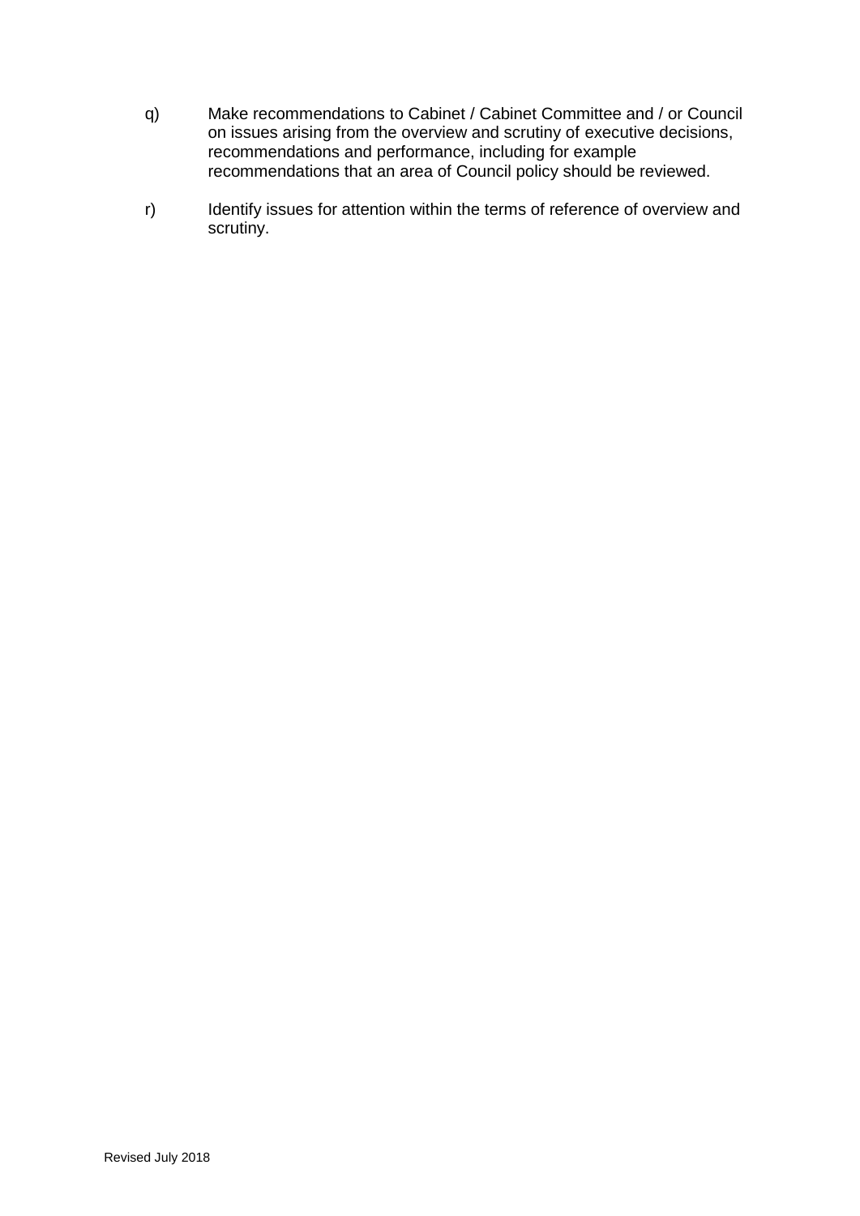q) Make recommendations to Cabinet / Cabinet Committee and / or Council on issues arising from the overview and scrutiny of executive decisions, recommendations and performance, including for example recommendations that an area of Council policy should be reviewed.

r) Identify issues for attention within the terms of reference of overview and scrutiny.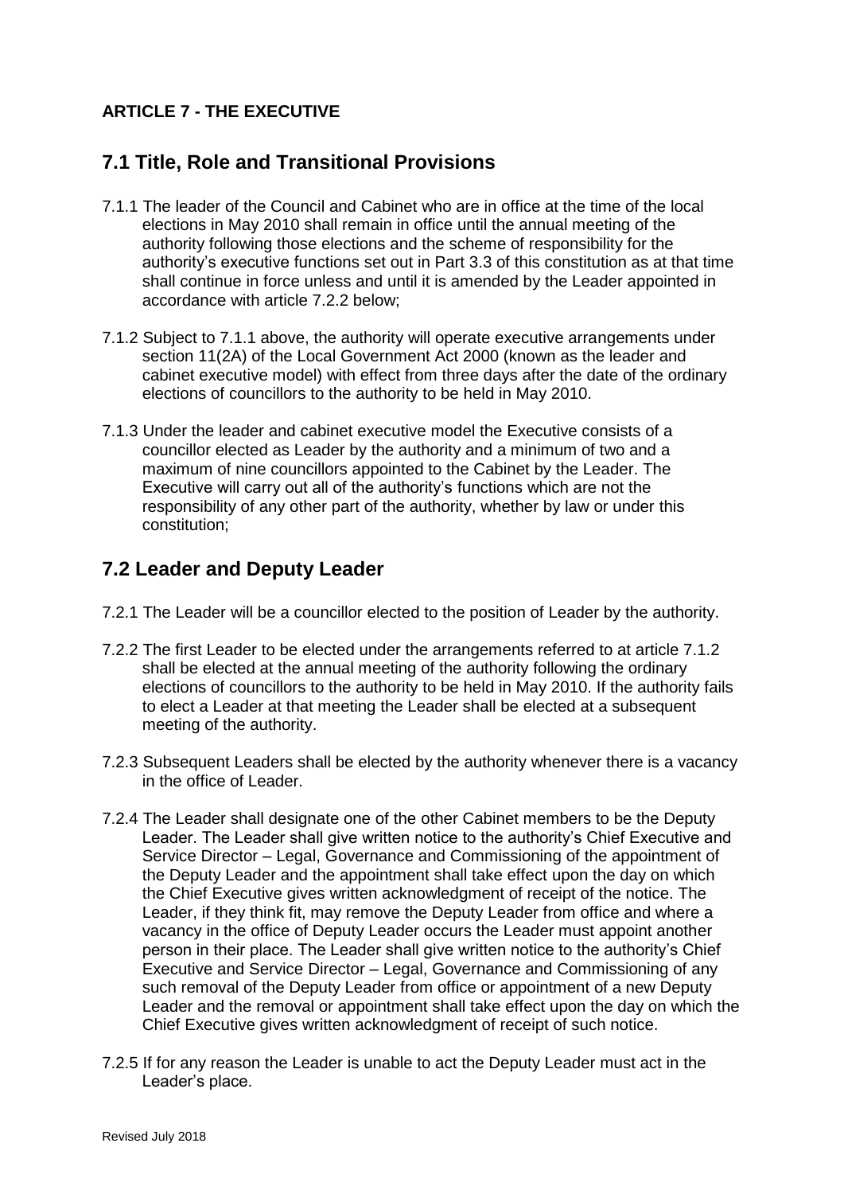**ARTICLE 7 - THE EXECUTIVE**

## 7.1 Title, Role and Transitional Provisions

7.1.1 The leader of the Council and Cabinet who are in office at the time of the local elections in May 2010 shall remain in office until the annual meeting of the authority following those elections and the scheme of responsibility for the authority's executive functions set out in Part 3.3 of this constitution as at that time shall continue in force unless and until it is amended by the Leader appointed in accordance with article 7.2.2 below;

7.1.2 Subject to 7.1.1 above, the authority will operate executive arrangements under section 11(2A) of the Local Government Act 2000 (known as the leader and cabinet executive model) with effect from three days after the date of the ordinary elections of councillors to the authority to be held in May 2010.

7.1.3 Under the leader and cabinet executive model the Executive consists of a councillor elected as Leader by the authority and a minimum of two and a maximum of nine councillors appointed to the Cabinet by the Leader. The Executive will carry out all of the authority's functions which are not the responsibility of any other part of the authority, whether by law or under this constitution;

## 7.2 Leader and Deputy Leader

7.2.1 The Leader will be a councillor elected to the position of Leader by the authority.

7.2.2 The first Leader to be elected under the arrangements referred to at article 7.1.2 shall be elected at the annual meeting of the authority following the ordinary elections of councillors to the authority to be held in May 2010. If the authority fails to elect a Leader at that meeting the Leader shall be elected at a subsequent meeting of the authority.

7.2.3 Subsequent Leaders shall be elected by the authority whenever there is a vacancy in the office of Leader.

7.2.4 The Leader shall designate one of the other Cabinet members to be the Deputy Leader. The Leader shall give written notice to the authority's Chief Executive and Service Director – Legal, Governance and Commissioning of the appointment of the Deputy Leader and the appointment shall take effect upon the day on which the Chief Executive gives written acknowledgment of receipt of the notice. The Leader, if they think fit, may remove the Deputy Leader from office and where a vacancy in the office of Deputy Leader occurs the Leader must appoint another person in their place. The Leader shall give written notice to the authority's Chief Executive and Service Director – Legal, Governance and Commissioning of any such removal of the Deputy Leader from office or appointment of a new Deputy Leader and the removal or appointment shall take effect upon the day on which the Chief Executive gives written acknowledgment of receipt of such notice.

7.2.5 If for any reason the Leader is unable to act the Deputy Leader must act in the Leader's place.

Revised July 2018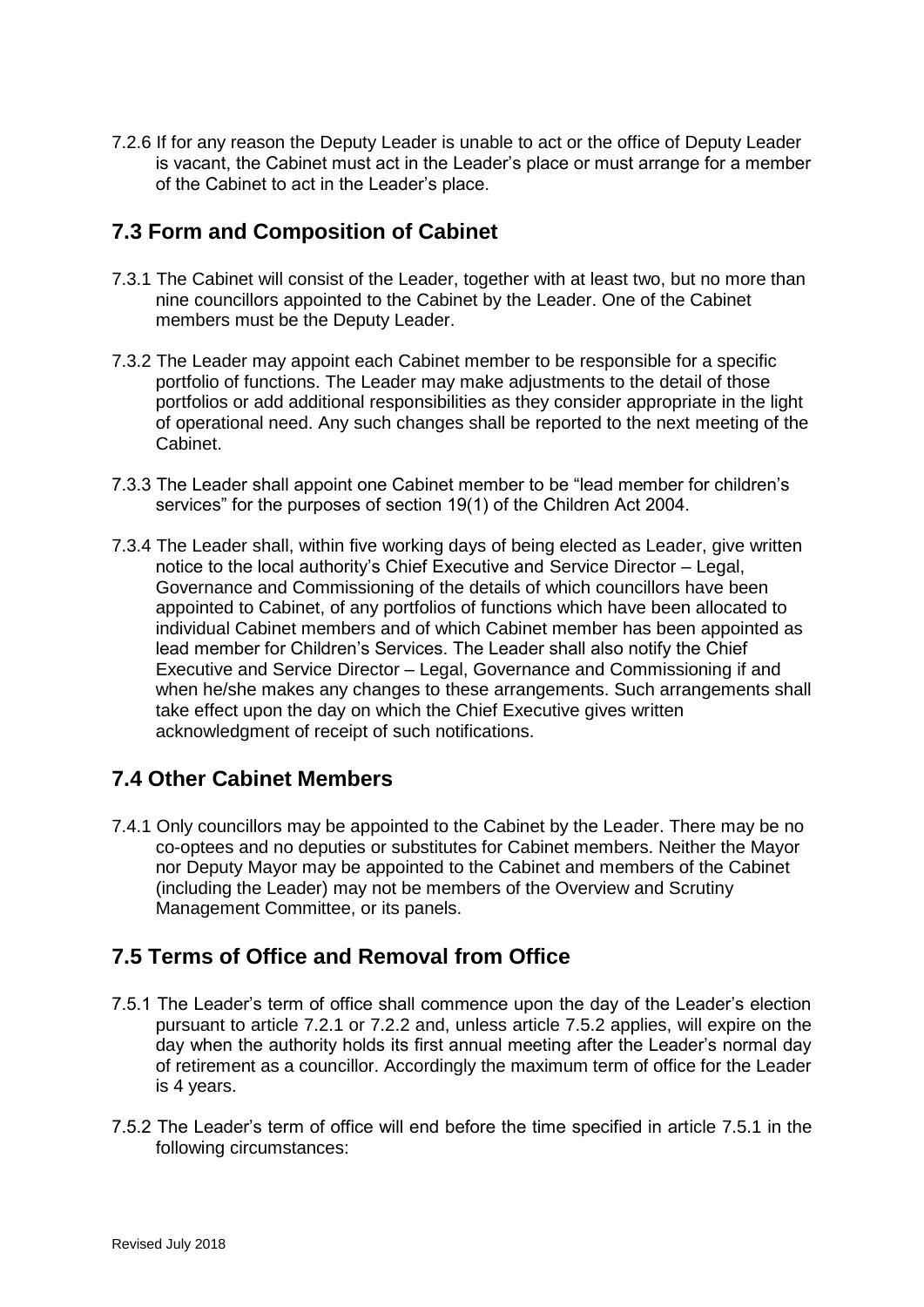7.2.6 If for any reason the Deputy Leader is unable to act or the office of Deputy Leader is vacant, the Cabinet must act in the Leader's place or must arrange for a member of the Cabinet to act in the Leader's place.

## 7.3 Form and Composition of Cabinet

7.3.1 The Cabinet will consist of the Leader, together with at least two, but no more than nine councillors appointed to the Cabinet by the Leader. One of the Cabinet members must be the Deputy Leader.

7.3.2 The Leader may appoint each Cabinet member to be responsible for a specific portfolio of functions. The Leader may make adjustments to the detail of those portfolios or add additional responsibilities as they consider appropriate in the light of operational need. Any such changes shall be reported to the next meeting of the Cabinet.

7.3.3 The Leader shall appoint one Cabinet member to be "lead member for children's services" for the purposes of section 19(1) of the Children Act 2004.

7.3.4 The Leader shall, within five working days of being elected as Leader, give written notice to the local authority's Chief Executive and Service Director – Legal, Governance and Commissioning of the details of which councillors have been appointed to Cabinet, of any portfolios of functions which have been allocated to individual Cabinet members and of which Cabinet member has been appointed as lead member for Children's Services. The Leader shall also notify the Chief Executive and Service Director – Legal, Governance and Commissioning if and when he/she makes any changes to these arrangements. Such arrangements shall take effect upon the day on which the Chief Executive gives written acknowledgment of receipt of such notifications.

## 7.4 Other Cabinet Members

7.4.1 Only councillors may be appointed to the Cabinet by the Leader. There may be no co-optees and no deputies or substitutes for Cabinet members. Neither the Mayor nor Deputy Mayor may be appointed to the Cabinet and members of the Cabinet (including the Leader) may not be members of the Overview and Scrutiny Management Committee, or its panels.

## 7.5 Terms of Office and Removal from Office

7.5.1 The Leader's term of office shall commence upon the day of the Leader's election pursuant to article 7.2.1 or 7.2.2 and, unless article 7.5.2 applies, will expire on the day when the authority holds its first annual meeting after the Leader's normal day of retirement as a councillor. Accordingly the maximum term of office for the Leader is 4 years.

7.5.2 The Leader's term of office will end before the time specified in article 7.5.1 in the following circumstances: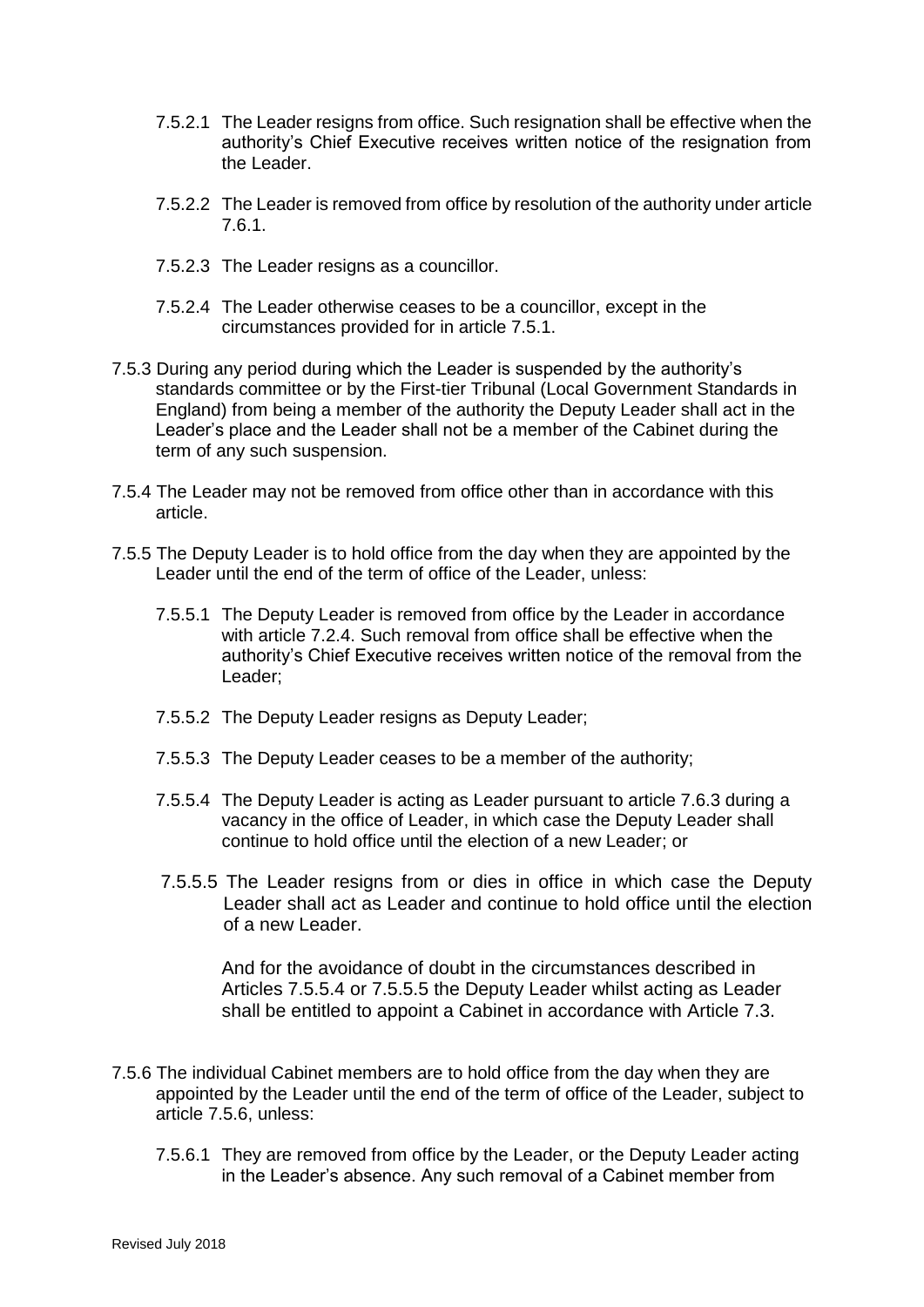7.5.2.1 The Leader resigns from office. Such resignation shall be effective when the authority's Chief Executive receives written notice of the resignation from the Leader.

7.5.2.2 The Leader is removed from office by resolution of the authority under article 7.6.1.

7.5.2.3 The Leader resigns as a councillor.

7.5.2.4 The Leader otherwise ceases to be a councillor, except in the circumstances provided for in article 7.5.1.

7.5.3 During any period during which the Leader is suspended by the authority's standards committee or by the First-tier Tribunal (Local Government Standards in England) from being a member of the authority the Deputy Leader shall act in the Leader's place and the Leader shall not be a member of the Cabinet during the term of any such suspension.

7.5.4 The Leader may not be removed from office other than in accordance with this article.

7.5.5 The Deputy Leader is to hold office from the day when they are appointed by the Leader until the end of the term of office of the Leader, unless:

7.5.5.1 The Deputy Leader is removed from office by the Leader in accordance with article 7.2.4. Such removal from office shall be effective when the authority's Chief Executive receives written notice of the removal from the Leader;

7.5.5.2 The Deputy Leader resigns as Deputy Leader;

7.5.5.3 The Deputy Leader ceases to be a member of the authority;

7.5.5.4 The Deputy Leader is acting as Leader pursuant to article 7.6.3 during a vacancy in the office of Leader, in which case the Deputy Leader shall continue to hold office until the election of a new Leader; or

7.5.5.5 The Leader resigns from or dies in office in which case the Deputy Leader shall act as Leader and continue to hold office until the election of a new Leader.

And for the avoidance of doubt in the circumstances described in Articles 7.5.5.4 or 7.5.5.5 the Deputy Leader whilst acting as Leader shall be entitled to appoint a Cabinet in accordance with Article 7.3.

7.5.6 The individual Cabinet members are to hold office from the day when they are appointed by the Leader until the end of the term of office of the Leader, subject to article 7.5.6, unless:

7.5.6.1 They are removed from office by the Leader, or the Deputy Leader acting in the Leader's absence. Any such removal of a Cabinet member from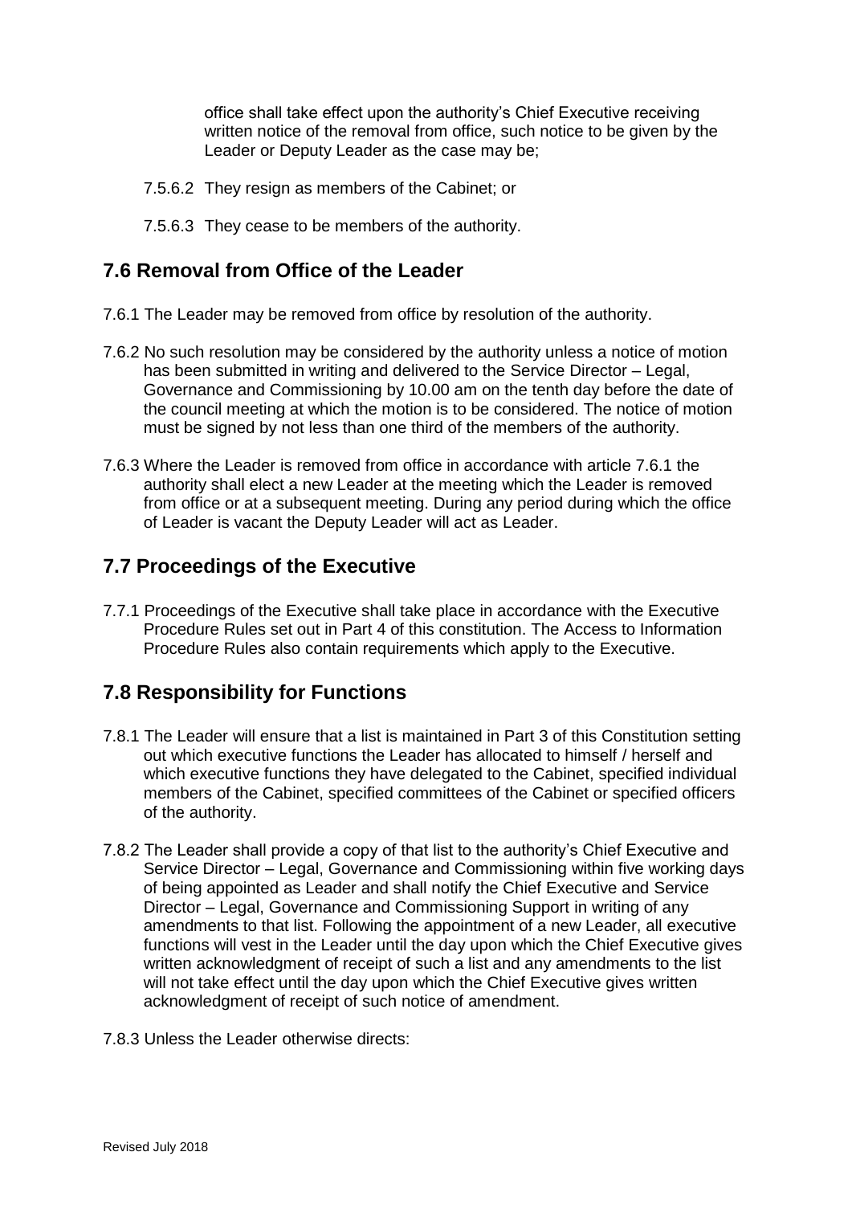office shall take effect upon the authority's Chief Executive receiving written notice of the removal from office, such notice to be given by the Leader or Deputy Leader as the case may be;

7.5.6.2 They resign as members of the Cabinet; or

7.5.6.3 They cease to be members of the authority.

## 7.6 Removal from Office of the Leader

7.6.1 The Leader may be removed from office by resolution of the authority.

7.6.2 No such resolution may be considered by the authority unless a notice of motion has been submitted in writing and delivered to the Service Director – Legal, Governance and Commissioning by 10.00 am on the tenth day before the date of the council meeting at which the motion is to be considered. The notice of motion must be signed by not less than one third of the members of the authority.

7.6.3 Where the Leader is removed from office in accordance with article 7.6.1 the authority shall elect a new Leader at the meeting which the Leader is removed from office or at a subsequent meeting. During any period during which the office of Leader is vacant the Deputy Leader will act as Leader.

## 7.7 Proceedings of the Executive

7.7.1 Proceedings of the Executive shall take place in accordance with the Executive Procedure Rules set out in Part 4 of this constitution. The Access to Information Procedure Rules also contain requirements which apply to the Executive.

## 7.8 Responsibility for Functions

7.8.1 The Leader will ensure that a list is maintained in Part 3 of this Constitution setting out which executive functions the Leader has allocated to himself / herself and which executive functions they have delegated to the Cabinet, specified individual members of the Cabinet, specified committees of the Cabinet or specified officers of the authority.

7.8.2 The Leader shall provide a copy of that list to the authority's Chief Executive and Service Director – Legal, Governance and Commissioning within five working days of being appointed as Leader and shall notify the Chief Executive and Service Director – Legal, Governance and Commissioning Support in writing of any amendments to that list. Following the appointment of a new Leader, all executive functions will vest in the Leader until the day upon which the Chief Executive gives written acknowledgment of receipt of such a list and any amendments to the list will not take effect until the day upon which the Chief Executive gives written acknowledgment of receipt of such notice of amendment.

7.8.3 Unless the Leader otherwise directs: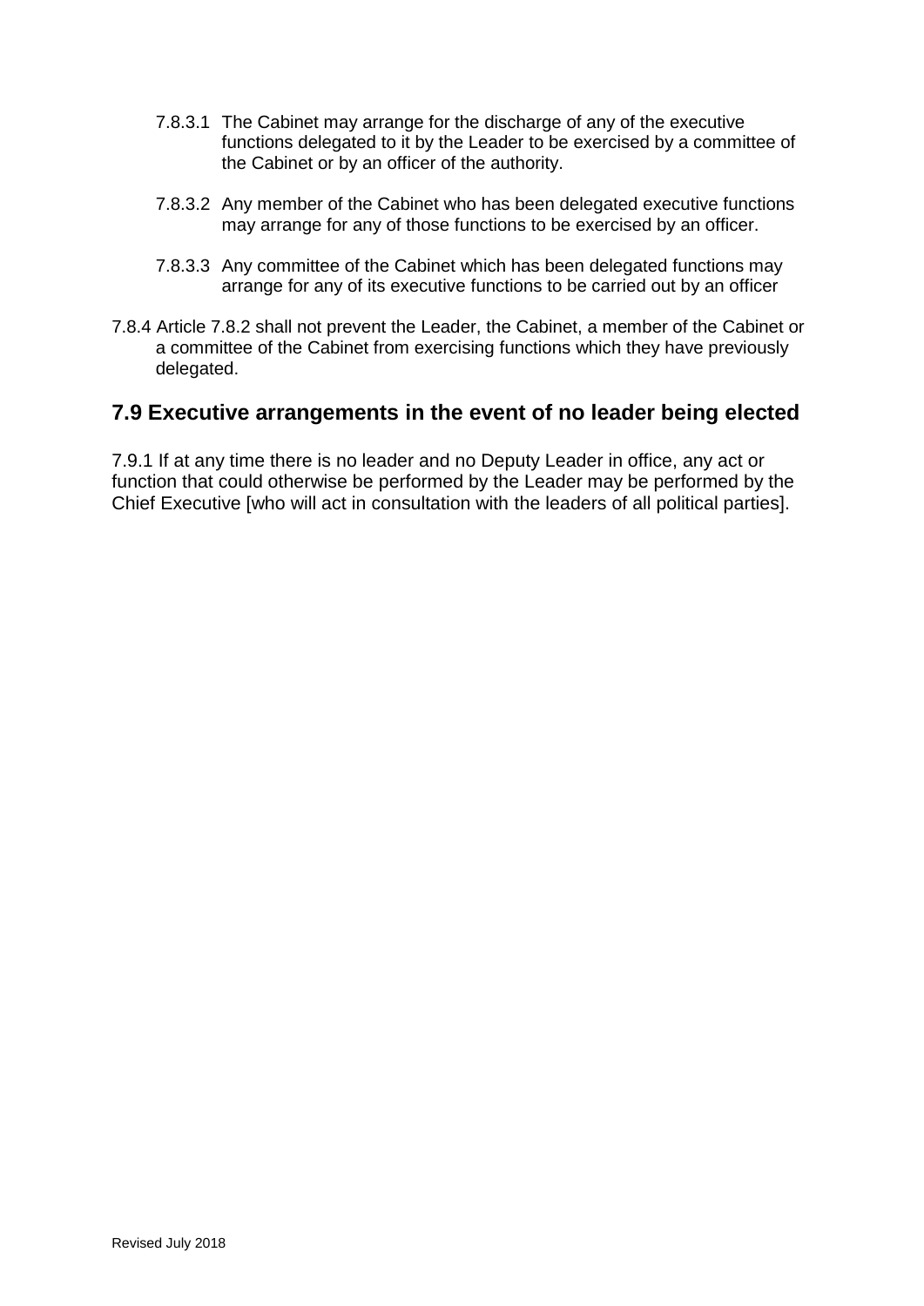7.8.3.1 The Cabinet may arrange for the discharge of any of the executive functions delegated to it by the Leader to be exercised by a committee of the Cabinet or by an officer of the authority.

7.8.3.2 Any member of the Cabinet who has been delegated executive functions may arrange for any of those functions to be exercised by an officer.

7.8.3.3 Any committee of the Cabinet which has been delegated functions may arrange for any of its executive functions to be carried out by an officer

7.8.4 Article 7.8.2 shall not prevent the Leader, the Cabinet, a member of the Cabinet or a committee of the Cabinet from exercising functions which they have previously delegated.

## 7.9 Executive arrangements in the event of no leader being elected

7.9.1 If at any time there is no leader and no Deputy Leader in office, any act or function that could otherwise be performed by the Leader may be performed by the Chief Executive [who will act in consultation with the leaders of all political parties].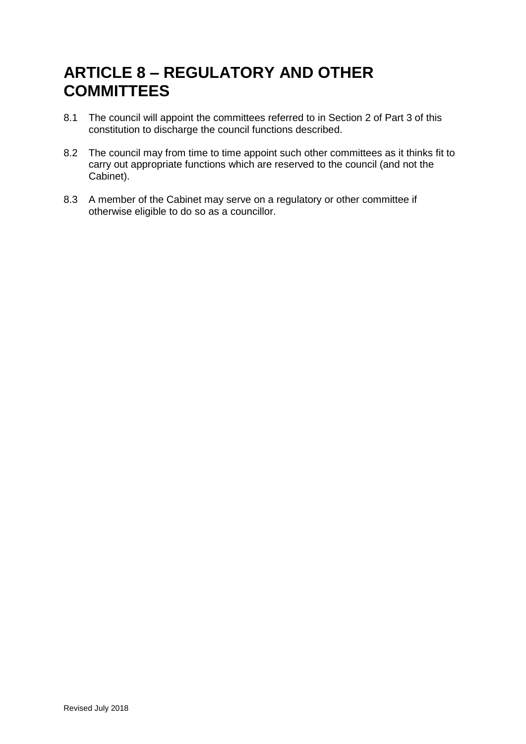# ARTICLE 8 – REGULATORY AND OTHER COMMITTEES

8.1 The council will appoint the committees referred to in Section 2 of Part 3 of this constitution to discharge the council functions described.

8.2 The council may from time to time appoint such other committees as it thinks fit to carry out appropriate functions which are reserved to the council (and not the Cabinet).

8.3 A member of the Cabinet may serve on a regulatory or other committee if otherwise eligible to do so as a councillor.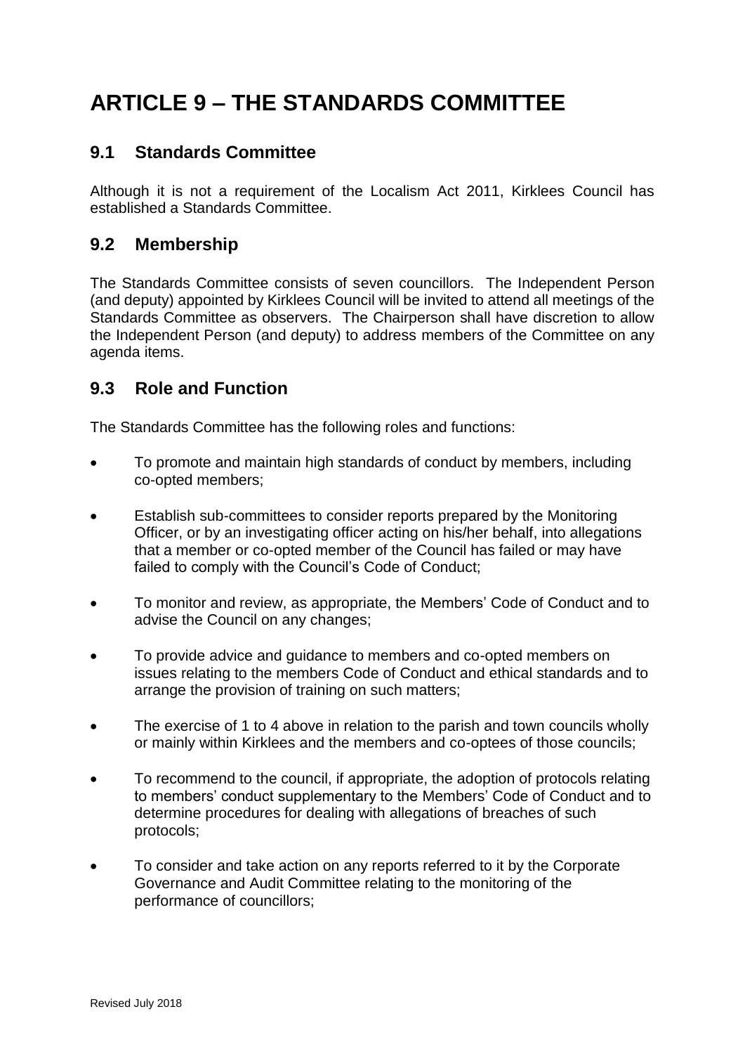# ARTICLE 9 – THE STANDARDS COMMITTEE

## 9.1 Standards Committee

Although it is not a requirement of the Localism Act 2011, Kirklees Council has established a Standards Committee.

## 9.2 Membership

The Standards Committee consists of seven councillors. The Independent Person (and deputy) appointed by Kirklees Council will be invited to attend all meetings of the Standards Committee as observers. The Chairperson shall have discretion to allow the Independent Person (and deputy) to address members of the Committee on any agenda items.

## 9.3 Role and Function

The Standards Committee has the following roles and functions:

- To promote and maintain high standards of conduct by members, including co-opted members;
- Establish sub-committees to consider reports prepared by the Monitoring Officer, or by an investigating officer acting on his/her behalf, into allegations that a member or co-opted member of the Council has failed or may have failed to comply with the Council's Code of Conduct;
- To monitor and review, as appropriate, the Members' Code of Conduct and to advise the Council on any changes;
- To provide advice and guidance to members and co-opted members on issues relating to the members Code of Conduct and ethical standards and to arrange the provision of training on such matters;
- The exercise of 1 to 4 above in relation to the parish and town councils wholly or mainly within Kirklees and the members and co-optees of those councils;
- To recommend to the council, if appropriate, the adoption of protocols relating to members' conduct supplementary to the Members' Code of Conduct and to determine procedures for dealing with allegations of breaches of such protocols;
- To consider and take action on any reports referred to it by the Corporate Governance and Audit Committee relating to the monitoring of the performance of councillors;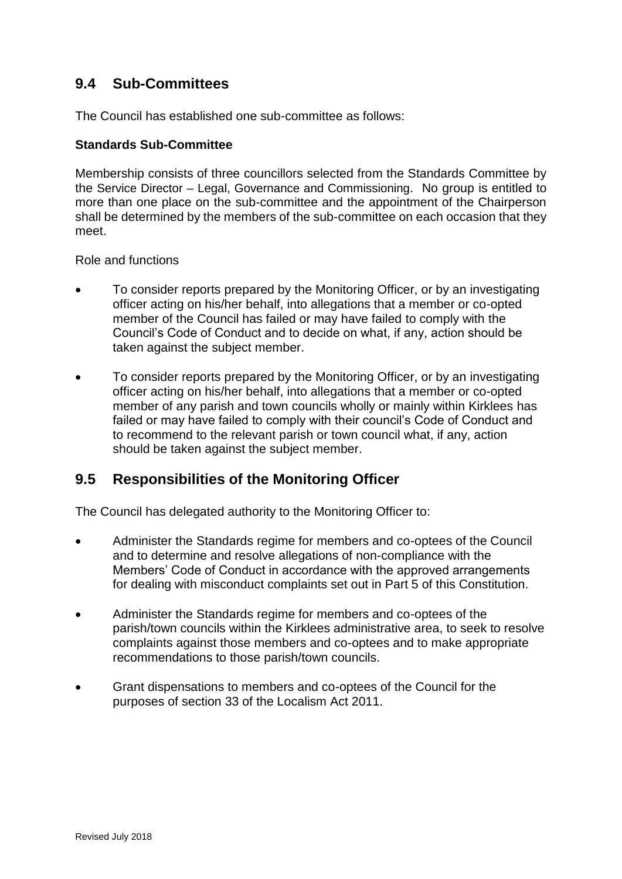## 9.4 Sub-Committees

The Council has established one sub-committee as follows:

**Standards Sub-Committee**

Membership consists of three councillors selected from the Standards Committee by the Service Director – Legal, Governance and Commissioning. No group is entitled to more than one place on the sub-committee and the appointment of the Chairperson shall be determined by the members of the sub-committee on each occasion that they meet.

Role and functions

- To consider reports prepared by the Monitoring Officer, or by an investigating officer acting on his/her behalf, into allegations that a member or co-opted member of the Council has failed or may have failed to comply with the Council's Code of Conduct and to decide on what, if any, action should be taken against the subject member.
- To consider reports prepared by the Monitoring Officer, or by an investigating officer acting on his/her behalf, into allegations that a member or co-opted member of any parish and town councils wholly or mainly within Kirklees has failed or may have failed to comply with their council's Code of Conduct and to recommend to the relevant parish or town council what, if any, action should be taken against the subject member.

## 9.5 Responsibilities of the Monitoring Officer

The Council has delegated authority to the Monitoring Officer to:

- Administer the Standards regime for members and co-optees of the Council and to determine and resolve allegations of non-compliance with the Members' Code of Conduct in accordance with the approved arrangements for dealing with misconduct complaints set out in Part 5 of this Constitution.
- Administer the Standards regime for members and co-optees of the parish/town councils within the Kirklees administrative area, to seek to resolve complaints against those members and co-optees and to make appropriate recommendations to those parish/town councils.
- Grant dispensations to members and co-optees of the Council for the purposes of section 33 of the Localism Act 2011.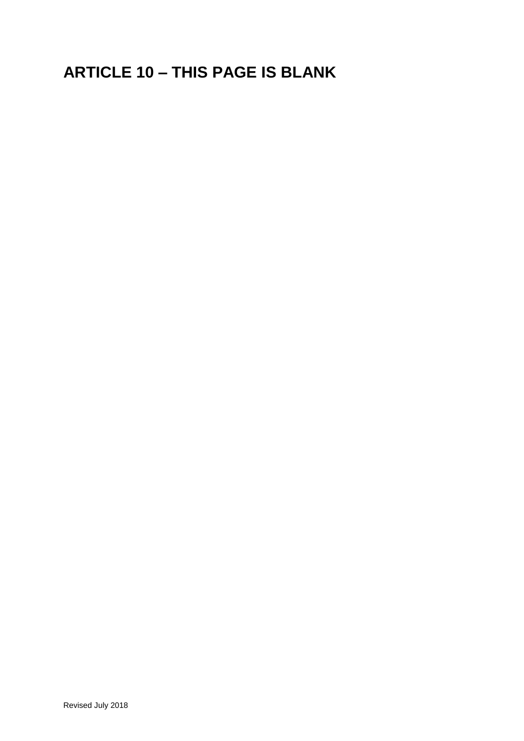# ARTICLE 10 – THIS PAGE IS BLANK

Revised July 2018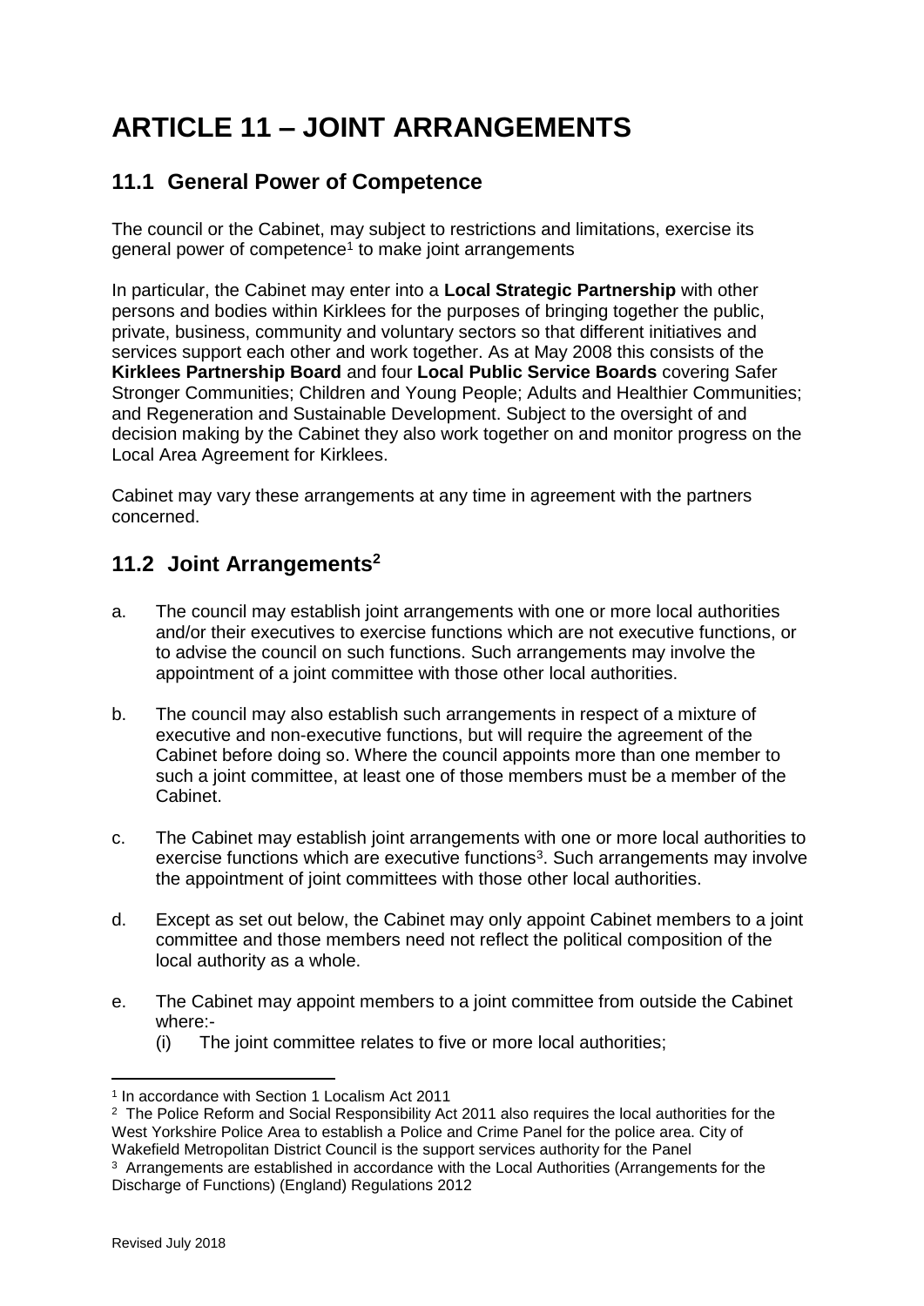# ARTICLE 11 – JOINT ARRANGEMENTS

## 11.1 General Power of Competence

The council or the Cabinet, may subject to restrictions and limitations, exercise its general power of competence[1] to make joint arrangements

In particular, the Cabinet may enter into a **Local Strategic Partnership** with other persons and bodies within Kirklees for the purposes of bringing together the public, private, business, community and voluntary sectors so that different initiatives and services support each other and work together. As at May 2008 this consists of the **Kirklees Partnership Board** and four **Local Public Service Boards** covering Safer Stronger Communities; Children and Young People; Adults and Healthier Communities; and Regeneration and Sustainable Development. Subject to the oversight of and decision making by the Cabinet they also work together on and monitor progress on the Local Area Agreement for Kirklees.

Cabinet may vary these arrangements at any time in agreement with the partners concerned.

## 11.2 Joint Arrangements[2]

a. The council may establish joint arrangements with one or more local authorities and/or their executives to exercise functions which are not executive functions, or to advise the council on such functions. Such arrangements may involve the appointment of a joint committee with those other local authorities.

b. The council may also establish such arrangements in respect of a mixture of executive and non-executive functions, but will require the agreement of the Cabinet before doing so. Where the council appoints more than one member to such a joint committee, at least one of those members must be a member of the Cabinet.

c. The Cabinet may establish joint arrangements with one or more local authorities to exercise functions which are executive functions[3]. Such arrangements may involve the appointment of joint committees with those other local authorities.

d. Except as set out below, the Cabinet may only appoint Cabinet members to a joint committee and those members need not reflect the political composition of the local authority as a whole.

e. The Cabinet may appoint members to a joint committee from outside the Cabinet where:-
   (i) The joint committee relates to five or more local authorities;

---

[1] In accordance with Section 1 Localism Act 2011

[2] The Police Reform and Social Responsibility Act 2011 also requires the local authorities for the West Yorkshire Police Area to establish a Police and Crime Panel for the police area. City of Wakefield Metropolitan District Council is the support services authority for the Panel

[3] Arrangements are established in accordance with the Local Authorities (Arrangements for the Discharge of Functions) (England) Regulations 2012

Revised July 2018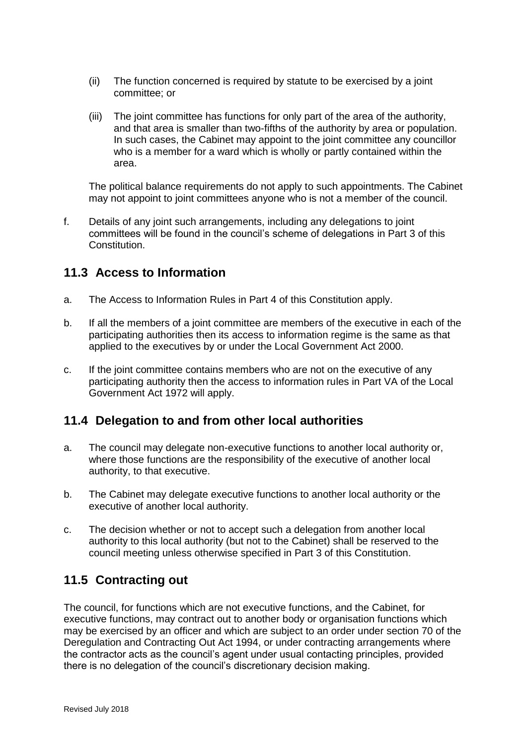(ii) The function concerned is required by statute to be exercised by a joint committee; or

(iii) The joint committee has functions for only part of the area of the authority, and that area is smaller than two-fifths of the authority by area or population. In such cases, the Cabinet may appoint to the joint committee any councillor who is a member for a ward which is wholly or partly contained within the area.

The political balance requirements do not apply to such appointments. The Cabinet may not appoint to joint committees anyone who is not a member of the council.

f. Details of any joint such arrangements, including any delegations to joint committees will be found in the council's scheme of delegations in Part 3 of this Constitution.

## 11.3 Access to Information

a. The Access to Information Rules in Part 4 of this Constitution apply.

b. If all the members of a joint committee are members of the executive in each of the participating authorities then its access to information regime is the same as that applied to the executives by or under the Local Government Act 2000.

c. If the joint committee contains members who are not on the executive of any participating authority then the access to information rules in Part VA of the Local Government Act 1972 will apply.

## 11.4 Delegation to and from other local authorities

a. The council may delegate non-executive functions to another local authority or, where those functions are the responsibility of the executive of another local authority, to that executive.

b. The Cabinet may delegate executive functions to another local authority or the executive of another local authority.

c. The decision whether or not to accept such a delegation from another local authority to this local authority (but not to the Cabinet) shall be reserved to the council meeting unless otherwise specified in Part 3 of this Constitution.

## 11.5 Contracting out

The council, for functions which are not executive functions, and the Cabinet, for executive functions, may contract out to another body or organisation functions which may be exercised by an officer and which are subject to an order under section 70 of the Deregulation and Contracting Out Act 1994, or under contracting arrangements where the contractor acts as the council's agent under usual contacting principles, provided there is no delegation of the council's discretionary decision making.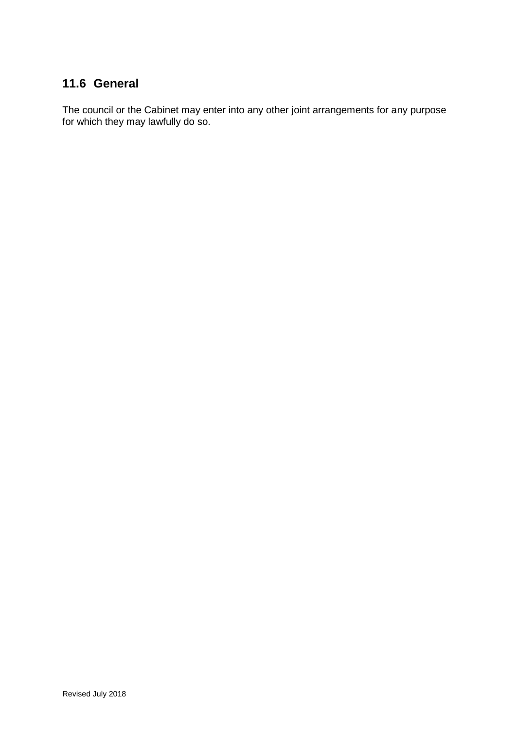## 11.6 General

The council or the Cabinet may enter into any other joint arrangements for any purpose for which they may lawfully do so.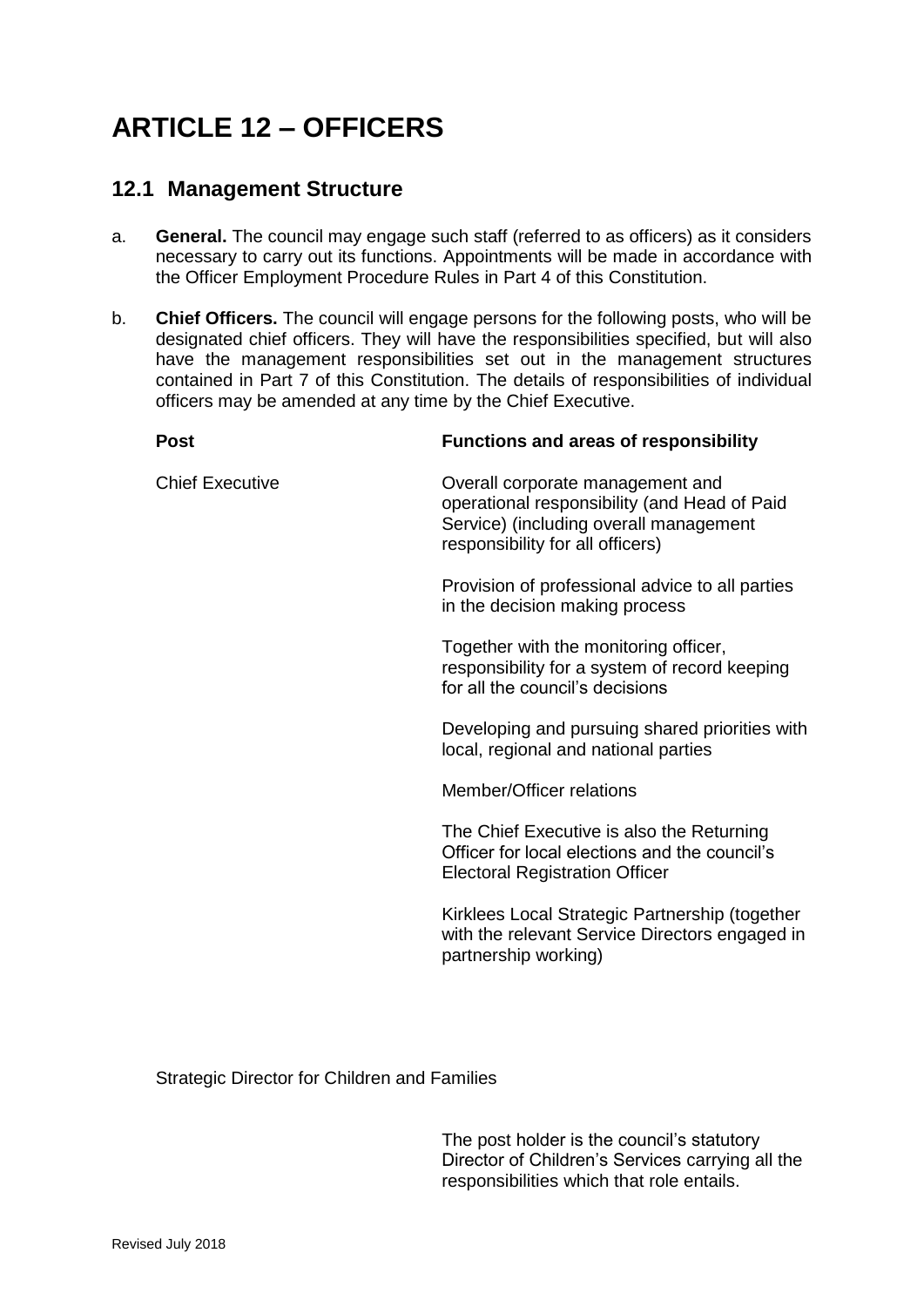# ARTICLE 12 – OFFICERS

## 12.1 Management Structure

a. **General.** The council may engage such staff (referred to as officers) as it considers necessary to carry out its functions. Appointments will be made in accordance with the Officer Employment Procedure Rules in Part 4 of this Constitution.

b. **Chief Officers.** The council will engage persons for the following posts, who will be designated chief officers. They will have the responsibilities specified, but will also have the management responsibilities set out in the management structures contained in Part 7 of this Constitution. The details of responsibilities of individual officers may be amended at any time by the Chief Executive.

| Post | Functions and areas of responsibility |
|---|---|
| Chief Executive | Overall corporate management and operational responsibility (and Head of Paid Service) (including overall management responsibility for all officers)<br><br>Provision of professional advice to all parties in the decision making process<br><br>Together with the monitoring officer, responsibility for a system of record keeping for all the council's decisions<br><br>Developing and pursuing shared priorities with local, regional and national parties<br><br>Member/Officer relations<br><br>The Chief Executive is also the Returning Officer for local elections and the council's Electoral Registration Officer<br><br>Kirklees Local Strategic Partnership (together with the relevant Service Directors engaged in partnership working) |
| Strategic Director for Children and Families | The post holder is the council's statutory Director of Children's Services carrying all the responsibilities which that role entails. |

Revised July 2018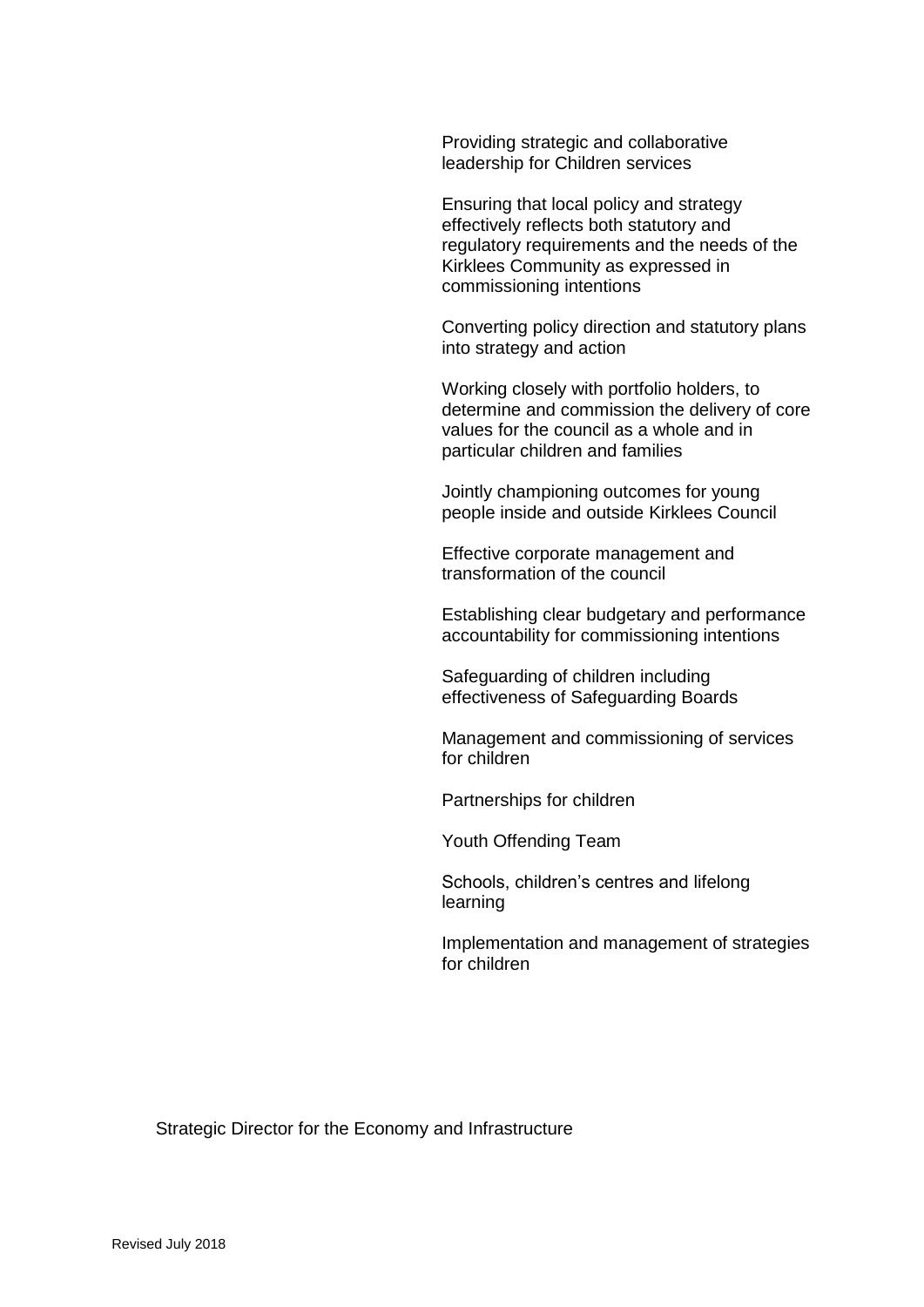Providing strategic and collaborative leadership for Children services

Ensuring that local policy and strategy effectively reflects both statutory and regulatory requirements and the needs of the Kirklees Community as expressed in commissioning intentions

Converting policy direction and statutory plans into strategy and action

Working closely with portfolio holders, to determine and commission the delivery of core values for the council as a whole and in particular children and families

Jointly championing outcomes for young people inside and outside Kirklees Council

Effective corporate management and transformation of the council

Establishing clear budgetary and performance accountability for commissioning intentions

Safeguarding of children including effectiveness of Safeguarding Boards

Management and commissioning of services for children

Partnerships for children

Youth Offending Team

Schools, children's centres and lifelong learning

Implementation and management of strategies for children

Strategic Director for the Economy and Infrastructure

Revised July 2018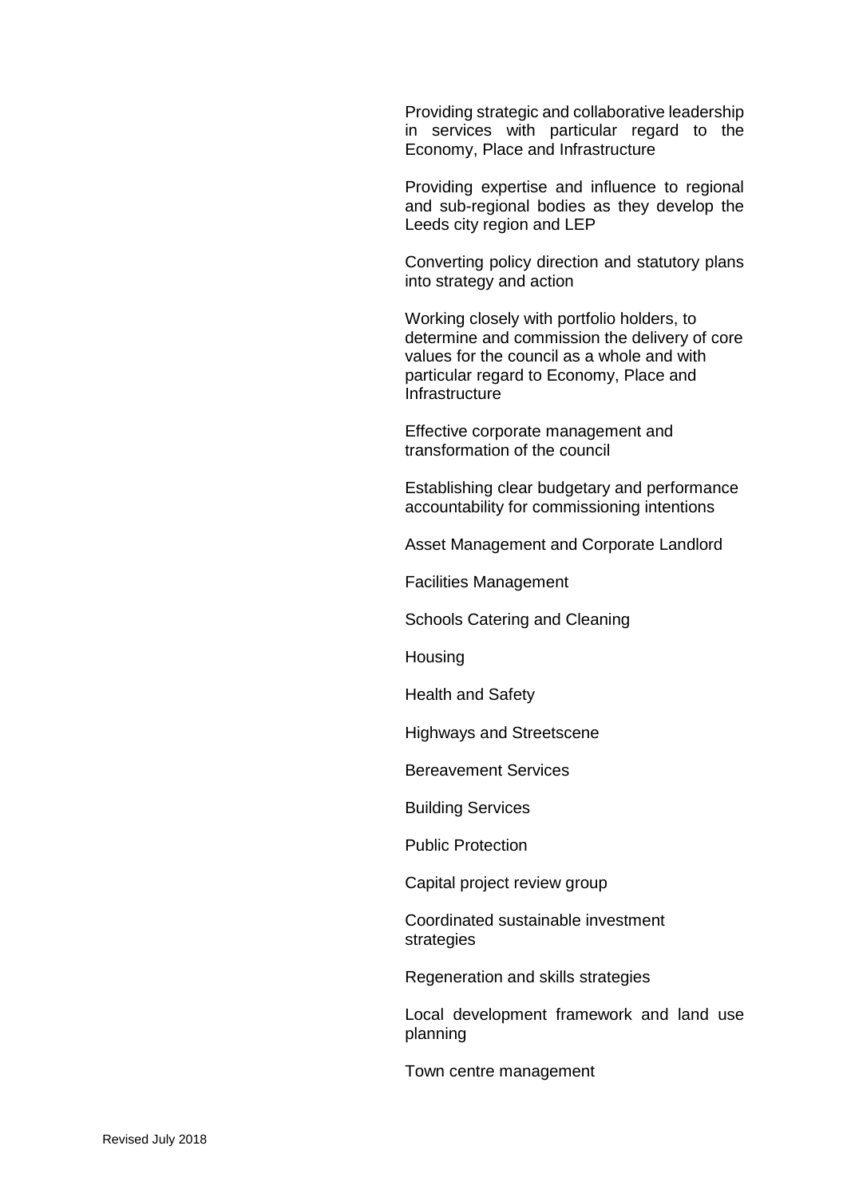Providing strategic and collaborative leadership in services with particular regard to the Economy, Place and Infrastructure

Providing expertise and influence to regional and sub-regional bodies as they develop the Leeds city region and LEP

Converting policy direction and statutory plans into strategy and action

Working closely with portfolio holders, to determine and commission the delivery of core values for the council as a whole and with particular regard to Economy, Place and Infrastructure

Effective corporate management and transformation of the council

Establishing clear budgetary and performance accountability for commissioning intentions

Asset Management and Corporate Landlord

Facilities Management

Schools Catering and Cleaning

Housing

Health and Safety

Highways and Streetscene

Bereavement Services

Building Services

Public Protection

Capital project review group

Coordinated sustainable investment strategies

Regeneration and skills strategies

Local development framework and land use planning

Town centre management

Revised July 2018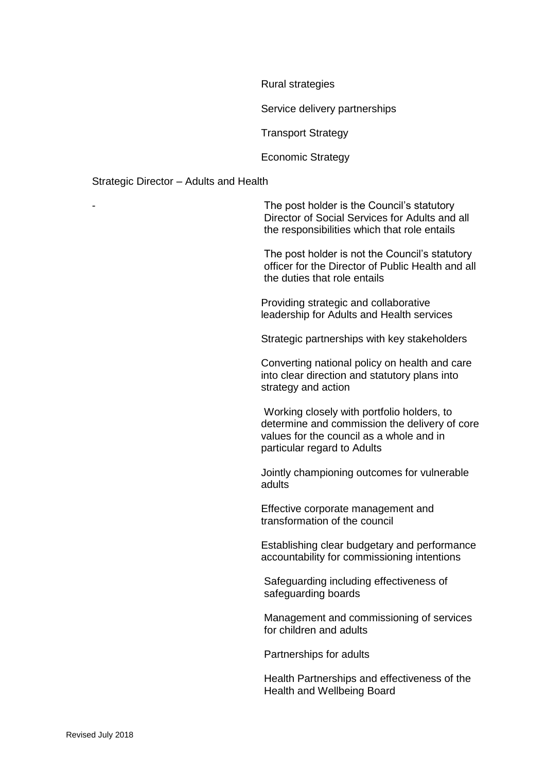Rural strategies

Service delivery partnerships

Transport Strategy

Economic Strategy

Strategic Director – Adults and Health

-

The post holder is the Council's statutory Director of Social Services for Adults and all the responsibilities which that role entails

The post holder is not the Council's statutory officer for the Director of Public Health and all the duties that role entails

Providing strategic and collaborative leadership for Adults and Health services

Strategic partnerships with key stakeholders

Converting national policy on health and care into clear direction and statutory plans into strategy and action

Working closely with portfolio holders, to determine and commission the delivery of core values for the council as a whole and in particular regard to Adults

Jointly championing outcomes for vulnerable adults

Effective corporate management and transformation of the council

Establishing clear budgetary and performance accountability for commissioning intentions

Safeguarding including effectiveness of safeguarding boards

Management and commissioning of services for children and adults

Partnerships for adults

Health Partnerships and effectiveness of the Health and Wellbeing Board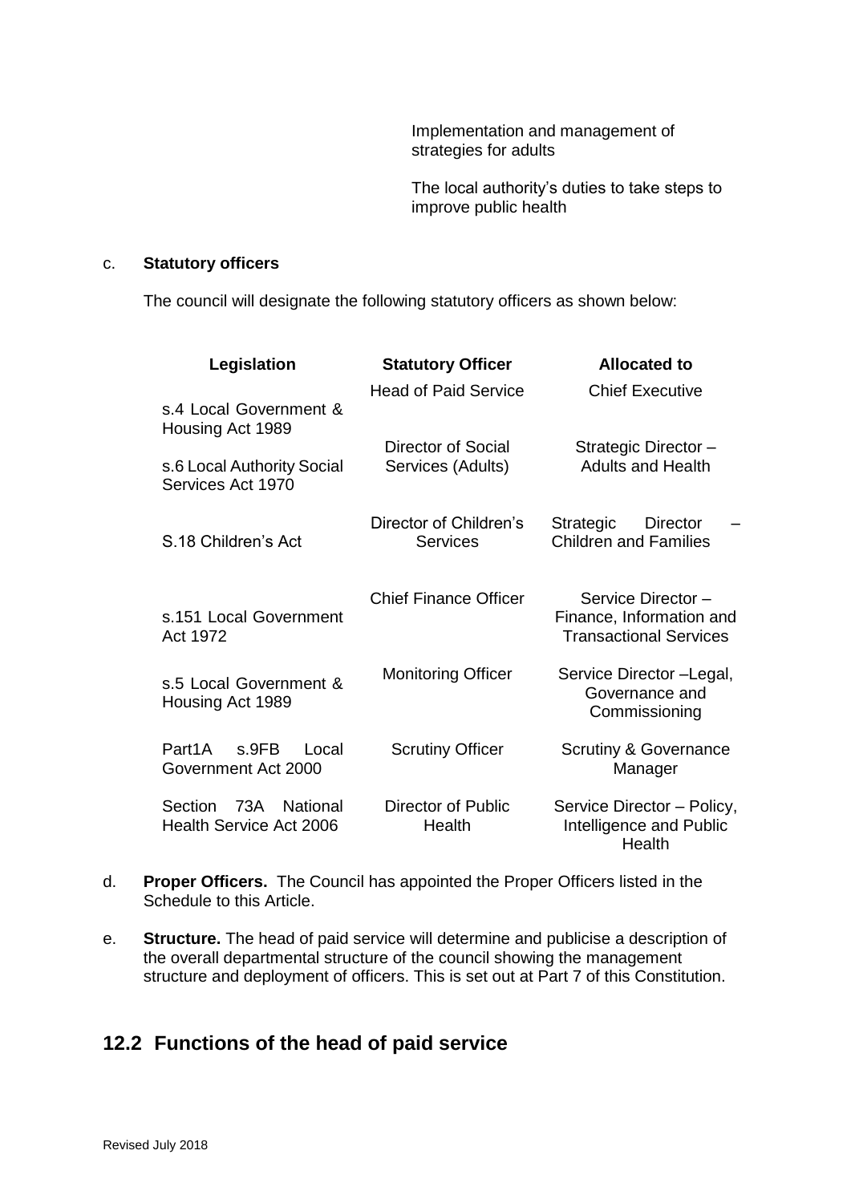Implementation and management of strategies for adults

The local authority's duties to take steps to improve public health

c. **Statutory officers**

The council will designate the following statutory officers as shown below:

| Legislation | Statutory Officer | Allocated to |
|---|---|---|
| s.4 Local Government & Housing Act 1989 | Head of Paid Service | Chief Executive |
| s.6 Local Authority Social Services Act 1970 | Director of Social Services (Adults) | Strategic Director – Adults and Health |
| S.18 Children's Act | Director of Children's Services | Strategic Director – Children and Families |
| s.151 Local Government Act 1972 | Chief Finance Officer | Service Director – Finance, Information and Transactional Services |
| s.5 Local Government & Housing Act 1989 | Monitoring Officer | Service Director –Legal, Governance and Commissioning |
| Part1A s.9FB Local Government Act 2000 | Scrutiny Officer | Scrutiny & Governance Manager |
| Section 73A National Health Service Act 2006 | Director of Public Health | Service Director – Policy, Intelligence and Public Health |

d. **Proper Officers.** The Council has appointed the Proper Officers listed in the Schedule to this Article.

e. **Structure.** The head of paid service will determine and publicise a description of the overall departmental structure of the council showing the management structure and deployment of officers. This is set out at Part 7 of this Constitution.

## 12.2 Functions of the head of paid service

Revised July 2018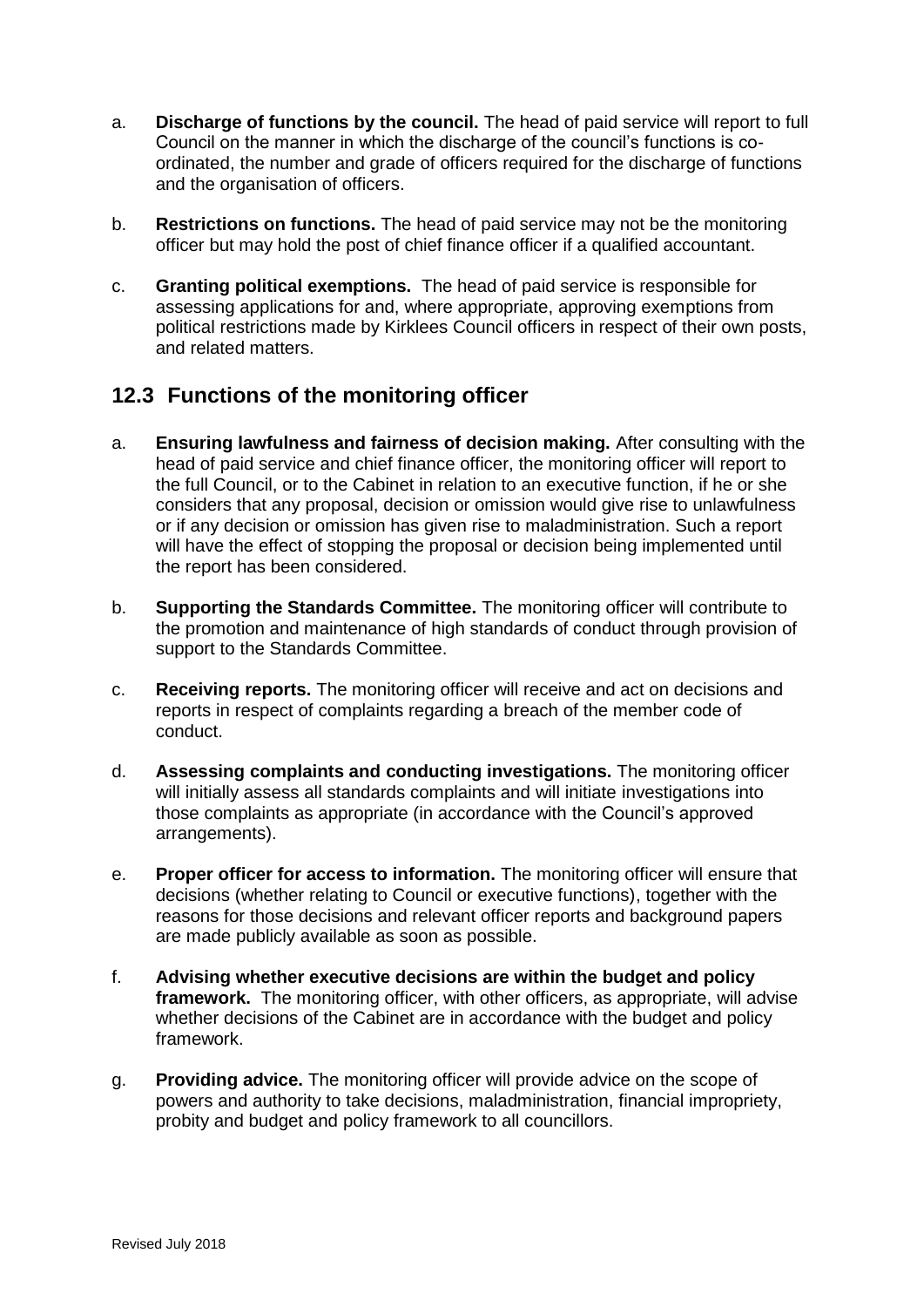a. **Discharge of functions by the council.** The head of paid service will report to full Council on the manner in which the discharge of the council's functions is co-ordinated, the number and grade of officers required for the discharge of functions and the organisation of officers.

b. **Restrictions on functions.** The head of paid service may not be the monitoring officer but may hold the post of chief finance officer if a qualified accountant.

c. **Granting political exemptions.** The head of paid service is responsible for assessing applications for and, where appropriate, approving exemptions from political restrictions made by Kirklees Council officers in respect of their own posts, and related matters.

## 12.3 Functions of the monitoring officer

a. **Ensuring lawfulness and fairness of decision making.** After consulting with the head of paid service and chief finance officer, the monitoring officer will report to the full Council, or to the Cabinet in relation to an executive function, if he or she considers that any proposal, decision or omission would give rise to unlawfulness or if any decision or omission has given rise to maladministration. Such a report will have the effect of stopping the proposal or decision being implemented until the report has been considered.

b. **Supporting the Standards Committee.** The monitoring officer will contribute to the promotion and maintenance of high standards of conduct through provision of support to the Standards Committee.

c. **Receiving reports.** The monitoring officer will receive and act on decisions and reports in respect of complaints regarding a breach of the member code of conduct.

d. **Assessing complaints and conducting investigations.** The monitoring officer will initially assess all standards complaints and will initiate investigations into those complaints as appropriate (in accordance with the Council's approved arrangements).

e. **Proper officer for access to information.** The monitoring officer will ensure that decisions (whether relating to Council or executive functions), together with the reasons for those decisions and relevant officer reports and background papers are made publicly available as soon as possible.

f. **Advising whether executive decisions are within the budget and policy framework.** The monitoring officer, with other officers, as appropriate, will advise whether decisions of the Cabinet are in accordance with the budget and policy framework.

g. **Providing advice.** The monitoring officer will provide advice on the scope of powers and authority to take decisions, maladministration, financial impropriety, probity and budget and policy framework to all councillors.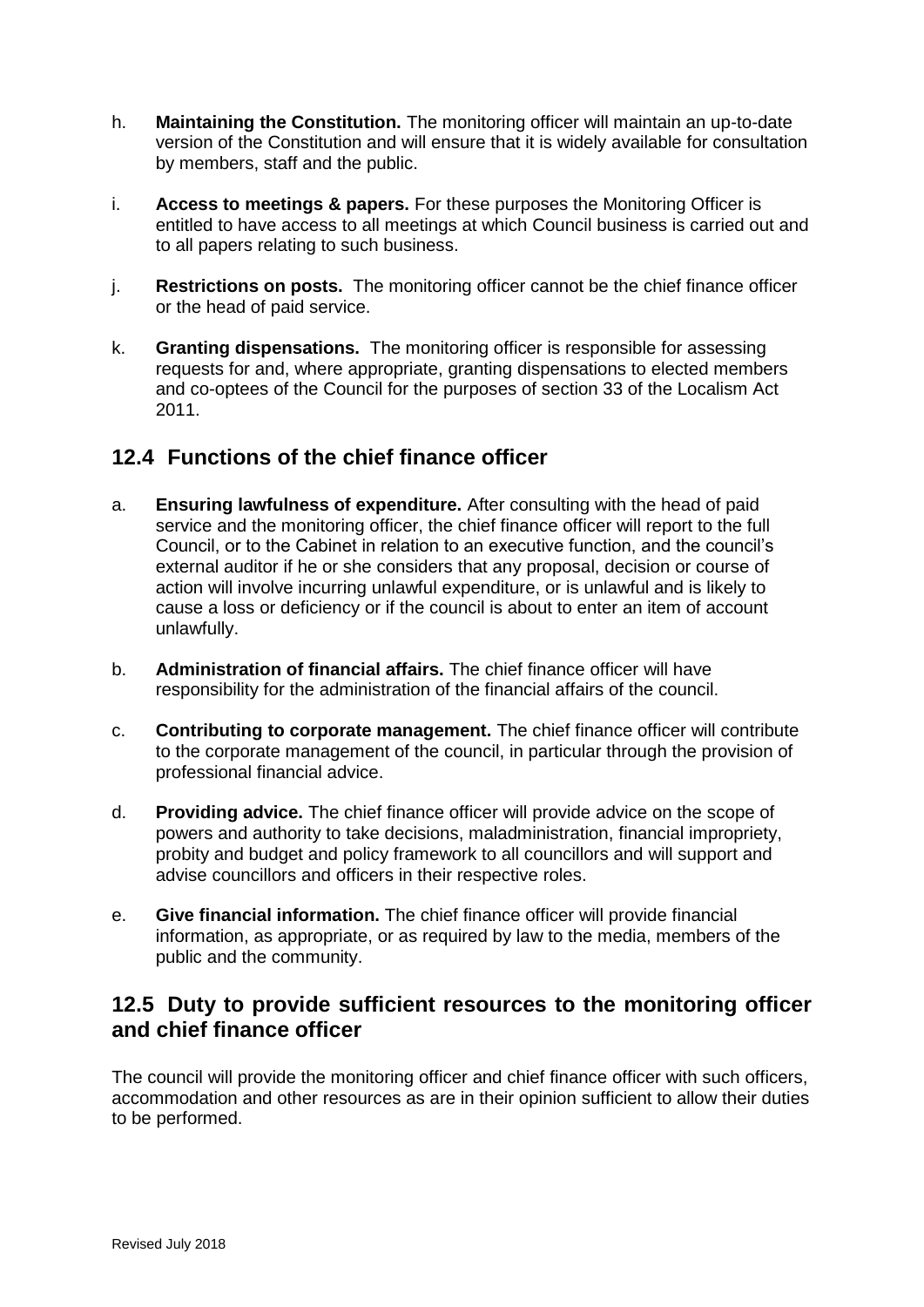h. **Maintaining the Constitution.** The monitoring officer will maintain an up-to-date version of the Constitution and will ensure that it is widely available for consultation by members, staff and the public.

i. **Access to meetings & papers.** For these purposes the Monitoring Officer is entitled to have access to all meetings at which Council business is carried out and to all papers relating to such business.

j. **Restrictions on posts.** The monitoring officer cannot be the chief finance officer or the head of paid service.

k. **Granting dispensations.** The monitoring officer is responsible for assessing requests for and, where appropriate, granting dispensations to elected members and co-optees of the Council for the purposes of section 33 of the Localism Act 2011.

## 12.4 Functions of the chief finance officer

a. **Ensuring lawfulness of expenditure.** After consulting with the head of paid service and the monitoring officer, the chief finance officer will report to the full Council, or to the Cabinet in relation to an executive function, and the council's external auditor if he or she considers that any proposal, decision or course of action will involve incurring unlawful expenditure, or is unlawful and is likely to cause a loss or deficiency or if the council is about to enter an item of account unlawfully.

b. **Administration of financial affairs.** The chief finance officer will have responsibility for the administration of the financial affairs of the council.

c. **Contributing to corporate management.** The chief finance officer will contribute to the corporate management of the council, in particular through the provision of professional financial advice.

d. **Providing advice.** The chief finance officer will provide advice on the scope of powers and authority to take decisions, maladministration, financial impropriety, probity and budget and policy framework to all councillors and will support and advise councillors and officers in their respective roles.

e. **Give financial information.** The chief finance officer will provide financial information, as appropriate, or as required by law to the media, members of the public and the community.

## 12.5 Duty to provide sufficient resources to the monitoring officer and chief finance officer

The council will provide the monitoring officer and chief finance officer with such officers, accommodation and other resources as are in their opinion sufficient to allow their duties to be performed.

Revised July 2018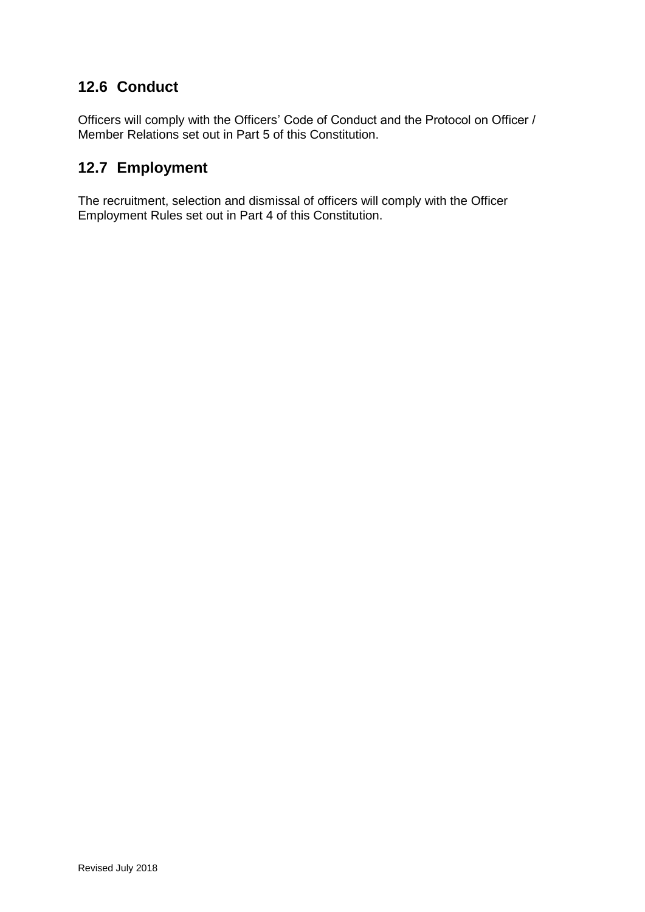## 12.6 Conduct

Officers will comply with the Officers’ Code of Conduct and the Protocol on Officer / Member Relations set out in Part 5 of this Constitution.

## 12.7 Employment

The recruitment, selection and dismissal of officers will comply with the Officer Employment Rules set out in Part 4 of this Constitution.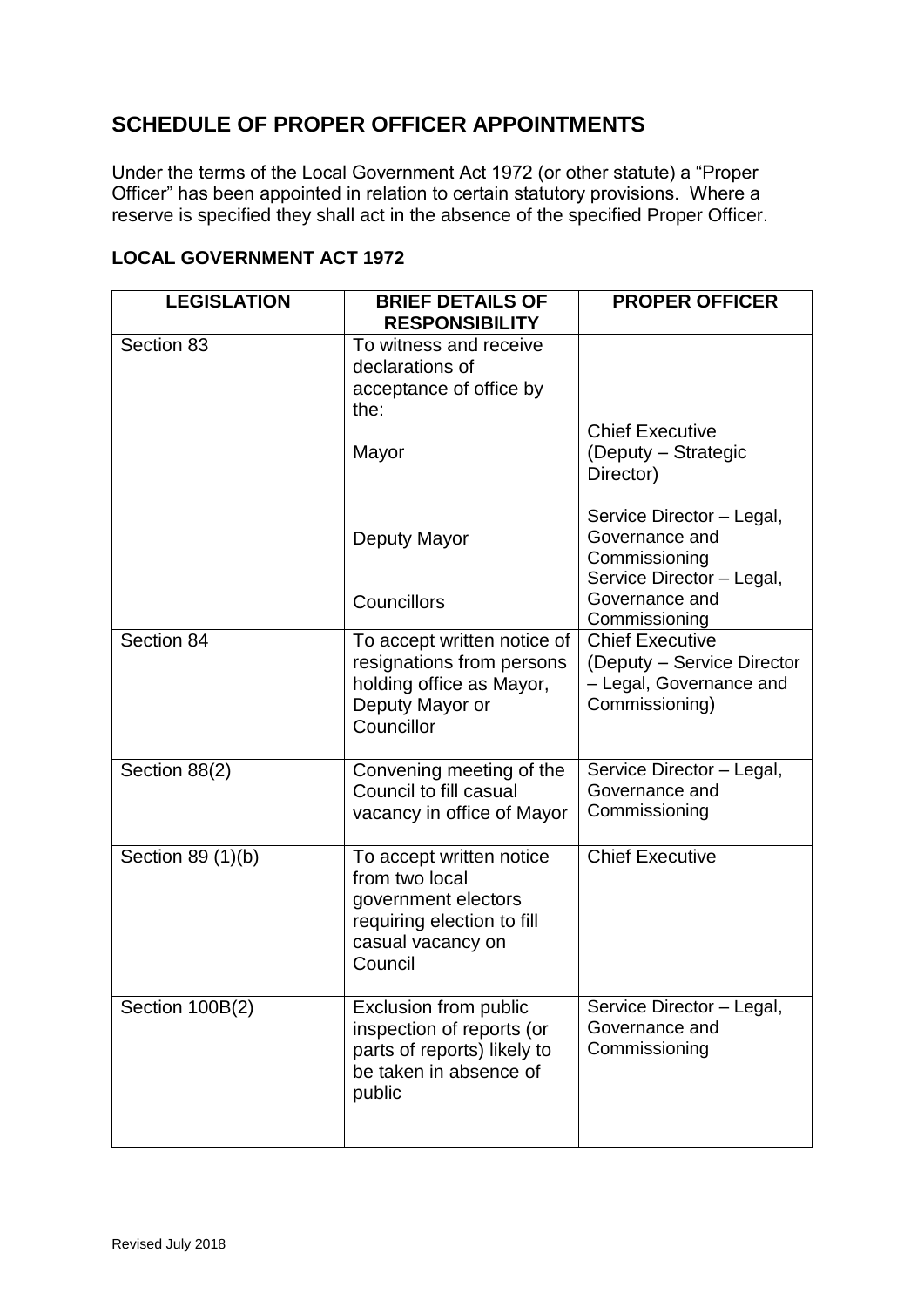## SCHEDULE OF PROPER OFFICER APPOINTMENTS

Under the terms of the Local Government Act 1972 (or other statute) a "Proper Officer" has been appointed in relation to certain statutory provisions. Where a reserve is specified they shall act in the absence of the specified Proper Officer.

### LOCAL GOVERNMENT ACT 1972

| LEGISLATION | BRIEF DETAILS OF RESPONSIBILITY | PROPER OFFICER |
|---|---|---|
| Section 83 | To witness and receive declarations of acceptance of office by the: | |
| | Mayor | Chief Executive (Deputy – Strategic Director) |
| | Deputy Mayor | Service Director – Legal, Governance and Commissioning |
| | Councillors | Service Director – Legal, Governance and Commissioning |
| Section 84 | To accept written notice of resignations from persons holding office as Mayor, Deputy Mayor or Councillor | Chief Executive (Deputy – Service Director – Legal, Governance and Commissioning) |
| Section 88(2) | Convening meeting of the Council to fill casual vacancy in office of Mayor | Service Director – Legal, Governance and Commissioning |
| Section 89 (1)(b) | To accept written notice from two local government electors requiring election to fill casual vacancy on Council | Chief Executive |
| Section 100B(2) | Exclusion from public inspection of reports (or parts of reports) likely to be taken in absence of public | Service Director – Legal, Governance and Commissioning |

Revised July 2018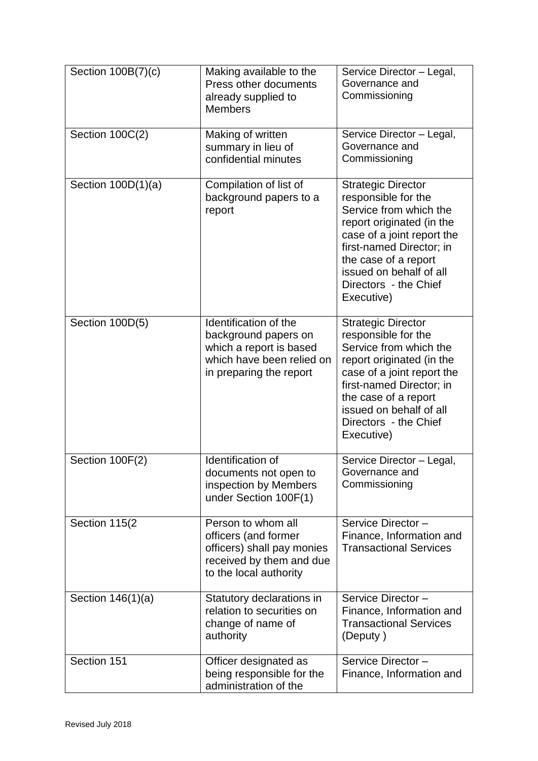| Section 100B(7)(c) | Making available to the Press other documents already supplied to Members | Service Director – Legal, Governance and Commissioning |
|---|---|---|
| Section 100C(2) | Making of written summary in lieu of confidential minutes | Service Director – Legal, Governance and Commissioning |
| Section 100D(1)(a) | Compilation of list of background papers to a report | Strategic Director responsible for the Service from which the report originated (in the case of a joint report the first-named Director; in the case of a report issued on behalf of all Directors - the Chief Executive) |
| Section 100D(5) | Identification of the background papers on which a report is based which have been relied on in preparing the report | Strategic Director responsible for the Service from which the report originated (in the case of a joint report the first-named Director; in the case of a report issued on behalf of all Directors - the Chief Executive) |
| Section 100F(2) | Identification of documents not open to inspection by Members under Section 100F(1) | Service Director – Legal, Governance and Commissioning |
| Section 115(2 | Person to whom all officers (and former officers) shall pay monies received by them and due to the local authority | Service Director – Finance, Information and Transactional Services |
| Section 146(1)(a) | Statutory declarations in relation to securities on change of name of authority | Service Director – Finance, Information and Transactional Services (Deputy ) |
| Section 151 | Officer designated as being responsible for the administration of the | Service Director – Finance, Information and |

Revised July 2018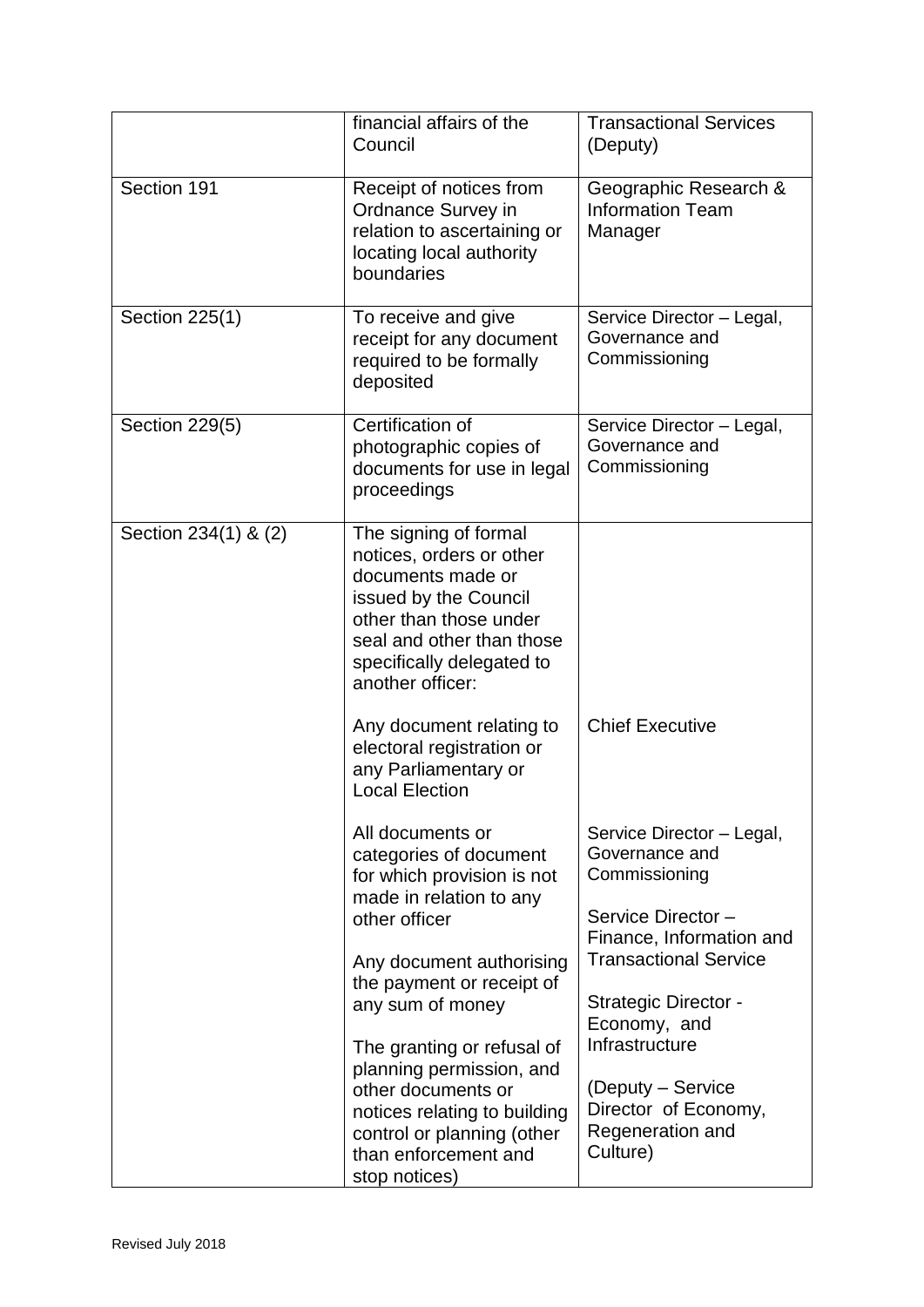| | | |
|---|---|---|
| | financial affairs of the Council | Transactional Services (Deputy) |
| Section 191 | Receipt of notices from Ordnance Survey in relation to ascertaining or locating local authority boundaries | Geographic Research & Information Team Manager |
| Section 225(1) | To receive and give receipt for any document required to be formally deposited | Service Director – Legal, Governance and Commissioning |
| Section 229(5) | Certification of photographic copies of documents for use in legal proceedings | Service Director – Legal, Governance and Commissioning |
| Section 234(1) & (2) | The signing of formal notices, orders or other documents made or issued by the Council other than those under seal and other than those specifically delegated to another officer: | |
| | Any document relating to electoral registration or any Parliamentary or Local Election | Chief Executive |
| | All documents or categories of document for which provision is not made in relation to any other officer | Service Director – Legal, Governance and Commissioning |
| | Any document authorising the payment or receipt of any sum of money | Service Director – Finance, Information and Transactional Service |
| | The granting or refusal of planning permission, and other documents or notices relating to building control or planning (other than enforcement and stop notices) | Strategic Director - Economy, and Infrastructure<br><br>(Deputy – Service Director of Economy, Regeneration and Culture) |

Revised July 2018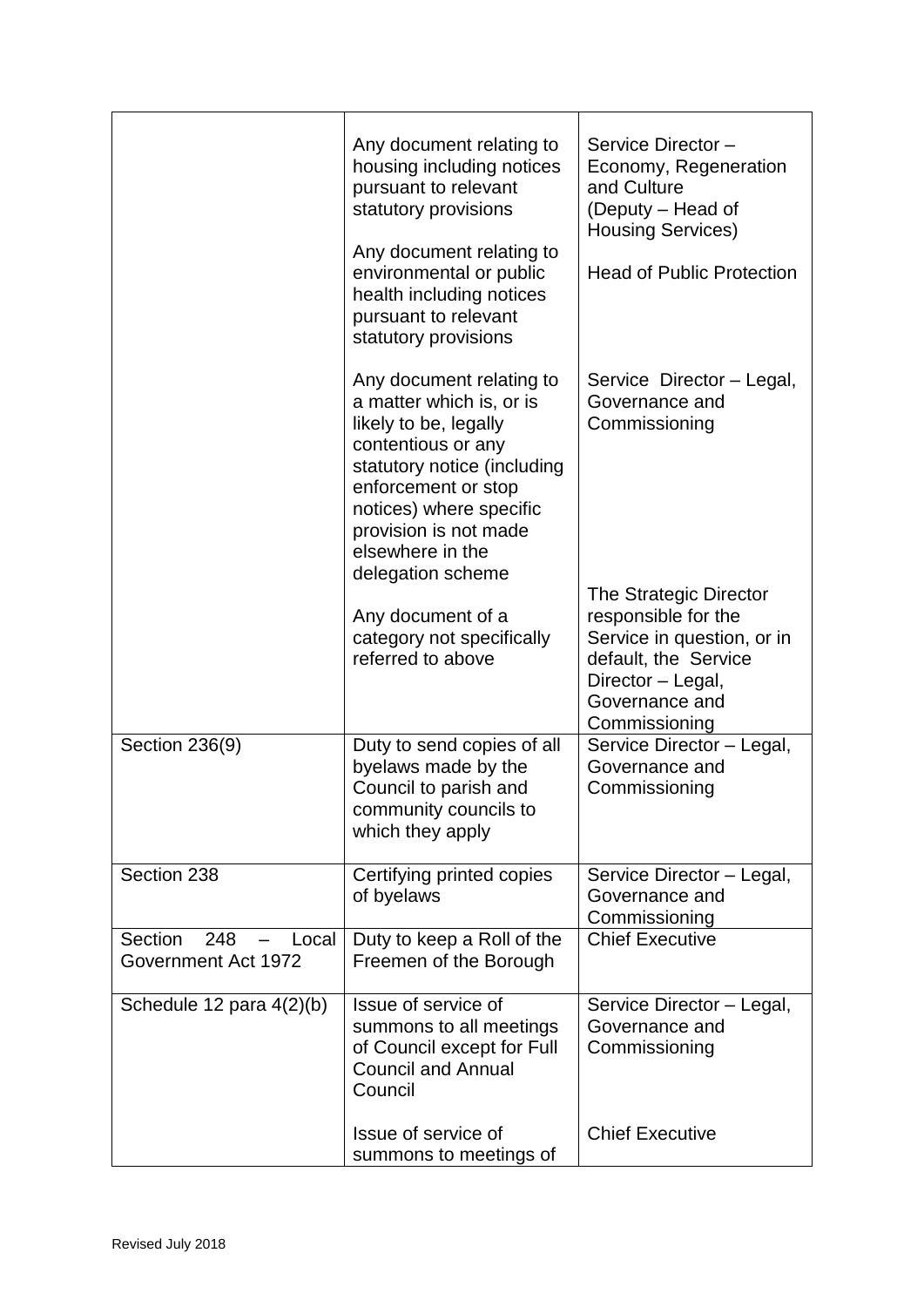| | | |
|---|---|---|
| | Any document relating to housing including notices pursuant to relevant statutory provisions | Service Director – Economy, Regeneration and Culture (Deputy – Head of Housing Services) |
| | Any document relating to environmental or public health including notices pursuant to relevant statutory provisions | Head of Public Protection |
| | Any document relating to a matter which is, or is likely to be, legally contentious or any statutory notice (including enforcement or stop notices) where specific provision is not made elsewhere in the delegation scheme | Service Director – Legal, Governance and Commissioning |
| | Any document of a category not specifically referred to above | The Strategic Director responsible for the Service in question, or in default, the Service Director – Legal, Governance and Commissioning |
| Section 236(9) | Duty to send copies of all byelaws made by the Council to parish and community councils to which they apply | Service Director – Legal, Governance and Commissioning |
| Section 238 | Certifying printed copies of byelaws | Service Director – Legal, Governance and Commissioning |
| Section 248 – Local Government Act 1972 | Duty to keep a Roll of the Freemen of the Borough | Chief Executive |
| Schedule 12 para 4(2)(b) | Issue of service of summons to all meetings of Council except for Full Council and Annual Council | Service Director – Legal, Governance and Commissioning |
| | Issue of service of summons to meetings of | Chief Executive |

Revised July 2018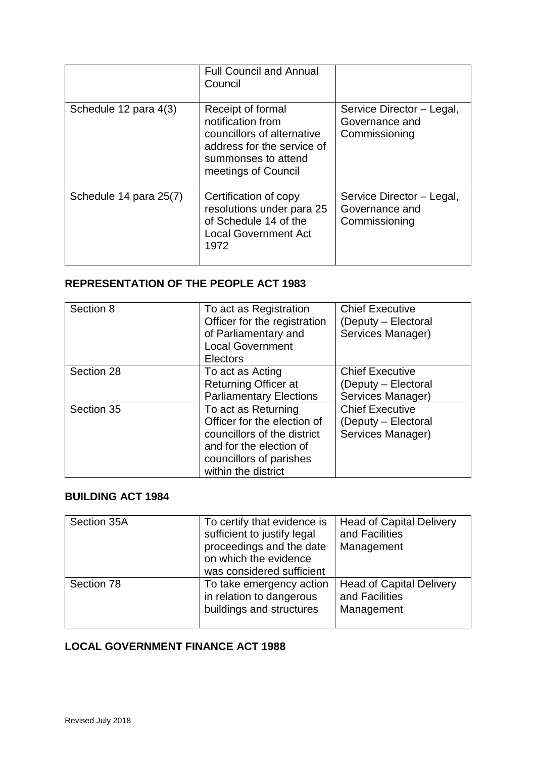| | | |
|---|---|---|
| | Full Council and Annual Council | |
| Schedule 12 para 4(3) | Receipt of formal notification from councillors of alternative address for the service of summonses to attend meetings of Council | Service Director – Legal, Governance and Commissioning |
| Schedule 14 para 25(7) | Certification of copy resolutions under para 25 of Schedule 14 of the Local Government Act 1972 | Service Director – Legal, Governance and Commissioning |

## REPRESENTATION OF THE PEOPLE ACT 1983

| | | |
|---|---|---|
| Section 8 | To act as Registration Officer for the registration of Parliamentary and Local Government Electors | Chief Executive (Deputy – Electoral Services Manager) |
| Section 28 | To act as Acting Returning Officer at Parliamentary Elections | Chief Executive (Deputy – Electoral Services Manager) |
| Section 35 | To act as Returning Officer for the election of councillors of the district and for the election of councillors of parishes within the district | Chief Executive (Deputy – Electoral Services Manager) |

## BUILDING ACT 1984

| | | |
|---|---|---|
| Section 35A | To certify that evidence is sufficient to justify legal proceedings and the date on which the evidence was considered sufficient | Head of Capital Delivery and Facilities Management |
| Section 78 | To take emergency action in relation to dangerous buildings and structures | Head of Capital Delivery and Facilities Management |

## LOCAL GOVERNMENT FINANCE ACT 1988

Revised July 2018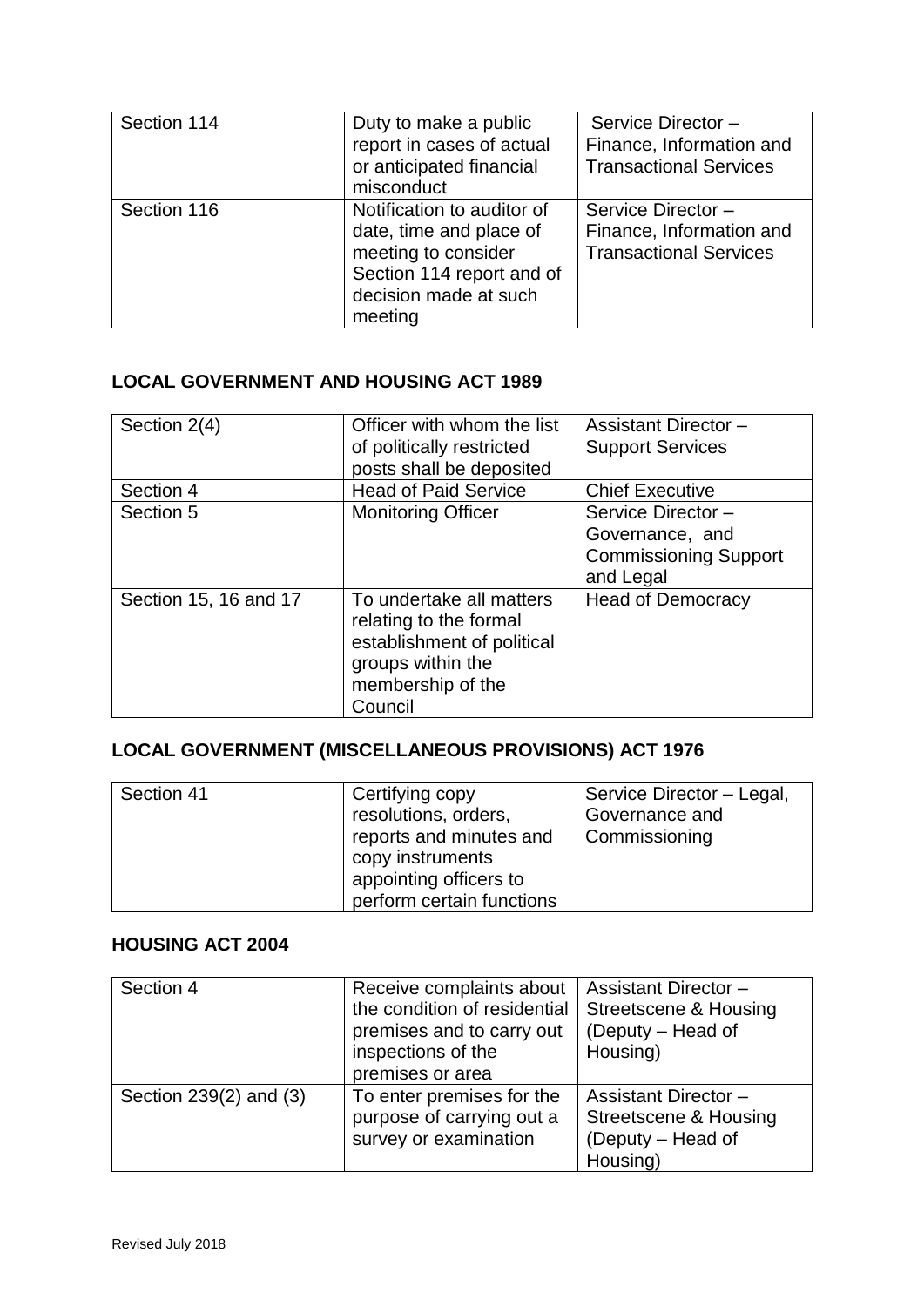| Section 114 | Duty to make a public report in cases of actual or anticipated financial misconduct | Service Director – Finance, Information and Transactional Services |
|---|---|---|
| Section 116 | Notification to auditor of date, time and place of meeting to consider Section 114 report and of decision made at such meeting | Service Director – Finance, Information and Transactional Services |

**LOCAL GOVERNMENT AND HOUSING ACT 1989**

| Section 2(4) | Officer with whom the list of politically restricted posts shall be deposited | Assistant Director – Support Services |
|---|---|---|
| Section 4 | Head of Paid Service | Chief Executive |
| Section 5 | Monitoring Officer | Service Director – Governance, and Commissioning Support and Legal |
| Section 15, 16 and 17 | To undertake all matters relating to the formal establishment of political groups within the membership of the Council | Head of Democracy |

**LOCAL GOVERNMENT (MISCELLANEOUS PROVISIONS) ACT 1976**

| Section 41 | Certifying copy resolutions, orders, reports and minutes and copy instruments appointing officers to perform certain functions | Service Director – Legal, Governance and Commissioning |
|---|---|---|

**HOUSING ACT 2004**

| Section 4 | Receive complaints about the condition of residential premises and to carry out inspections of the premises or area | Assistant Director – Streetscene & Housing (Deputy – Head of Housing) |
|---|---|---|
| Section 239(2) and (3) | To enter premises for the purpose of carrying out a survey or examination | Assistant Director – Streetscene & Housing (Deputy – Head of Housing) |

Revised July 2018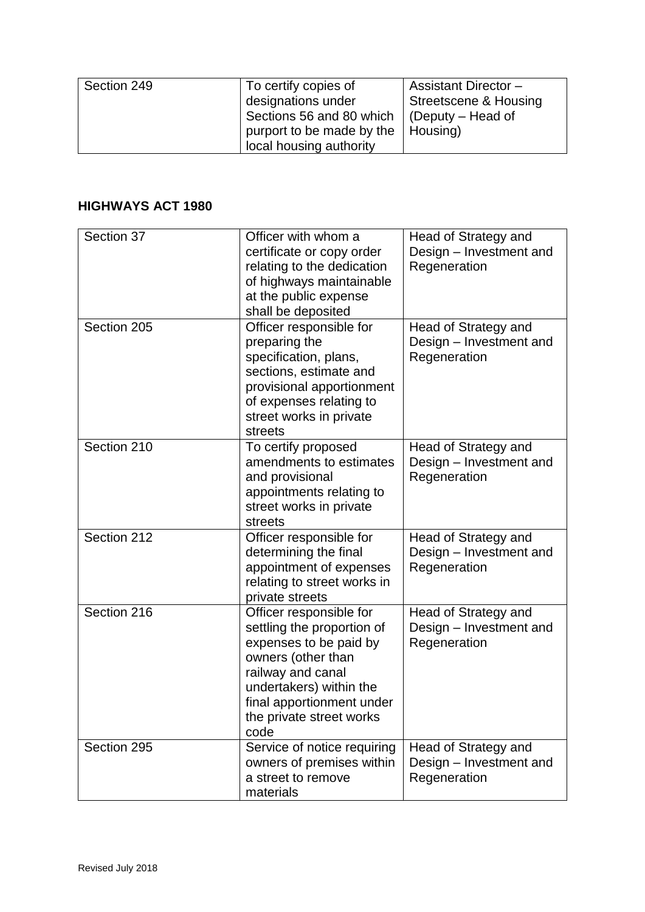| Section 249 | To certify copies of designations under Sections 56 and 80 which purport to be made by the local housing authority | Assistant Director – Streetscene & Housing (Deputy – Head of Housing) |
|---|---|---|

**HIGHWAYS ACT 1980**

| Section 37 | Officer with whom a certificate or copy order relating to the dedication of highways maintainable at the public expense shall be deposited | Head of Strategy and Design – Investment and Regeneration |
|---|---|---|
| Section 205 | Officer responsible for preparing the specification, plans, sections, estimate and provisional apportionment of expenses relating to street works in private streets | Head of Strategy and Design – Investment and Regeneration |
| Section 210 | To certify proposed amendments to estimates and provisional appointments relating to street works in private streets | Head of Strategy and Design – Investment and Regeneration |
| Section 212 | Officer responsible for determining the final appointment of expenses relating to street works in private streets | Head of Strategy and Design – Investment and Regeneration |
| Section 216 | Officer responsible for settling the proportion of expenses to be paid by owners (other than railway and canal undertakers) within the final apportionment under the private street works code | Head of Strategy and Design – Investment and Regeneration |
| Section 295 | Service of notice requiring owners of premises within a street to remove materials | Head of Strategy and Design – Investment and Regeneration |

Revised July 2018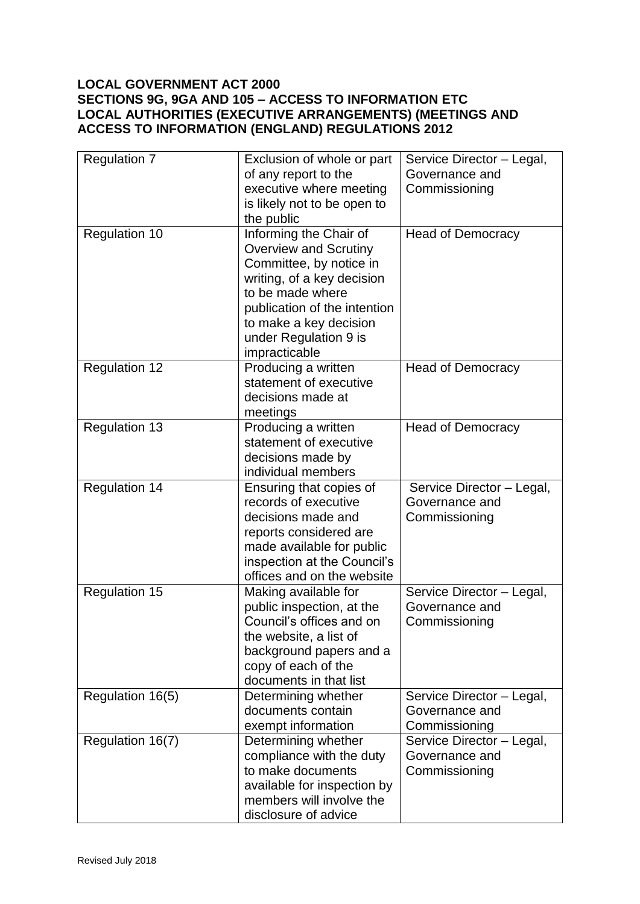**LOCAL GOVERNMENT ACT 2000**
**SECTIONS 9G, 9GA AND 105 – ACCESS TO INFORMATION ETC**
**LOCAL AUTHORITIES (EXECUTIVE ARRANGEMENTS) (MEETINGS AND ACCESS TO INFORMATION (ENGLAND) REGULATIONS 2012**

| | | |
|---|---|---|
| Regulation 7 | Exclusion of whole or part of any report to the executive where meeting is likely not to be open to the public | Service Director – Legal, Governance and Commissioning |
| Regulation 10 | Informing the Chair of Overview and Scrutiny Committee, by notice in writing, of a key decision to be made where publication of the intention to make a key decision under Regulation 9 is impracticable | Head of Democracy |
| Regulation 12 | Producing a written statement of executive decisions made at meetings | Head of Democracy |
| Regulation 13 | Producing a written statement of executive decisions made by individual members | Head of Democracy |
| Regulation 14 | Ensuring that copies of records of executive decisions made and reports considered are made available for public inspection at the Council's offices and on the website | Service Director – Legal, Governance and Commissioning |
| Regulation 15 | Making available for public inspection, at the Council's offices and on the website, a list of background papers and a copy of each of the documents in that list | Service Director – Legal, Governance and Commissioning |
| Regulation 16(5) | Determining whether documents contain exempt information | Service Director – Legal, Governance and Commissioning |
| Regulation 16(7) | Determining whether compliance with the duty to make documents available for inspection by members will involve the disclosure of advice | Service Director – Legal, Governance and Commissioning |

Revised July 2018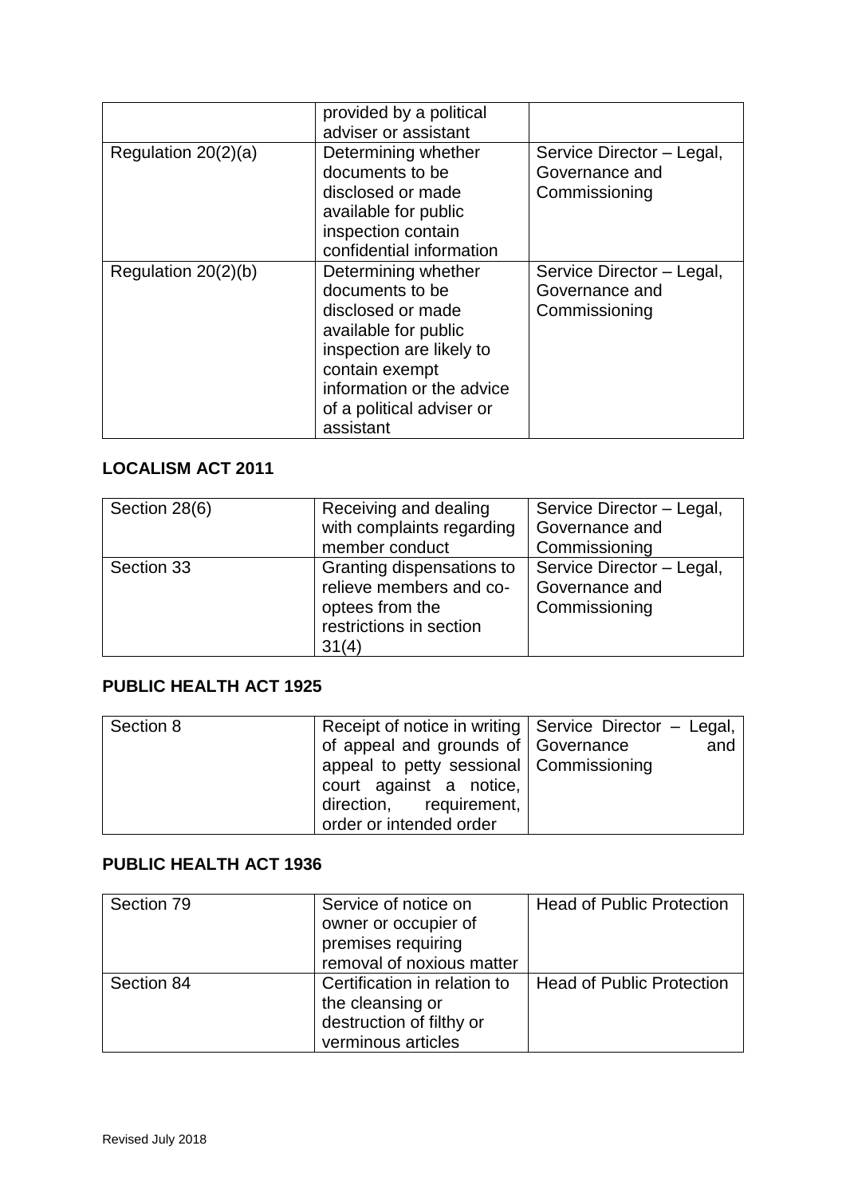| | | |
|---|---|---|
| | provided by a political adviser or assistant | |
| Regulation 20(2)(a) | Determining whether documents to be disclosed or made available for public inspection contain confidential information | Service Director – Legal, Governance and Commissioning |
| Regulation 20(2)(b) | Determining whether documents to be disclosed or made available for public inspection are likely to contain exempt information or the advice of a political adviser or assistant | Service Director – Legal, Governance and Commissioning |

**LOCALISM ACT 2011**

| | | |
|---|---|---|
| Section 28(6) | Receiving and dealing with complaints regarding member conduct | Service Director – Legal, Governance and Commissioning |
| Section 33 | Granting dispensations to relieve members and co-optees from the restrictions in section 31(4) | Service Director – Legal, Governance and Commissioning |

**PUBLIC HEALTH ACT 1925**

| | | |
|---|---|---|
| Section 8 | Receipt of notice in writing of appeal and grounds of appeal to petty sessional court against a notice, direction, requirement, order or intended order | Service Director – Legal, Governance and Commissioning |

**PUBLIC HEALTH ACT 1936**

| | | |
|---|---|---|
| Section 79 | Service of notice on owner or occupier of premises requiring removal of noxious matter | Head of Public Protection |
| Section 84 | Certification in relation to the cleansing or destruction of filthy or verminous articles | Head of Public Protection |

Revised July 2018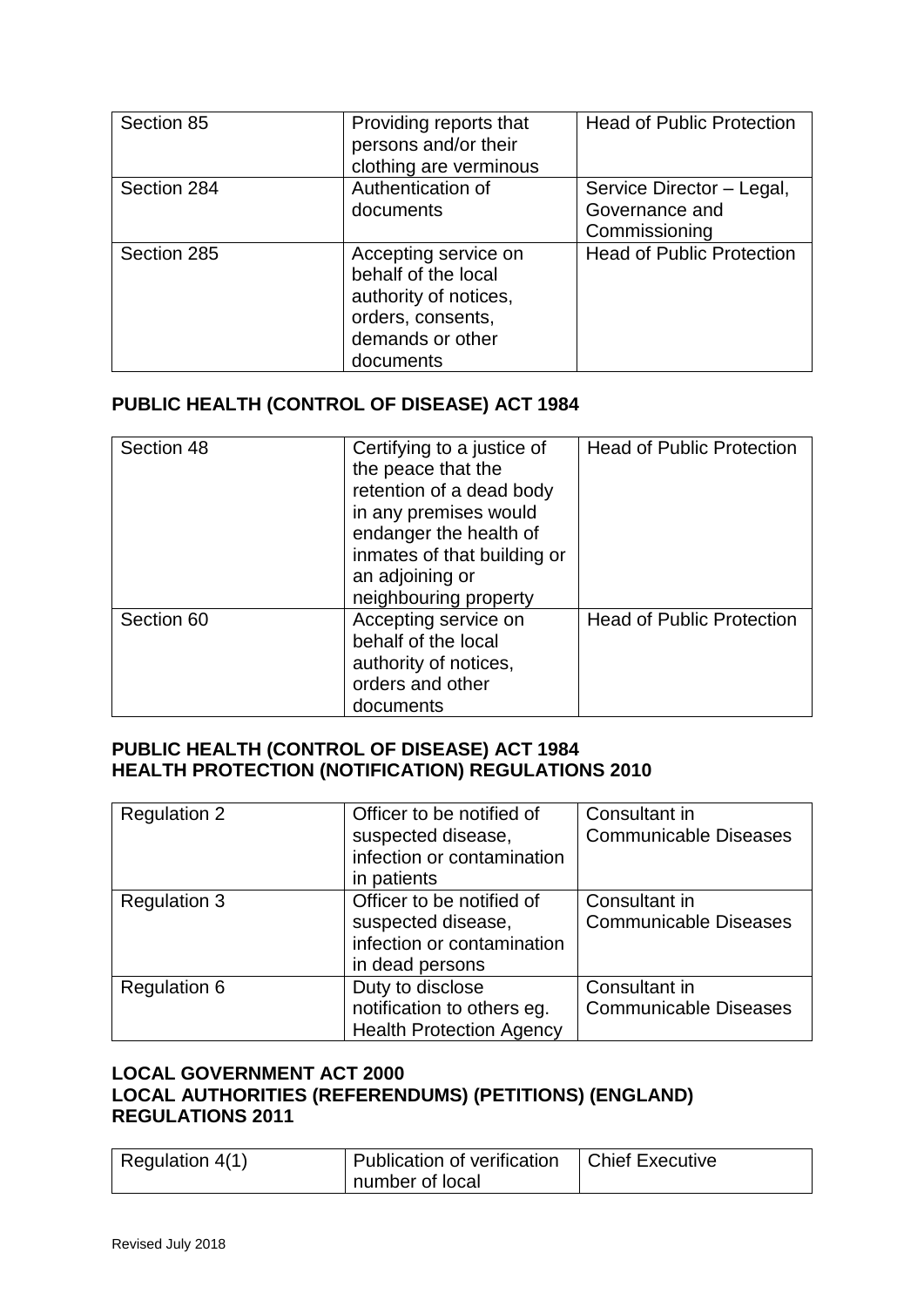| Section 85 | Providing reports that persons and/or their clothing are verminous | Head of Public Protection |
|---|---|---|
| Section 284 | Authentication of documents | Service Director – Legal, Governance and Commissioning |
| Section 285 | Accepting service on behalf of the local authority of notices, orders, consents, demands or other documents | Head of Public Protection |

**PUBLIC HEALTH (CONTROL OF DISEASE) ACT 1984**

| Section 48 | Certifying to a justice of the peace that the retention of a dead body in any premises would endanger the health of inmates of that building or an adjoining or neighbouring property | Head of Public Protection |
|---|---|---|
| Section 60 | Accepting service on behalf of the local authority of notices, orders and other documents | Head of Public Protection |

**PUBLIC HEALTH (CONTROL OF DISEASE) ACT 1984**
**HEALTH PROTECTION (NOTIFICATION) REGULATIONS 2010**

| Regulation 2 | Officer to be notified of suspected disease, infection or contamination in patients | Consultant in Communicable Diseases |
|---|---|---|
| Regulation 3 | Officer to be notified of suspected disease, infection or contamination in dead persons | Consultant in Communicable Diseases |
| Regulation 6 | Duty to disclose notification to others eg. Health Protection Agency | Consultant in Communicable Diseases |

**LOCAL GOVERNMENT ACT 2000**
**LOCAL AUTHORITIES (REFERENDUMS) (PETITIONS) (ENGLAND) REGULATIONS 2011**

| Regulation 4(1) | Publication of verification number of local | Chief Executive |
|---|---|---|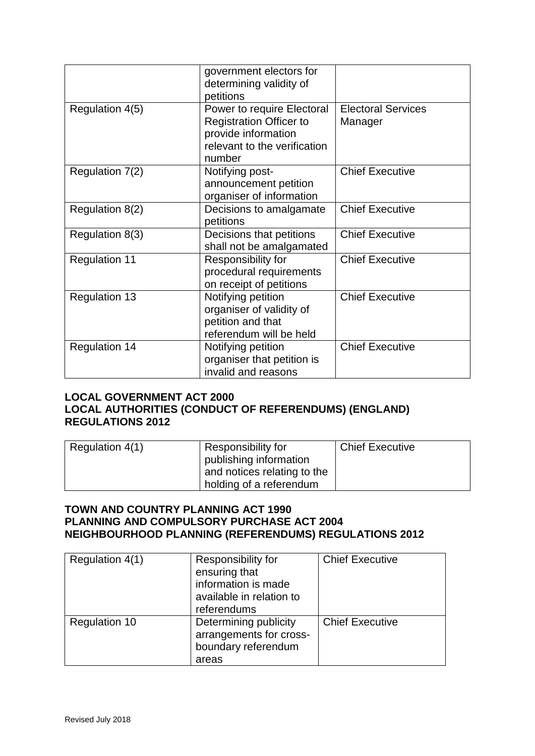| | government electors for determining validity of petitions | |
|---|---|---|
| Regulation 4(5) | Power to require Electoral Registration Officer to provide information relevant to the verification number | Electoral Services Manager |
| Regulation 7(2) | Notifying post-announcement petition organiser of information | Chief Executive |
| Regulation 8(2) | Decisions to amalgamate petitions | Chief Executive |
| Regulation 8(3) | Decisions that petitions shall not be amalgamated | Chief Executive |
| Regulation 11 | Responsibility for procedural requirements on receipt of petitions | Chief Executive |
| Regulation 13 | Notifying petition organiser of validity of petition and that referendum will be held | Chief Executive |
| Regulation 14 | Notifying petition organiser that petition is invalid and reasons | Chief Executive |

**LOCAL GOVERNMENT ACT 2000**
**LOCAL AUTHORITIES (CONDUCT OF REFERENDUMS) (ENGLAND) REGULATIONS 2012**

| | | |
|---|---|---|
| Regulation 4(1) | Responsibility for publishing information and notices relating to the holding of a referendum | Chief Executive |

**TOWN AND COUNTRY PLANNING ACT 1990**
**PLANNING AND COMPULSORY PURCHASE ACT 2004**
**NEIGHBOURHOOD PLANNING (REFERENDUMS) REGULATIONS 2012**

| | | |
|---|---|---|
| Regulation 4(1) | Responsibility for ensuring that information is made available in relation to referendums | Chief Executive |
| Regulation 10 | Determining publicity arrangements for cross-boundary referendum areas | Chief Executive |

Revised July 2018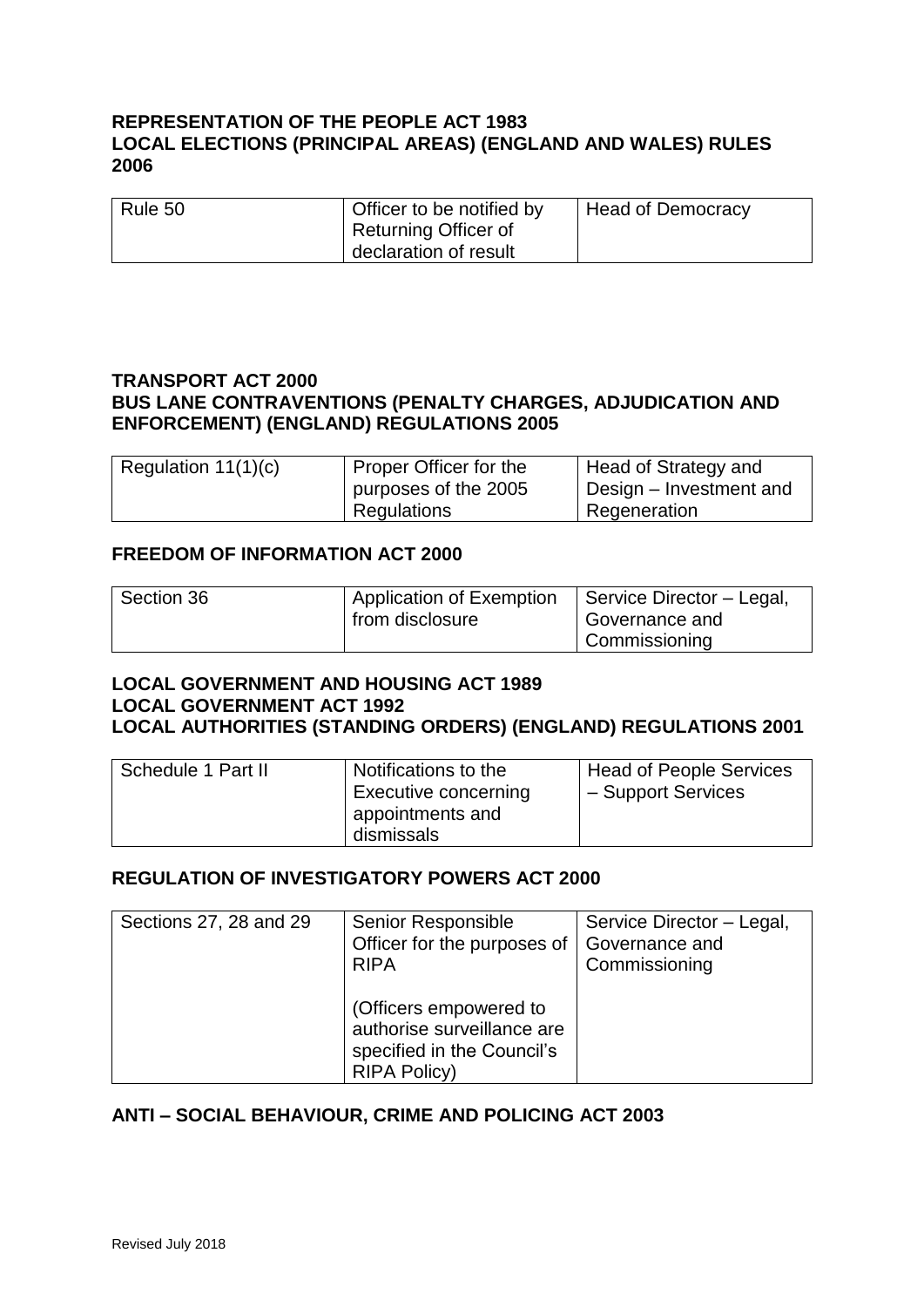**REPRESENTATION OF THE PEOPLE ACT 1983**
**LOCAL ELECTIONS (PRINCIPAL AREAS) (ENGLAND AND WALES) RULES 2006**

| | | |
|---|---|---|
| Rule 50 | Officer to be notified by Returning Officer of declaration of result | Head of Democracy |

**TRANSPORT ACT 2000**
**BUS LANE CONTRAVENTIONS (PENALTY CHARGES, ADJUDICATION AND ENFORCEMENT) (ENGLAND) REGULATIONS 2005**

| | | |
|---|---|---|
| Regulation 11(1)(c) | Proper Officer for the purposes of the 2005 Regulations | Head of Strategy and Design – Investment and Regeneration |

**FREEDOM OF INFORMATION ACT 2000**

| | | |
|---|---|---|
| Section 36 | Application of Exemption from disclosure | Service Director – Legal, Governance and Commissioning |

**LOCAL GOVERNMENT AND HOUSING ACT 1989**
**LOCAL GOVERNMENT ACT 1992**
**LOCAL AUTHORITIES (STANDING ORDERS) (ENGLAND) REGULATIONS 2001**

| | | |
|---|---|---|
| Schedule 1 Part II | Notifications to the Executive concerning appointments and dismissals | Head of People Services – Support Services |

**REGULATION OF INVESTIGATORY POWERS ACT 2000**

| | | |
|---|---|---|
| Sections 27, 28 and 29 | Senior Responsible Officer for the purposes of RIPA<br><br>(Officers empowered to authorise surveillance are specified in the Council's RIPA Policy) | Service Director – Legal, Governance and Commissioning |

**ANTI – SOCIAL BEHAVIOUR, CRIME AND POLICING ACT 2003**

Revised July 2018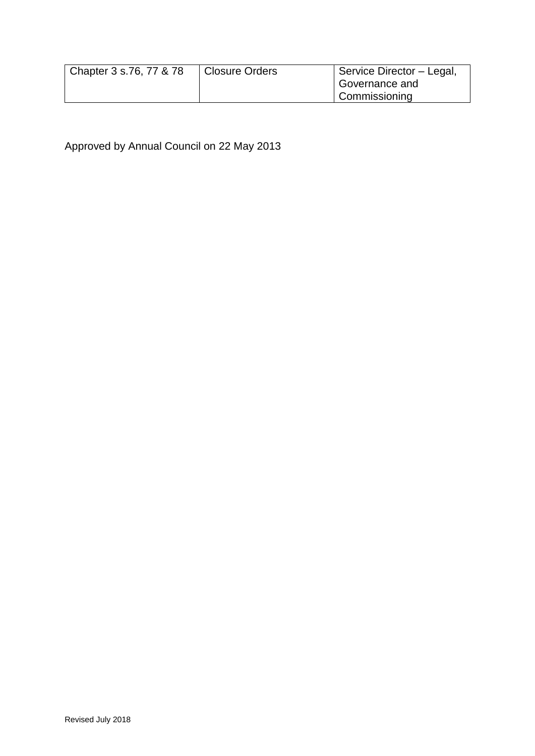| Chapter 3 s.76, 77 & 78 | Closure Orders | Service Director – Legal, Governance and Commissioning |
|---|---|---|

Approved by Annual Council on 22 May 2013

Revised July 2018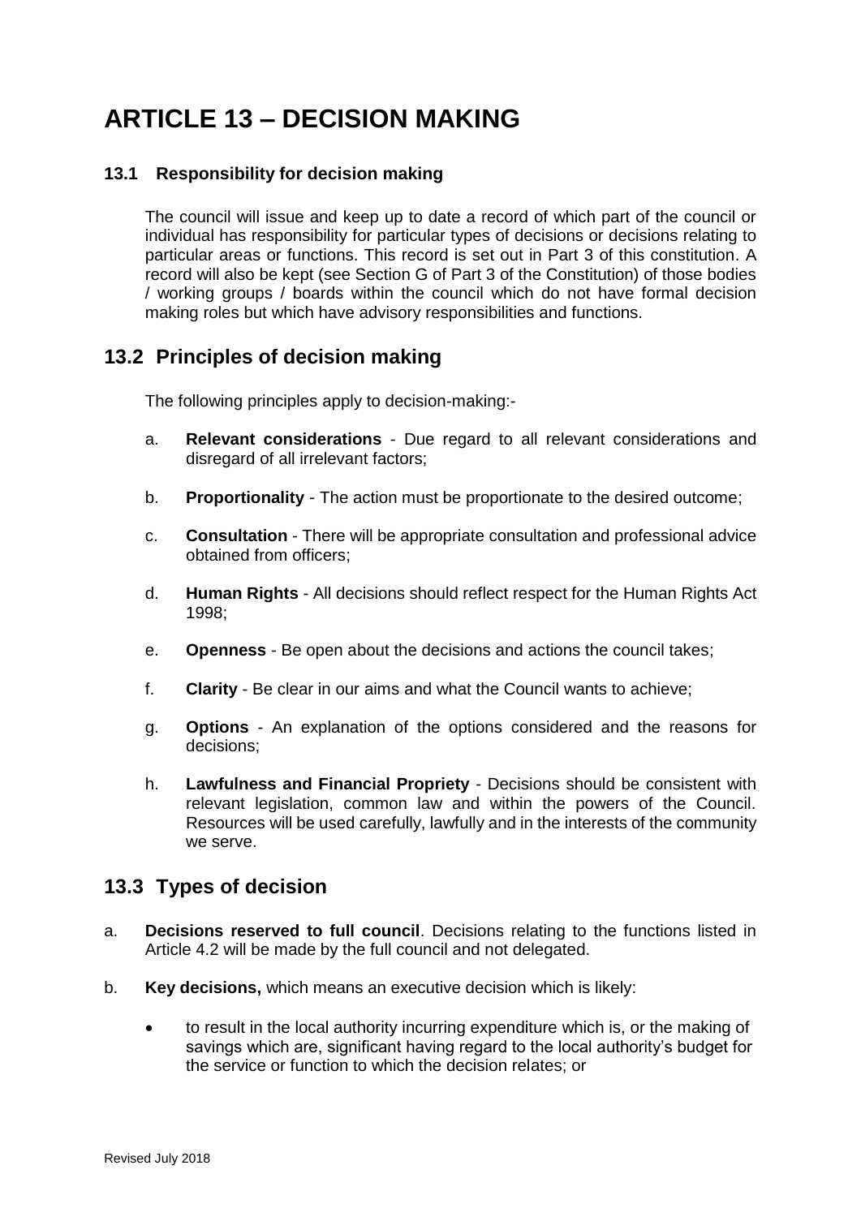# ARTICLE 13 – DECISION MAKING

### 13.1 Responsibility for decision making

The council will issue and keep up to date a record of which part of the council or individual has responsibility for particular types of decisions or decisions relating to particular areas or functions. This record is set out in Part 3 of this constitution. A record will also be kept (see Section G of Part 3 of the Constitution) of those bodies / working groups / boards within the council which do not have formal decision making roles but which have advisory responsibilities and functions.

## 13.2 Principles of decision making

The following principles apply to decision-making:-

a. **Relevant considerations** - Due regard to all relevant considerations and disregard of all irrelevant factors;

b. **Proportionality** - The action must be proportionate to the desired outcome;

c. **Consultation** - There will be appropriate consultation and professional advice obtained from officers;

d. **Human Rights** - All decisions should reflect respect for the Human Rights Act 1998;

e. **Openness** - Be open about the decisions and actions the council takes;

f. **Clarity** - Be clear in our aims and what the Council wants to achieve;

g. **Options** - An explanation of the options considered and the reasons for decisions;

h. **Lawfulness and Financial Propriety** - Decisions should be consistent with relevant legislation, common law and within the powers of the Council. Resources will be used carefully, lawfully and in the interests of the community we serve.

## 13.3 Types of decision

a. **Decisions reserved to full council**. Decisions relating to the functions listed in Article 4.2 will be made by the full council and not delegated.

b. **Key decisions,** which means an executive decision which is likely:

- to result in the local authority incurring expenditure which is, or the making of savings which are, significant having regard to the local authority's budget for the service or function to which the decision relates; or

Revised July 2018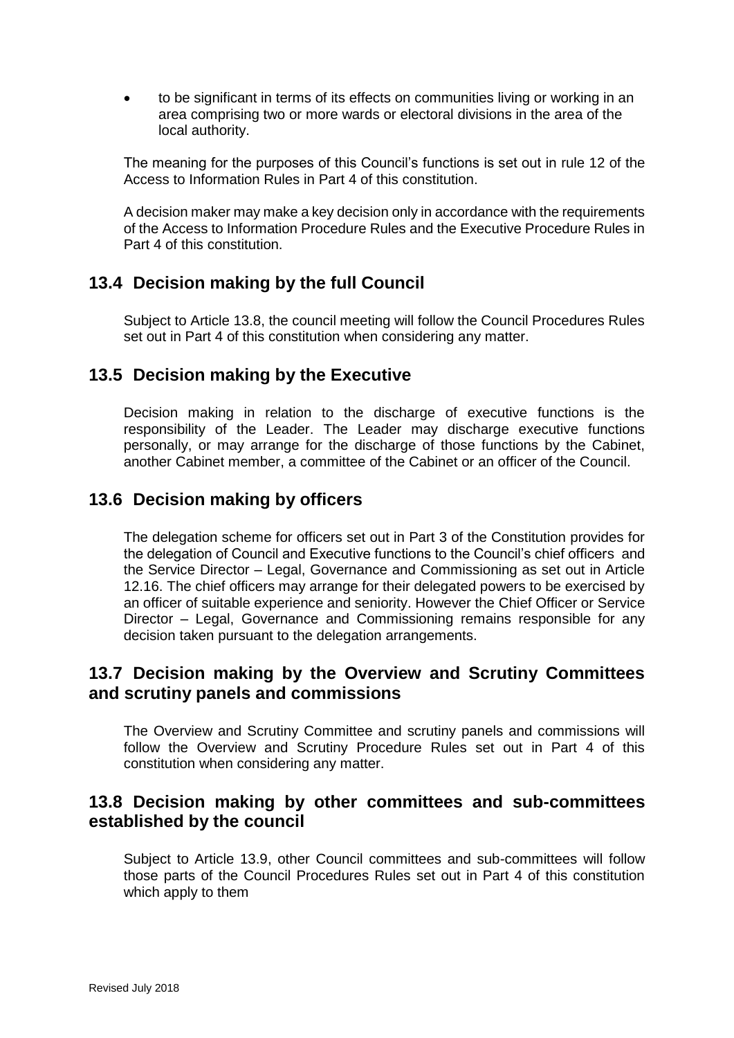- to be significant in terms of its effects on communities living or working in an area comprising two or more wards or electoral divisions in the area of the local authority.

The meaning for the purposes of this Council's functions is set out in rule 12 of the Access to Information Rules in Part 4 of this constitution.

A decision maker may make a key decision only in accordance with the requirements of the Access to Information Procedure Rules and the Executive Procedure Rules in Part 4 of this constitution.

## 13.4 Decision making by the full Council

Subject to Article 13.8, the council meeting will follow the Council Procedures Rules set out in Part 4 of this constitution when considering any matter.

## 13.5 Decision making by the Executive

Decision making in relation to the discharge of executive functions is the responsibility of the Leader. The Leader may discharge executive functions personally, or may arrange for the discharge of those functions by the Cabinet, another Cabinet member, a committee of the Cabinet or an officer of the Council.

## 13.6 Decision making by officers

The delegation scheme for officers set out in Part 3 of the Constitution provides for the delegation of Council and Executive functions to the Council's chief officers and the Service Director – Legal, Governance and Commissioning as set out in Article 12.16. The chief officers may arrange for their delegated powers to be exercised by an officer of suitable experience and seniority. However the Chief Officer or Service Director – Legal, Governance and Commissioning remains responsible for any decision taken pursuant to the delegation arrangements.

## 13.7 Decision making by the Overview and Scrutiny Committees and scrutiny panels and commissions

The Overview and Scrutiny Committee and scrutiny panels and commissions will follow the Overview and Scrutiny Procedure Rules set out in Part 4 of this constitution when considering any matter.

## 13.8 Decision making by other committees and sub-committees established by the council

Subject to Article 13.9, other Council committees and sub-committees will follow those parts of the Council Procedures Rules set out in Part 4 of this constitution which apply to them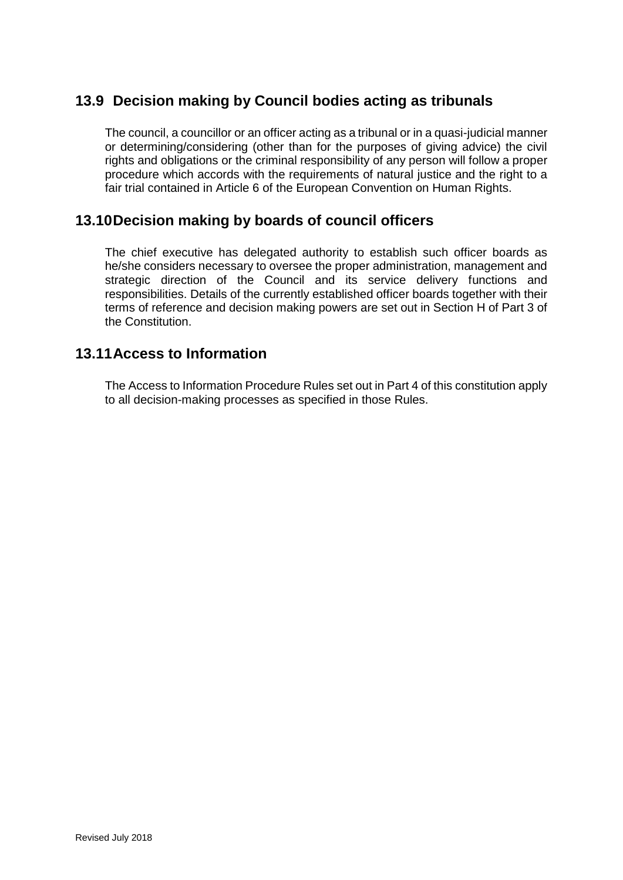## 13.9 Decision making by Council bodies acting as tribunals

The council, a councillor or an officer acting as a tribunal or in a quasi-judicial manner or determining/considering (other than for the purposes of giving advice) the civil rights and obligations or the criminal responsibility of any person will follow a proper procedure which accords with the requirements of natural justice and the right to a fair trial contained in Article 6 of the European Convention on Human Rights.

## 13.10 Decision making by boards of council officers

The chief executive has delegated authority to establish such officer boards as he/she considers necessary to oversee the proper administration, management and strategic direction of the Council and its service delivery functions and responsibilities. Details of the currently established officer boards together with their terms of reference and decision making powers are set out in Section H of Part 3 of the Constitution.

## 13.11 Access to Information

The Access to Information Procedure Rules set out in Part 4 of this constitution apply to all decision-making processes as specified in those Rules.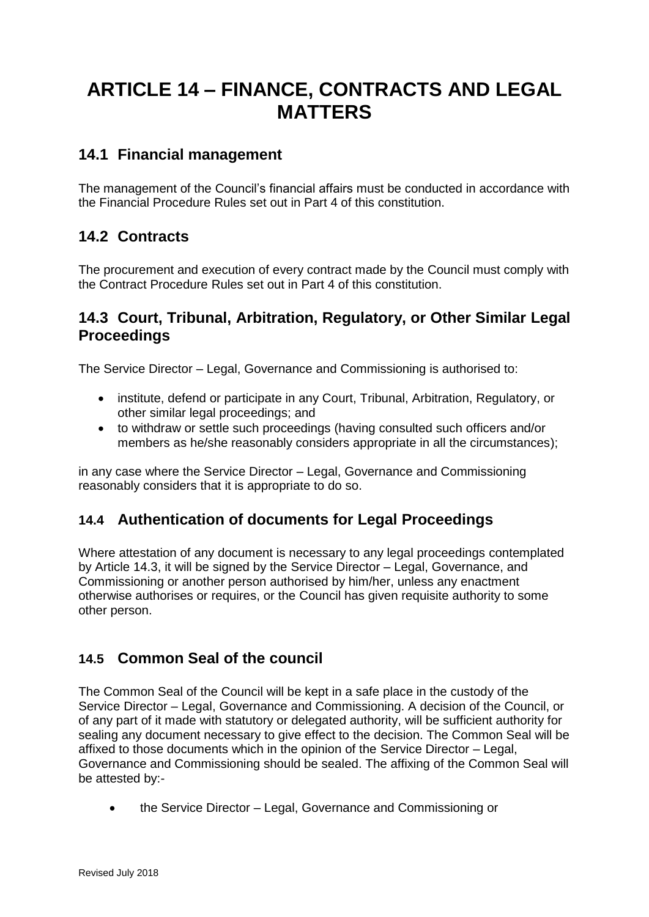# ARTICLE 14 – FINANCE, CONTRACTS AND LEGAL MATTERS

## 14.1 Financial management

The management of the Council's financial affairs must be conducted in accordance with the Financial Procedure Rules set out in Part 4 of this constitution.

## 14.2 Contracts

The procurement and execution of every contract made by the Council must comply with the Contract Procedure Rules set out in Part 4 of this constitution.

## 14.3 Court, Tribunal, Arbitration, Regulatory, or Other Similar Legal Proceedings

The Service Director – Legal, Governance and Commissioning is authorised to:

- institute, defend or participate in any Court, Tribunal, Arbitration, Regulatory, or other similar legal proceedings; and
- to withdraw or settle such proceedings (having consulted such officers and/or members as he/she reasonably considers appropriate in all the circumstances);

in any case where the Service Director – Legal, Governance and Commissioning reasonably considers that it is appropriate to do so.

## 14.4 Authentication of documents for Legal Proceedings

Where attestation of any document is necessary to any legal proceedings contemplated by Article 14.3, it will be signed by the Service Director – Legal, Governance, and Commissioning or another person authorised by him/her, unless any enactment otherwise authorises or requires, or the Council has given requisite authority to some other person.

## 14.5 Common Seal of the council

The Common Seal of the Council will be kept in a safe place in the custody of the Service Director – Legal, Governance and Commissioning. A decision of the Council, or of any part of it made with statutory or delegated authority, will be sufficient authority for sealing any document necessary to give effect to the decision. The Common Seal will be affixed to those documents which in the opinion of the Service Director – Legal, Governance and Commissioning should be sealed. The affixing of the Common Seal will be attested by:-

- the Service Director – Legal, Governance and Commissioning or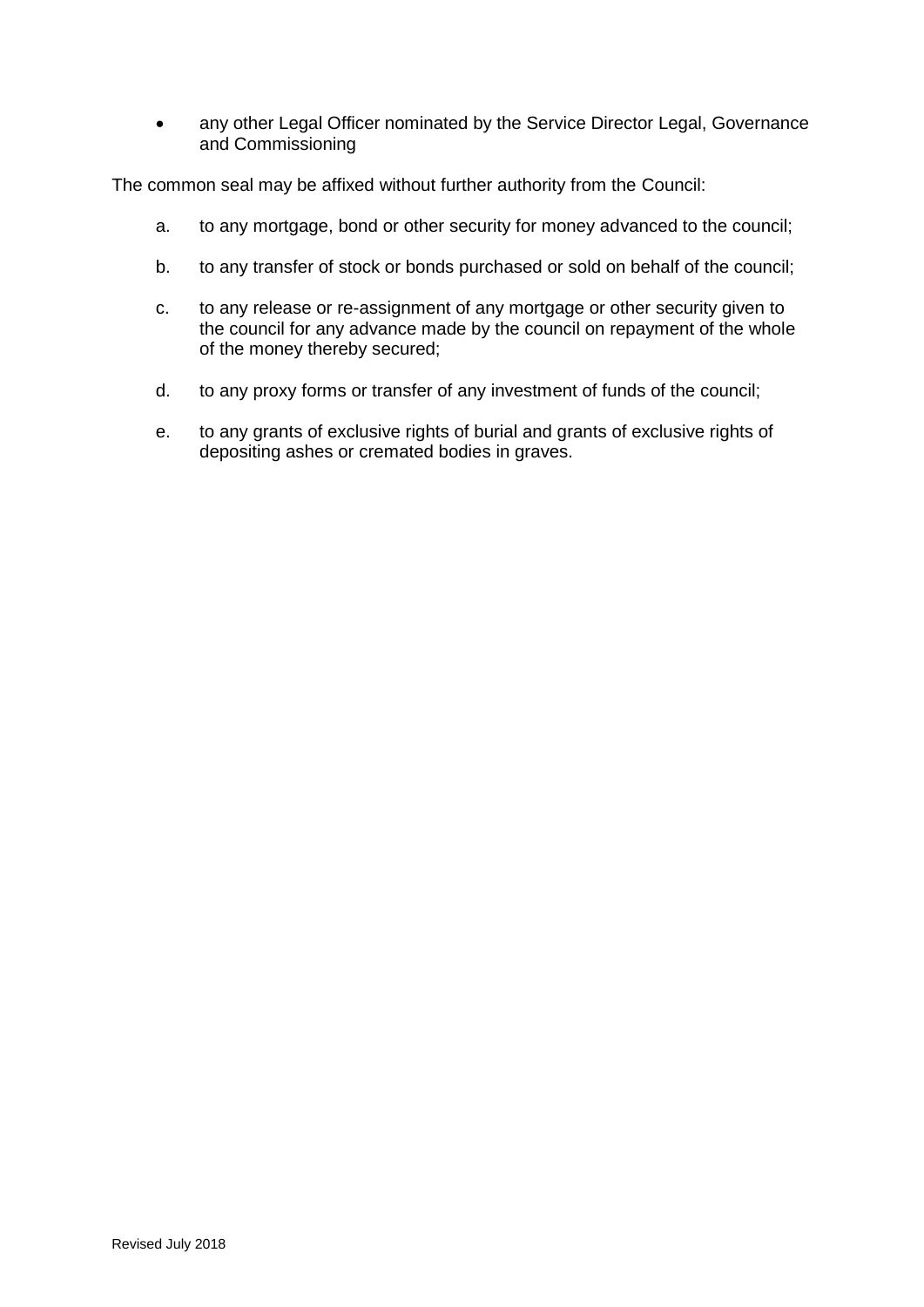- any other Legal Officer nominated by the Service Director Legal, Governance and Commissioning

The common seal may be affixed without further authority from the Council:

a. to any mortgage, bond or other security for money advanced to the council;

b. to any transfer of stock or bonds purchased or sold on behalf of the council;

c. to any release or re-assignment of any mortgage or other security given to the council for any advance made by the council on repayment of the whole of the money thereby secured;

d. to any proxy forms or transfer of any investment of funds of the council;

e. to any grants of exclusive rights of burial and grants of exclusive rights of depositing ashes or cremated bodies in graves.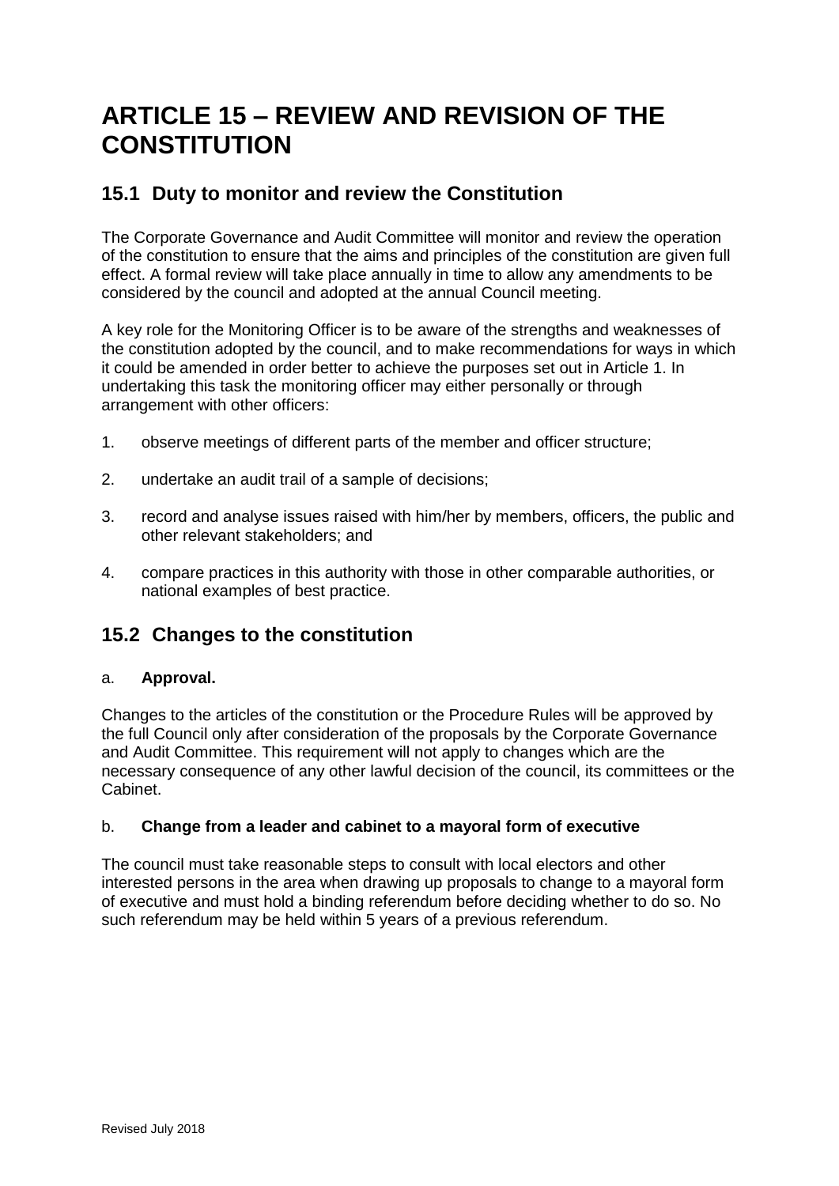# ARTICLE 15 – REVIEW AND REVISION OF THE CONSTITUTION

## 15.1 Duty to monitor and review the Constitution

The Corporate Governance and Audit Committee will monitor and review the operation of the constitution to ensure that the aims and principles of the constitution are given full effect. A formal review will take place annually in time to allow any amendments to be considered by the council and adopted at the annual Council meeting.

A key role for the Monitoring Officer is to be aware of the strengths and weaknesses of the constitution adopted by the council, and to make recommendations for ways in which it could be amended in order better to achieve the purposes set out in Article 1. In undertaking this task the monitoring officer may either personally or through arrangement with other officers:

1. observe meetings of different parts of the member and officer structure;
2. undertake an audit trail of a sample of decisions;
3. record and analyse issues raised with him/her by members, officers, the public and other relevant stakeholders; and
4. compare practices in this authority with those in other comparable authorities, or national examples of best practice.

## 15.2 Changes to the constitution

a. **Approval.**

Changes to the articles of the constitution or the Procedure Rules will be approved by the full Council only after consideration of the proposals by the Corporate Governance and Audit Committee. This requirement will not apply to changes which are the necessary consequence of any other lawful decision of the council, its committees or the Cabinet.

b. **Change from a leader and cabinet to a mayoral form of executive**

The council must take reasonable steps to consult with local electors and other interested persons in the area when drawing up proposals to change to a mayoral form of executive and must hold a binding referendum before deciding whether to do so. No such referendum may be held within 5 years of a previous referendum.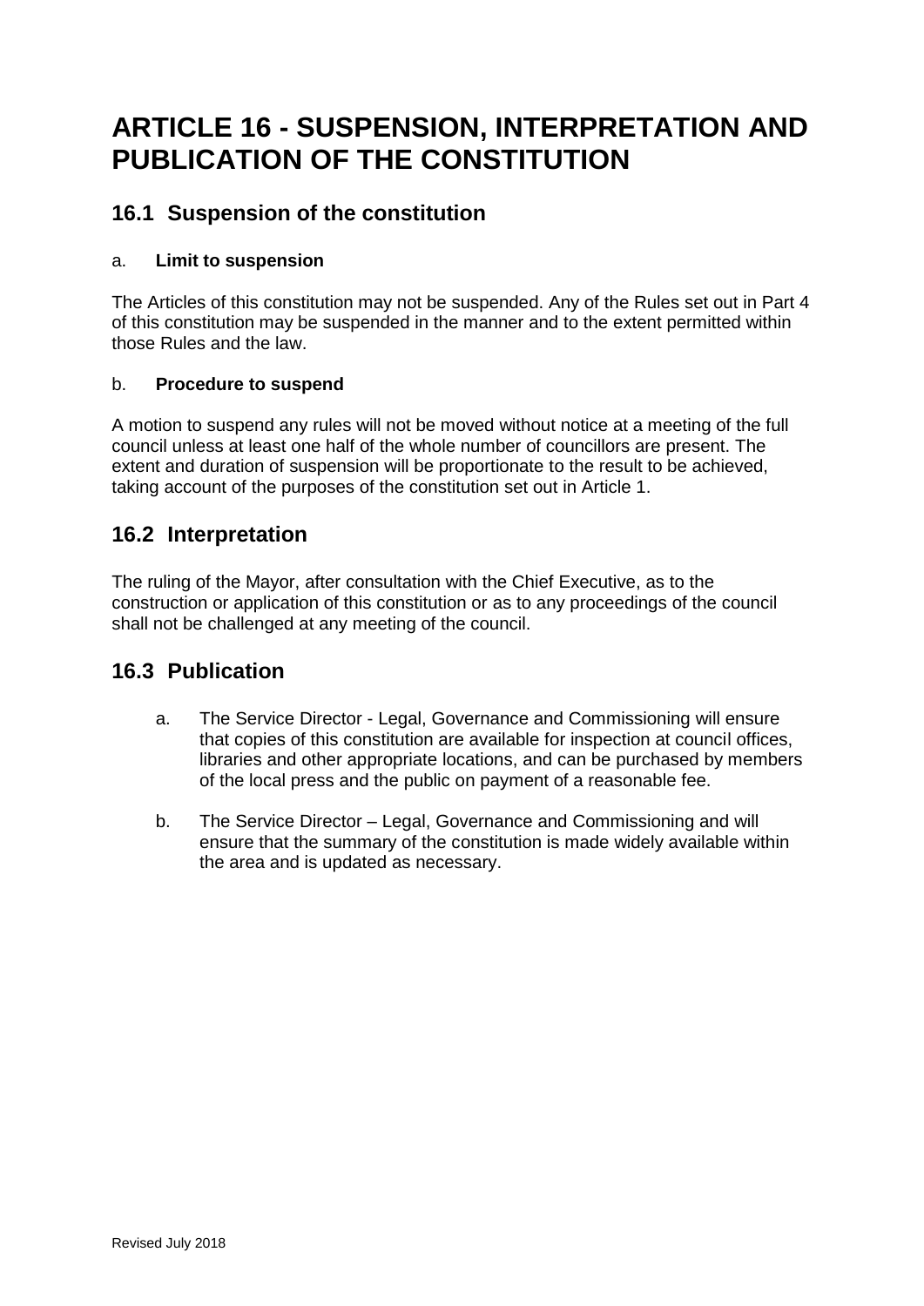# ARTICLE 16 - SUSPENSION, INTERPRETATION AND PUBLICATION OF THE CONSTITUTION

## 16.1 Suspension of the constitution

a. **Limit to suspension**

The Articles of this constitution may not be suspended. Any of the Rules set out in Part 4 of this constitution may be suspended in the manner and to the extent permitted within those Rules and the law.

b. **Procedure to suspend**

A motion to suspend any rules will not be moved without notice at a meeting of the full council unless at least one half of the whole number of councillors are present. The extent and duration of suspension will be proportionate to the result to be achieved, taking account of the purposes of the constitution set out in Article 1.

## 16.2 Interpretation

The ruling of the Mayor, after consultation with the Chief Executive, as to the construction or application of this constitution or as to any proceedings of the council shall not be challenged at any meeting of the council.

## 16.3 Publication

a. The Service Director - Legal, Governance and Commissioning will ensure that copies of this constitution are available for inspection at council offices, libraries and other appropriate locations, and can be purchased by members of the local press and the public on payment of a reasonable fee.

b. The Service Director – Legal, Governance and Commissioning and will ensure that the summary of the constitution is made widely available within the area and is updated as necessary.

Revised July 2018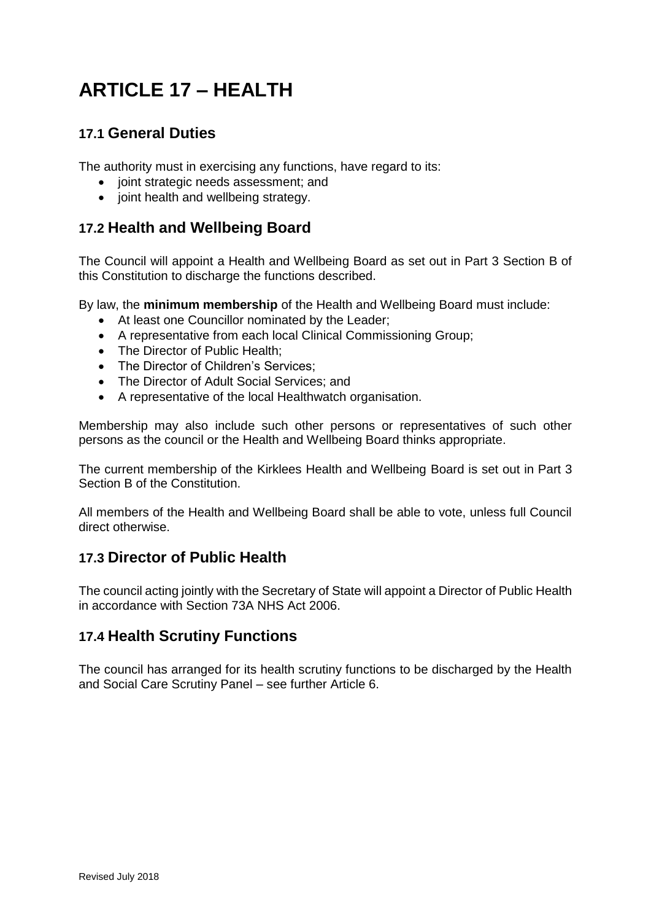# ARTICLE 17 – HEALTH

## 17.1 General Duties

The authority must in exercising any functions, have regard to its:

- joint strategic needs assessment; and
- joint health and wellbeing strategy.

## 17.2 Health and Wellbeing Board

The Council will appoint a Health and Wellbeing Board as set out in Part 3 Section B of this Constitution to discharge the functions described.

By law, the **minimum membership** of the Health and Wellbeing Board must include:

- At least one Councillor nominated by the Leader;
- A representative from each local Clinical Commissioning Group;
- The Director of Public Health;
- The Director of Children's Services;
- The Director of Adult Social Services; and
- A representative of the local Healthwatch organisation.

Membership may also include such other persons or representatives of such other persons as the council or the Health and Wellbeing Board thinks appropriate.

The current membership of the Kirklees Health and Wellbeing Board is set out in Part 3 Section B of the Constitution.

All members of the Health and Wellbeing Board shall be able to vote, unless full Council direct otherwise.

## 17.3 Director of Public Health

The council acting jointly with the Secretary of State will appoint a Director of Public Health in accordance with Section 73A NHS Act 2006.

## 17.4 Health Scrutiny Functions

The council has arranged for its health scrutiny functions to be discharged by the Health and Social Care Scrutiny Panel – see further Article 6.

Revised July 2018